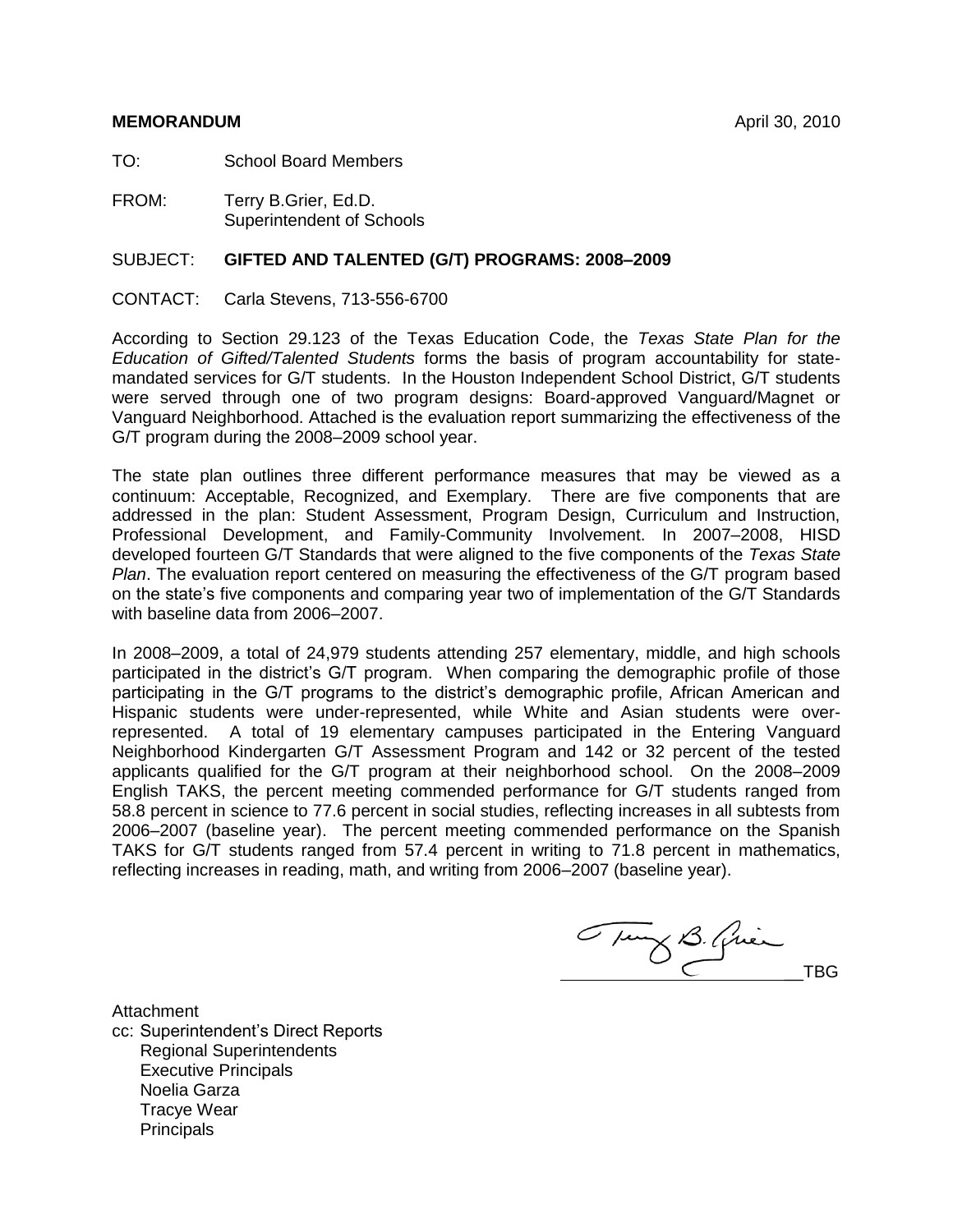**MEMORANDUM** April 30, 2010

TO: School Board Members

FROM: Terry B.Grier, Ed.D.
Superintendent of Schools

SUBJECT: **GIFTED AND TALENTED (G/T) PROGRAMS: 2008–2009**

CONTACT: Carla Stevens, 713-556-6700

According to Section 29.123 of the Texas Education Code, the *Texas State Plan for the Education of Gifted/Talented Students* forms the basis of program accountability for state-mandated services for G/T students. In the Houston Independent School District, G/T students were served through one of two program designs: Board-approved Vanguard/Magnet or Vanguard Neighborhood. Attached is the evaluation report summarizing the effectiveness of the G/T program during the 2008–2009 school year.

The state plan outlines three different performance measures that may be viewed as a continuum: Acceptable, Recognized, and Exemplary. There are five components that are addressed in the plan: Student Assessment, Program Design, Curriculum and Instruction, Professional Development, and Family-Community Involvement. In 2007–2008, HISD developed fourteen G/T Standards that were aligned to the five components of the *Texas State Plan*. The evaluation report centered on measuring the effectiveness of the G/T program based on the state's five components and comparing year two of implementation of the G/T Standards with baseline data from 2006–2007.

In 2008–2009, a total of 24,979 students attending 257 elementary, middle, and high schools participated in the district's G/T program. When comparing the demographic profile of those participating in the G/T programs to the district's demographic profile, African American and Hispanic students were under-represented, while White and Asian students were over-represented. A total of 19 elementary campuses participated in the Entering Vanguard Neighborhood Kindergarten G/T Assessment Program and 142 or 32 percent of the tested applicants qualified for the G/T program at their neighborhood school. On the 2008–2009 English TAKS, the percent meeting commended performance for G/T students ranged from 58.8 percent in science to 77.6 percent in social studies, reflecting increases in all subtests from 2006–2007 (baseline year). The percent meeting commended performance on the Spanish TAKS for G/T students ranged from 57.4 percent in writing to 71.8 percent in mathematics, reflecting increases in reading, math, and writing from 2006–2007 (baseline year).

TBG

Attachment
cc: Superintendent's Direct Reports
Regional Superintendents
Executive Principals
Noelia Garza
Tracye Wear
Principals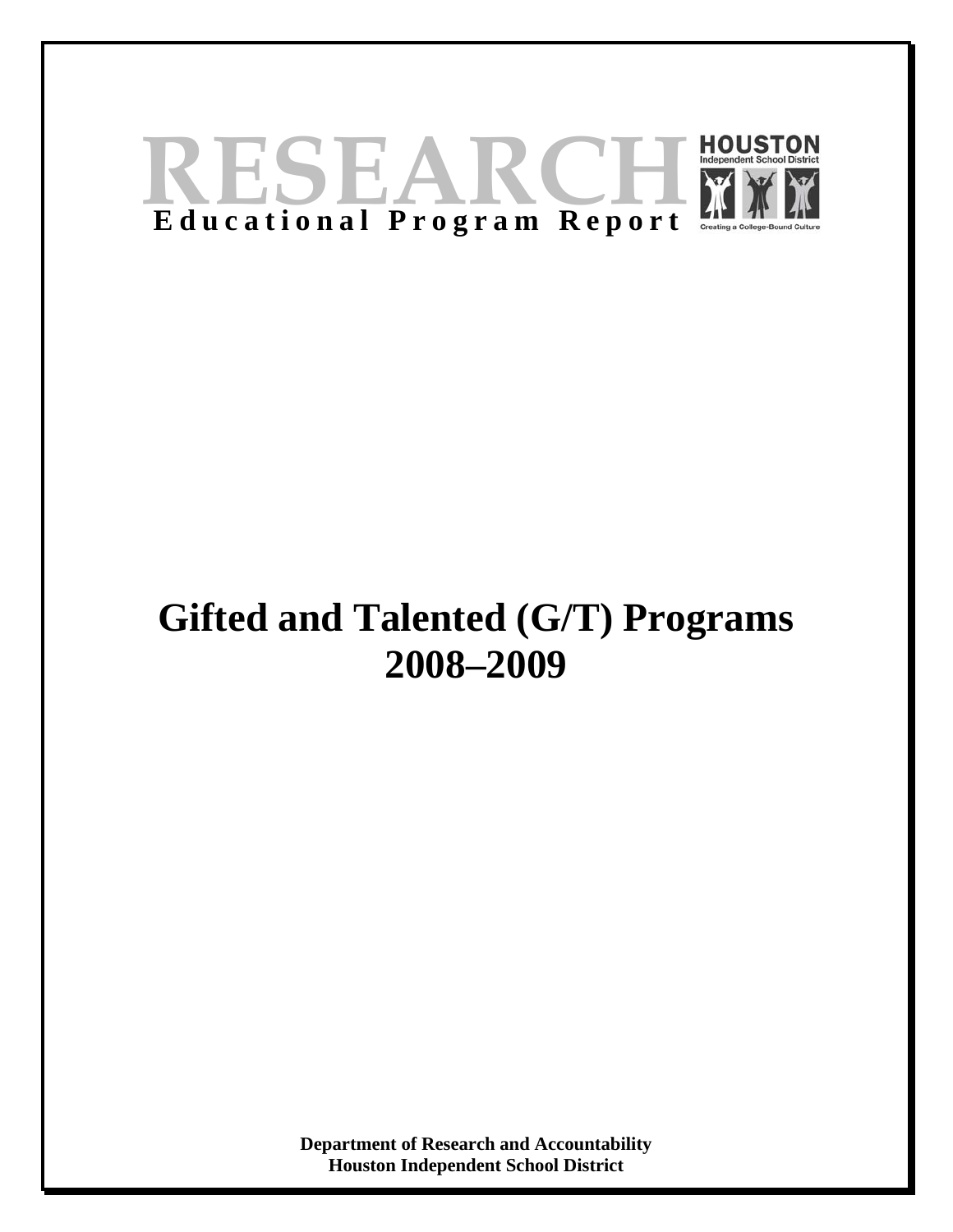# RESEARCH

**Educational Program Report**

HOUSTON Independent School District

Creating a College-Bound Culture

# Gifted and Talented (G/T) Programs 2008–2009

**Department of Research and Accountability**
**Houston Independent School District**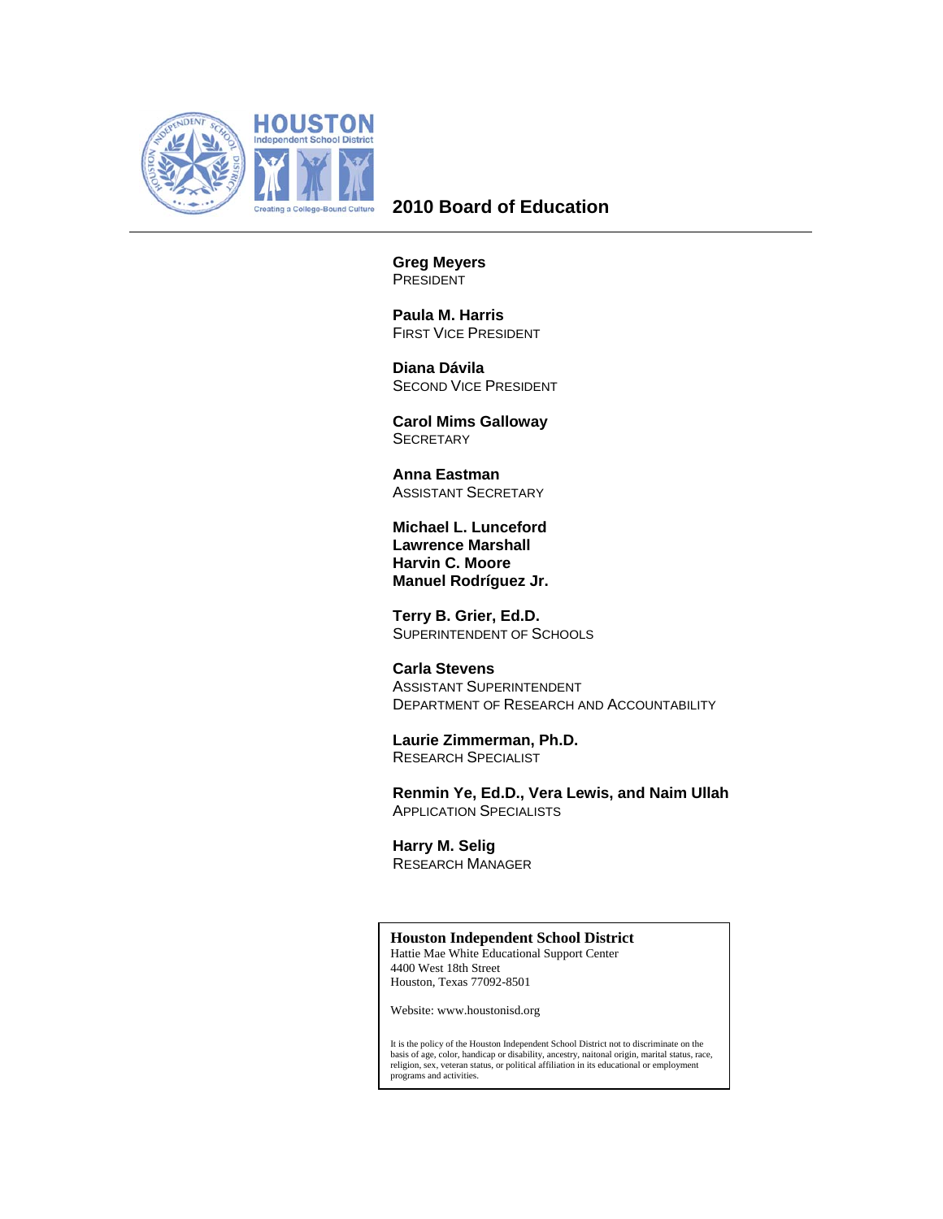## 2010 Board of Education

**Greg Meyers**
PRESIDENT

**Paula M. Harris**
FIRST VICE PRESIDENT

**Diana Dávila**
SECOND VICE PRESIDENT

**Carol Mims Galloway**
SECRETARY

**Anna Eastman**
ASSISTANT SECRETARY

**Michael L. Lunceford**
**Lawrence Marshall**
**Harvin C. Moore**
**Manuel Rodríguez Jr.**

**Terry B. Grier, Ed.D.**
SUPERINTENDENT OF SCHOOLS

**Carla Stevens**
ASSISTANT SUPERINTENDENT
DEPARTMENT OF RESEARCH AND ACCOUNTABILITY

**Laurie Zimmerman, Ph.D.**
RESEARCH SPECIALIST

**Renmin Ye, Ed.D., Vera Lewis, and Naim Ullah**
APPLICATION SPECIALISTS

**Harry M. Selig**
RESEARCH MANAGER

**Houston Independent School District**
Hattie Mae White Educational Support Center
4400 West 18th Street
Houston, Texas 77092-8501

Website: www.houstonisd.org

It is the policy of the Houston Independent School District not to discriminate on the basis of age, color, handicap or disability, ancestry, naitonal origin, marital status, race, religion, sex, veteran status, or political affiliation in its educational or employment programs and activities.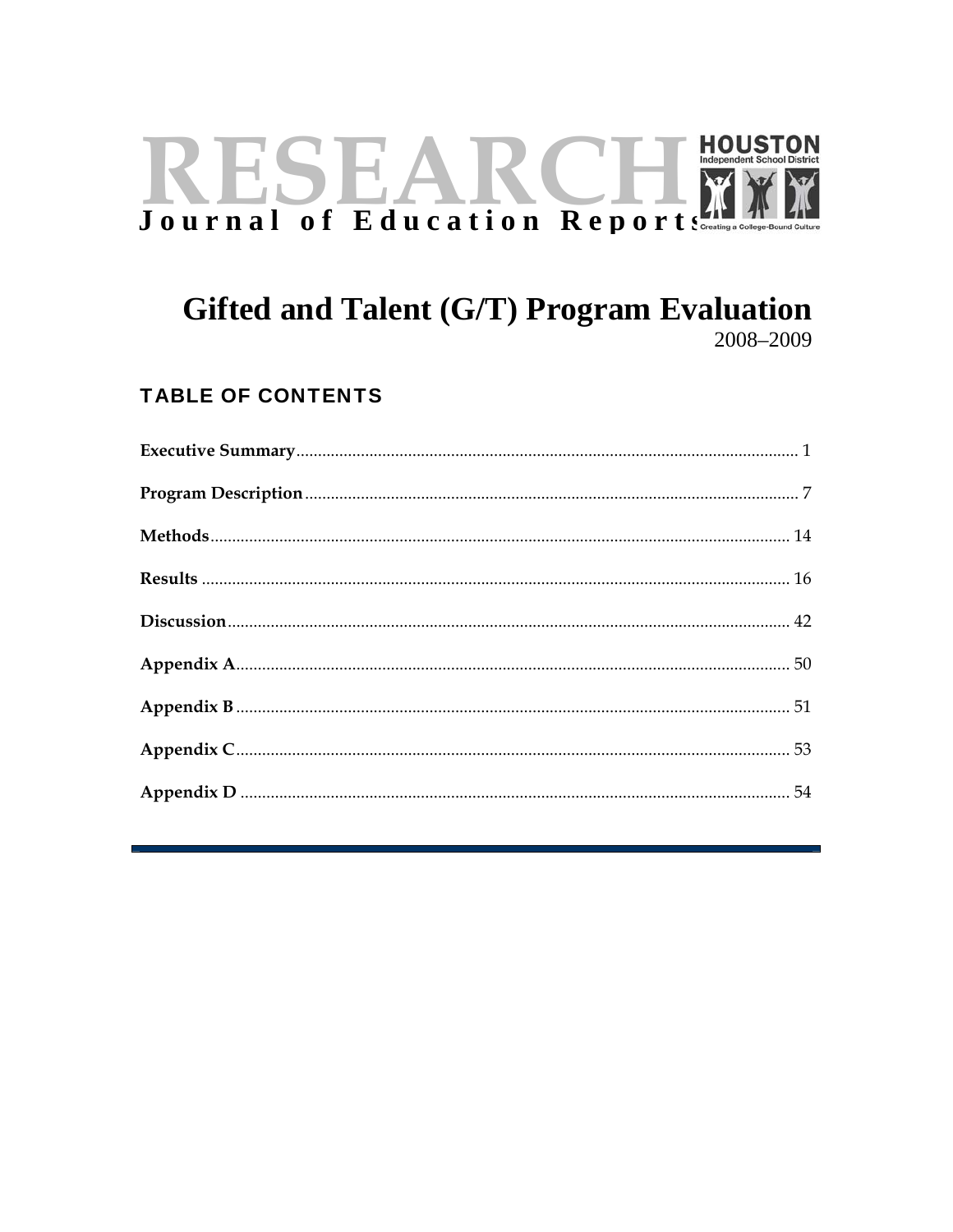# RESEARCH

**Journal of Education Reports**

HOUSTON Independent School District

Creating a College-Bound Culture

## Gifted and Talent (G/T) Program Evaluation

2008–2009

### TABLE OF CONTENTS

**Executive Summary** .................................................................................. 1

**Program Description** ................................................................................ 7

**Methods** .................................................................................................. 14

**Results** ..................................................................................................... 16

**Discussion** ............................................................................................... 42

**Appendix A** ............................................................................................. 50

**Appendix B** ............................................................................................. 51

**Appendix C** ............................................................................................. 53

**Appendix D** ............................................................................................. 54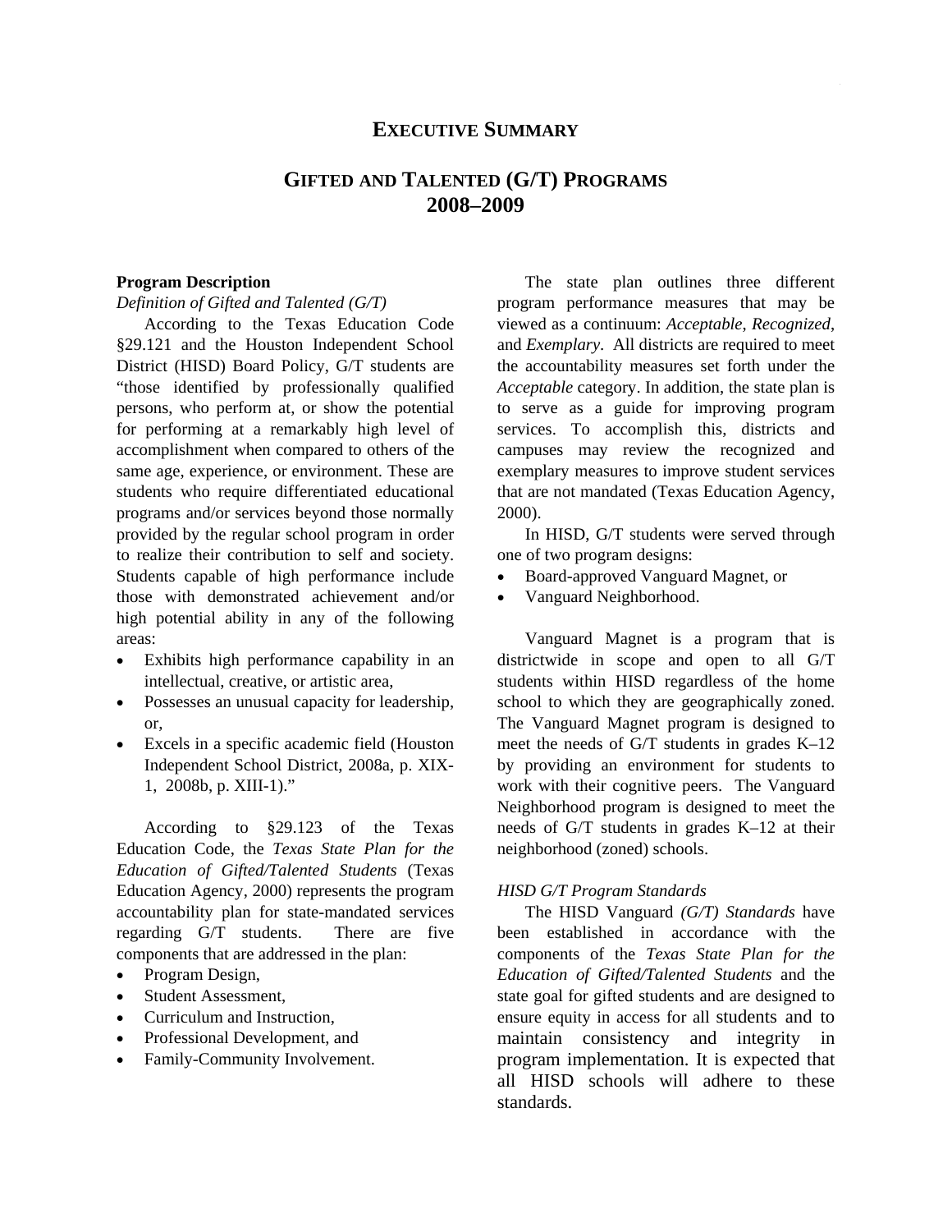# EXECUTIVE SUMMARY

## GIFTED AND TALENTED (G/T) PROGRAMS 2008–2009

### Program Description

*Definition of Gifted and Talented (G/T)*

According to the Texas Education Code §29.121 and the Houston Independent School District (HISD) Board Policy, G/T students are "those identified by professionally qualified persons, who perform at, or show the potential for performing at a remarkably high level of accomplishment when compared to others of the same age, experience, or environment. These are students who require differentiated educational programs and/or services beyond those normally provided by the regular school program in order to realize their contribution to self and society. Students capable of high performance include those with demonstrated achievement and/or high potential ability in any of the following areas:

- Exhibits high performance capability in an intellectual, creative, or artistic area,
- Possesses an unusual capacity for leadership, or,
- Excels in a specific academic field (Houston Independent School District, 2008a, p. XIX-1, 2008b, p. XIII-1)."

According to §29.123 of the Texas Education Code, the *Texas State Plan for the Education of Gifted/Talented Students* (Texas Education Agency, 2000) represents the program accountability plan for state-mandated services regarding G/T students. There are five components that are addressed in the plan:

- Program Design,
- Student Assessment,
- Curriculum and Instruction,
- Professional Development, and
- Family-Community Involvement.

The state plan outlines three different program performance measures that may be viewed as a continuum: *Acceptable*, *Recognized*, and *Exemplary*. All districts are required to meet the accountability measures set forth under the *Acceptable* category. In addition, the state plan is to serve as a guide for improving program services. To accomplish this, districts and campuses may review the recognized and exemplary measures to improve student services that are not mandated (Texas Education Agency, 2000).

In HISD, G/T students were served through one of two program designs:

- Board-approved Vanguard Magnet, or
- Vanguard Neighborhood.

Vanguard Magnet is a program that is districtwide in scope and open to all G/T students within HISD regardless of the home school to which they are geographically zoned. The Vanguard Magnet program is designed to meet the needs of G/T students in grades K–12 by providing an environment for students to work with their cognitive peers. The Vanguard Neighborhood program is designed to meet the needs of G/T students in grades K–12 at their neighborhood (zoned) schools.

*HISD G/T Program Standards*

The HISD Vanguard *(G/T) Standards* have been established in accordance with the components of the *Texas State Plan for the Education of Gifted/Talented Students* and the state goal for gifted students and are designed to ensure equity in access for all students and to maintain consistency and integrity in program implementation. It is expected that all HISD schools will adhere to these standards.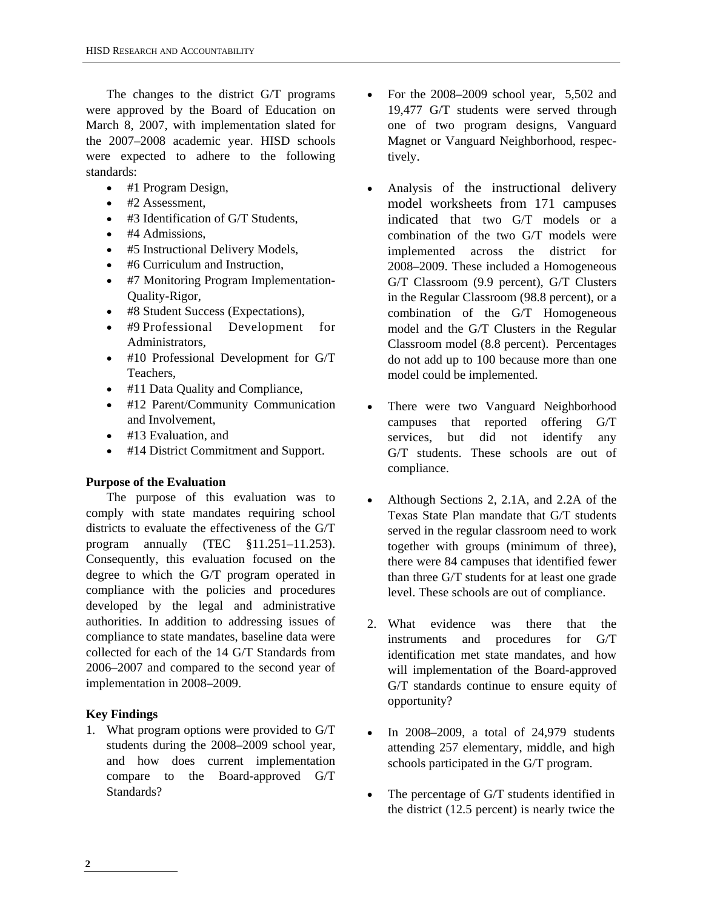The changes to the district G/T programs were approved by the Board of Education on March 8, 2007, with implementation slated for the 2007–2008 academic year. HISD schools were expected to adhere to the following standards:

- #1 Program Design,
- #2 Assessment,
- #3 Identification of G/T Students,
- #4 Admissions,
- #5 Instructional Delivery Models,
- #6 Curriculum and Instruction,
- #7 Monitoring Program Implementation-Quality-Rigor,
- #8 Student Success (Expectations),
- #9 Professional Development for Administrators,
- #10 Professional Development for G/T Teachers,
- #11 Data Quality and Compliance,
- #12 Parent/Community Communication and Involvement,
- #13 Evaluation, and
- #14 District Commitment and Support.

**Purpose of the Evaluation**

The purpose of this evaluation was to comply with state mandates requiring school districts to evaluate the effectiveness of the G/T program annually (TEC §11.251–11.253). Consequently, this evaluation focused on the degree to which the G/T program operated in compliance with the policies and procedures developed by the legal and administrative authorities. In addition to addressing issues of compliance to state mandates, baseline data were collected for each of the 14 G/T Standards from 2006–2007 and compared to the second year of implementation in 2008–2009.

**Key Findings**

1. What program options were provided to G/T students during the 2008–2009 school year, and how does current implementation compare to the Board-approved G/T Standards?

- For the 2008–2009 school year, 5,502 and 19,477 G/T students were served through one of two program designs, Vanguard Magnet or Vanguard Neighborhood, respectively.
- Analysis of the instructional delivery model worksheets from 171 campuses indicated that two G/T models or a combination of the two G/T models were implemented across the district for 2008–2009. These included a Homogeneous G/T Classroom (9.9 percent), G/T Clusters in the Regular Classroom (98.8 percent), or a combination of the G/T Homogeneous model and the G/T Clusters in the Regular Classroom model (8.8 percent). Percentages do not add up to 100 because more than one model could be implemented.
- There were two Vanguard Neighborhood campuses that reported offering G/T services, but did not identify any G/T students. These schools are out of compliance.
- Although Sections 2, 2.1A, and 2.2A of the Texas State Plan mandate that G/T students served in the regular classroom need to work together with groups (minimum of three), there were 84 campuses that identified fewer than three G/T students for at least one grade level. These schools are out of compliance.

2. What evidence was there that the instruments and procedures for G/T identification met state mandates, and how will implementation of the Board-approved G/T standards continue to ensure equity of opportunity?

- In 2008–2009, a total of 24,979 students attending 257 elementary, middle, and high schools participated in the G/T program.
- The percentage of G/T students identified in the district (12.5 percent) is nearly twice the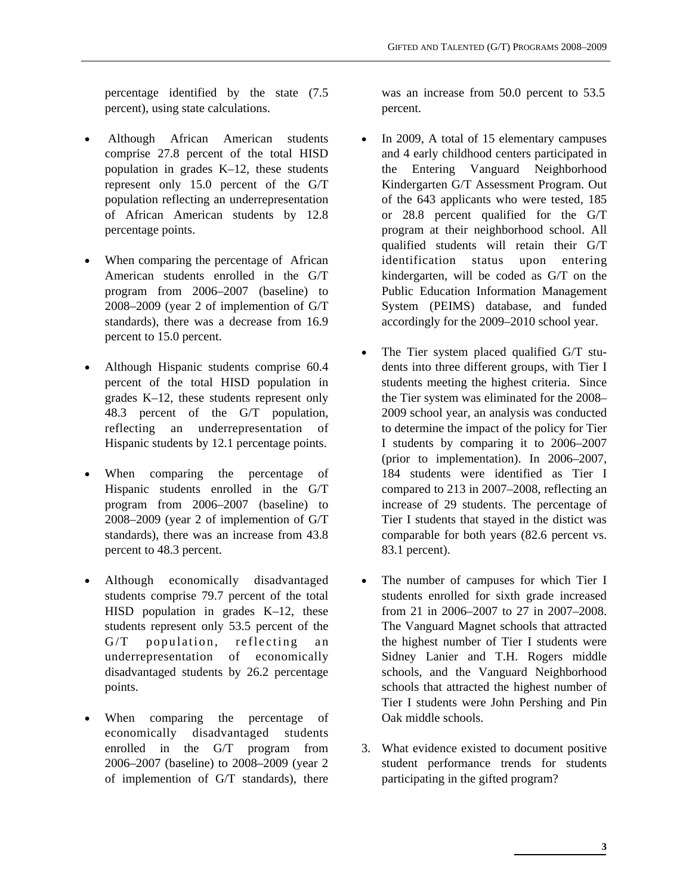percentage identified by the state (7.5 percent), using state calculations.

- Although African American students comprise 27.8 percent of the total HISD population in grades K–12, these students represent only 15.0 percent of the G/T population reflecting an underrepresentation of African American students by 12.8 percentage points.

- When comparing the percentage of African American students enrolled in the G/T program from 2006–2007 (baseline) to 2008–2009 (year 2 of implemention of G/T standards), there was a decrease from 16.9 percent to 15.0 percent.

- Although Hispanic students comprise 60.4 percent of the total HISD population in grades K–12, these students represent only 48.3 percent of the G/T population, reflecting an underrepresentation of Hispanic students by 12.1 percentage points.

- When comparing the percentage of Hispanic students enrolled in the G/T program from 2006–2007 (baseline) to 2008–2009 (year 2 of implemention of G/T standards), there was an increase from 43.8 percent to 48.3 percent.

- Although economically disadvantaged students comprise 79.7 percent of the total HISD population in grades K–12, these students represent only 53.5 percent of the G/T population, reflecting an underrepresentation of economically disadvantaged students by 26.2 percentage points.

- When comparing the percentage of economically disadvantaged students enrolled in the G/T program from 2006–2007 (baseline) to 2008–2009 (year 2 of implemention of G/T standards), there was an increase from 50.0 percent to 53.5 percent.

- In 2009, A total of 15 elementary campuses and 4 early childhood centers participated in the Entering Vanguard Neighborhood Kindergarten G/T Assessment Program. Out of the 643 applicants who were tested, 185 or 28.8 percent qualified for the G/T program at their neighborhood school. All qualified students will retain their G/T identification status upon entering kindergarten, will be coded as G/T on the Public Education Information Management System (PEIMS) database, and funded accordingly for the 2009–2010 school year.

- The Tier system placed qualified G/T students into three different groups, with Tier I students meeting the highest criteria. Since the Tier system was eliminated for the 2008–2009 school year, an analysis was conducted to determine the impact of the policy for Tier I students by comparing it to 2006–2007 (prior to implementation). In 2006–2007, 184 students were identified as Tier I compared to 213 in 2007–2008, reflecting an increase of 29 students. The percentage of Tier I students that stayed in the distict was comparable for both years (82.6 percent vs. 83.1 percent).

- The number of campuses for which Tier I students enrolled for sixth grade increased from 21 in 2006–2007 to 27 in 2007–2008. The Vanguard Magnet schools that attracted the highest number of Tier I students were Sidney Lanier and T.H. Rogers middle schools, and the Vanguard Neighborhood schools that attracted the highest number of Tier I students were John Pershing and Pin Oak middle schools.

3. What evidence existed to document positive student performance trends for students participating in the gifted program?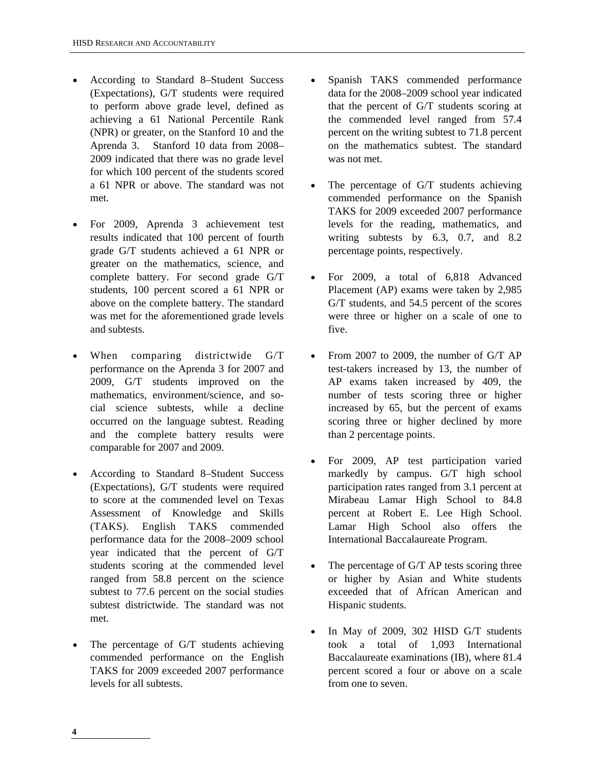- According to Standard 8–Student Success (Expectations), G/T students were required to perform above grade level, defined as achieving a 61 National Percentile Rank (NPR) or greater, on the Stanford 10 and the Aprenda 3. Stanford 10 data from 2008–2009 indicated that there was no grade level for which 100 percent of the students scored a 61 NPR or above. The standard was not met.

- For 2009, Aprenda 3 achievement test results indicated that 100 percent of fourth grade G/T students achieved a 61 NPR or greater on the mathematics, science, and complete battery. For second grade G/T students, 100 percent scored a 61 NPR or above on the complete battery. The standard was met for the aforementioned grade levels and subtests.

- When comparing districtwide G/T performance on the Aprenda 3 for 2007 and 2009, G/T students improved on the mathematics, environment/science, and social science subtests, while a decline occurred on the language subtest. Reading and the complete battery results were comparable for 2007 and 2009.

- According to Standard 8–Student Success (Expectations), G/T students were required to score at the commended level on Texas Assessment of Knowledge and Skills (TAKS). English TAKS commended performance data for the 2008–2009 school year indicated that the percent of G/T students scoring at the commended level ranged from 58.8 percent on the science subtest to 77.6 percent on the social studies subtest districtwide. The standard was not met.

- The percentage of G/T students achieving commended performance on the English TAKS for 2009 exceeded 2007 performance levels for all subtests.

- Spanish TAKS commended performance data for the 2008–2009 school year indicated that the percent of G/T students scoring at the commended level ranged from 57.4 percent on the writing subtest to 71.8 percent on the mathematics subtest. The standard was not met.

- The percentage of G/T students achieving commended performance on the Spanish TAKS for 2009 exceeded 2007 performance levels for the reading, mathematics, and writing subtests by 6.3, 0.7, and 8.2 percentage points, respectively.

- For 2009, a total of 6,818 Advanced Placement (AP) exams were taken by 2,985 G/T students, and 54.5 percent of the scores were three or higher on a scale of one to five.

- From 2007 to 2009, the number of G/T AP test-takers increased by 13, the number of AP exams taken increased by 409, the number of tests scoring three or higher increased by 65, but the percent of exams scoring three or higher declined by more than 2 percentage points.

- For 2009, AP test participation varied markedly by campus. G/T high school participation rates ranged from 3.1 percent at Mirabeau Lamar High School to 84.8 percent at Robert E. Lee High School. Lamar High School also offers the International Baccalaureate Program.

- The percentage of G/T AP tests scoring three or higher by Asian and White students exceeded that of African American and Hispanic students.

- In May of 2009, 302 HISD G/T students took a total of 1,093 International Baccalaureate examinations (IB), where 81.4 percent scored a four or above on a scale from one to seven.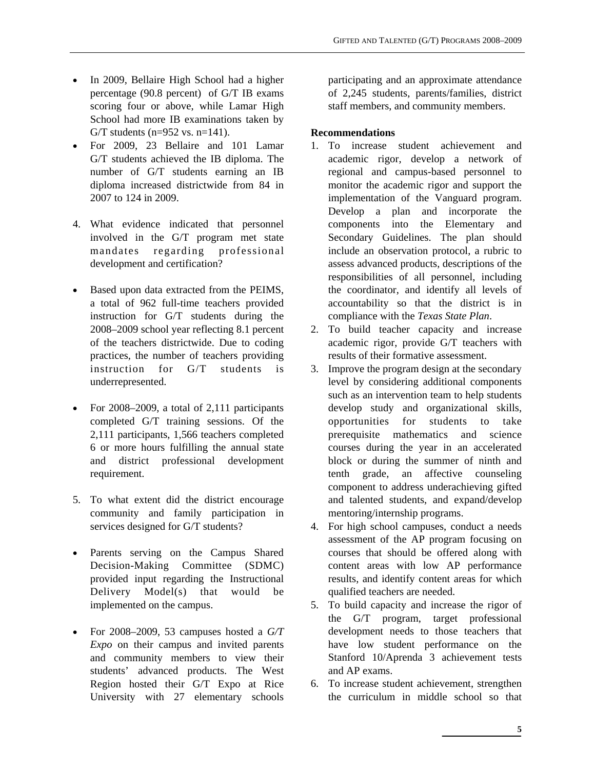- In 2009, Bellaire High School had a higher percentage (90.8 percent) of G/T IB exams scoring four or above, while Lamar High School had more IB examinations taken by G/T students (n=952 vs. n=141).
- For 2009, 23 Bellaire and 101 Lamar G/T students achieved the IB diploma. The number of G/T students earning an IB diploma increased districtwide from 84 in 2007 to 124 in 2009.

4. What evidence indicated that personnel involved in the G/T program met state mandates regarding professional development and certification?

- Based upon data extracted from the PEIMS, a total of 962 full-time teachers provided instruction for G/T students during the 2008–2009 school year reflecting 8.1 percent of the teachers districtwide. Due to coding practices, the number of teachers providing instruction for G/T students is underrepresented.

- For 2008–2009, a total of 2,111 participants completed G/T training sessions. Of the 2,111 participants, 1,566 teachers completed 6 or more hours fulfilling the annual state and district professional development requirement.

5. To what extent did the district encourage community and family participation in services designed for G/T students?

- Parents serving on the Campus Shared Decision-Making Committee (SDMC) provided input regarding the Instructional Delivery Model(s) that would be implemented on the campus.

- For 2008–2009, 53 campuses hosted a *G/T Expo* on their campus and invited parents and community members to view their students' advanced products. The West Region hosted their G/T Expo at Rice University with 27 elementary schools participating and an approximate attendance of 2,245 students, parents/families, district staff members, and community members.

**Recommendations**

1. To increase student achievement and academic rigor, develop a network of regional and campus-based personnel to monitor the academic rigor and support the implementation of the Vanguard program. Develop a plan and incorporate the components into the Elementary and Secondary Guidelines. The plan should include an observation protocol, a rubric to assess advanced products, descriptions of the responsibilities of all personnel, including the coordinator, and identify all levels of accountability so that the district is in compliance with the *Texas State Plan*.
2. To build teacher capacity and increase academic rigor, provide G/T teachers with results of their formative assessment.
3. Improve the program design at the secondary level by considering additional components such as an intervention team to help students develop study and organizational skills, opportunities for students to take prerequisite mathematics and science courses during the year in an accelerated block or during the summer of ninth and tenth grade, an affective counseling component to address underachieving gifted and talented students, and expand/develop mentoring/internship programs.
4. For high school campuses, conduct a needs assessment of the AP program focusing on courses that should be offered along with content areas with low AP performance results, and identify content areas for which qualified teachers are needed.
5. To build capacity and increase the rigor of the G/T program, target professional development needs to those teachers that have low student performance on the Stanford 10/Aprenda 3 achievement tests and AP exams.
6. To increase student achievement, strengthen the curriculum in middle school so that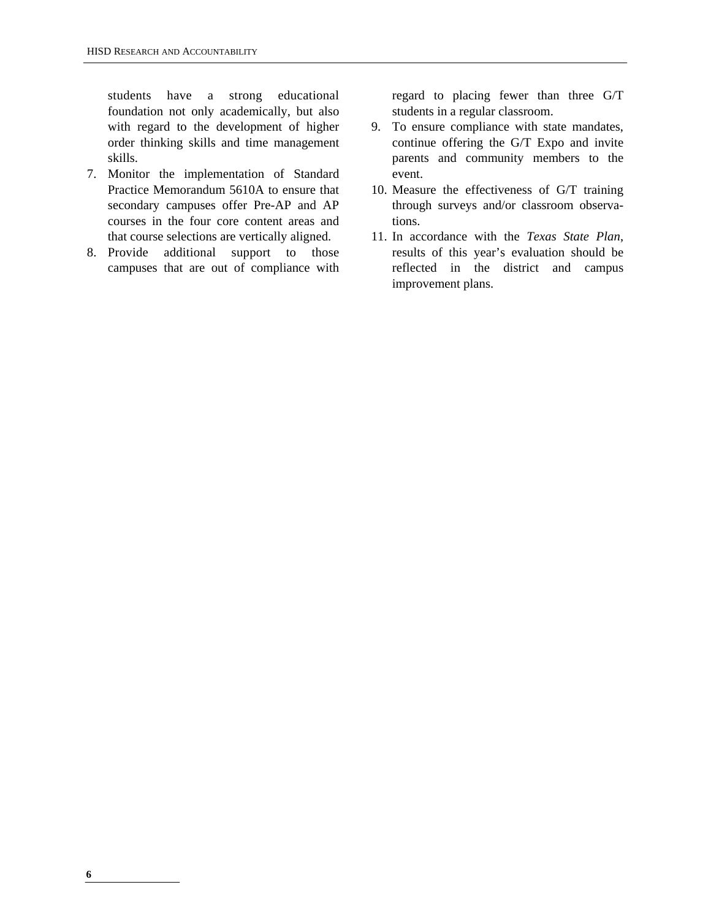students have a strong educational foundation not only academically, but also with regard to the development of higher order thinking skills and time management skills.

7. Monitor the implementation of Standard Practice Memorandum 5610A to ensure that secondary campuses offer Pre-AP and AP courses in the four core content areas and that course selections are vertically aligned.
8. Provide additional support to those campuses that are out of compliance with regard to placing fewer than three G/T students in a regular classroom.
9. To ensure compliance with state mandates, continue offering the G/T Expo and invite parents and community members to the event.
10. Measure the effectiveness of G/T training through surveys and/or classroom observations.
11. In accordance with the *Texas State Plan*, results of this year's evaluation should be reflected in the district and campus improvement plans.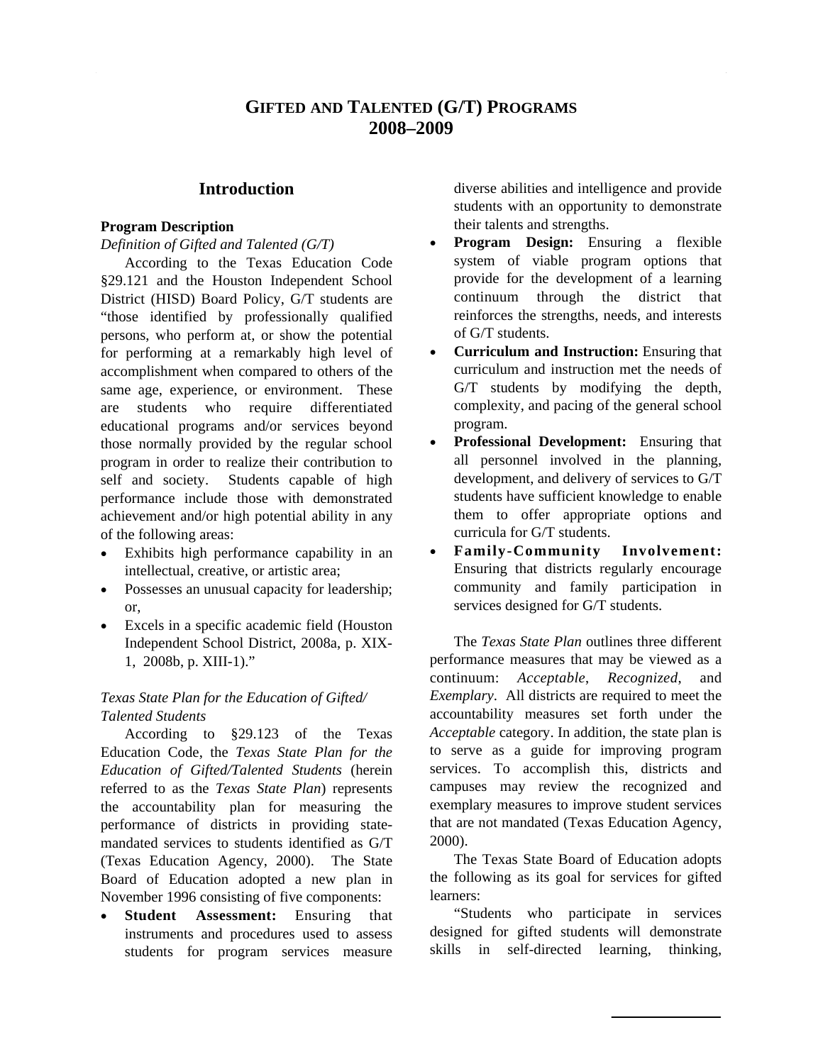# GIFTED AND TALENTED (G/T) PROGRAMS 2008–2009

## Introduction

### Program Description

*Definition of Gifted and Talented (G/T)*

According to the Texas Education Code §29.121 and the Houston Independent School District (HISD) Board Policy, G/T students are "those identified by professionally qualified persons, who perform at, or show the potential for performing at a remarkably high level of accomplishment when compared to others of the same age, experience, or environment. These are students who require differentiated educational programs and/or services beyond those normally provided by the regular school program in order to realize their contribution to self and society. Students capable of high performance include those with demonstrated achievement and/or high potential ability in any of the following areas:

- Exhibits high performance capability in an intellectual, creative, or artistic area;
- Possesses an unusual capacity for leadership; or,
- Excels in a specific academic field (Houston Independent School District, 2008a, p. XIX-1, 2008b, p. XIII-1)."

*Texas State Plan for the Education of Gifted/Talented Students*

According to §29.123 of the Texas Education Code, the *Texas State Plan for the Education of Gifted/Talented Students* (herein referred to as the *Texas State Plan*) represents the accountability plan for measuring the performance of districts in providing state-mandated services to students identified as G/T (Texas Education Agency, 2000). The State Board of Education adopted a new plan in November 1996 consisting of five components:

- **Student Assessment:** Ensuring that instruments and procedures used to assess students for program services measure diverse abilities and intelligence and provide students with an opportunity to demonstrate their talents and strengths.
- **Program Design:** Ensuring a flexible system of viable program options that provide for the development of a learning continuum through the district that reinforces the strengths, needs, and interests of G/T students.
- **Curriculum and Instruction:** Ensuring that curriculum and instruction met the needs of G/T students by modifying the depth, complexity, and pacing of the general school program.
- **Professional Development:** Ensuring that all personnel involved in the planning, development, and delivery of services to G/T students have sufficient knowledge to enable them to offer appropriate options and curricula for G/T students.
- **Family-Community Involvement:** Ensuring that districts regularly encourage community and family participation in services designed for G/T students.

The *Texas State Plan* outlines three different performance measures that may be viewed as a continuum: *Acceptable*, *Recognized*, and *Exemplary*. All districts are required to meet the accountability measures set forth under the *Acceptable* category. In addition, the state plan is to serve as a guide for improving program services. To accomplish this, districts and campuses may review the recognized and exemplary measures to improve student services that are not mandated (Texas Education Agency, 2000).

The Texas State Board of Education adopts the following as its goal for services for gifted learners:

"Students who participate in services designed for gifted students will demonstrate skills in self-directed learning, thinking,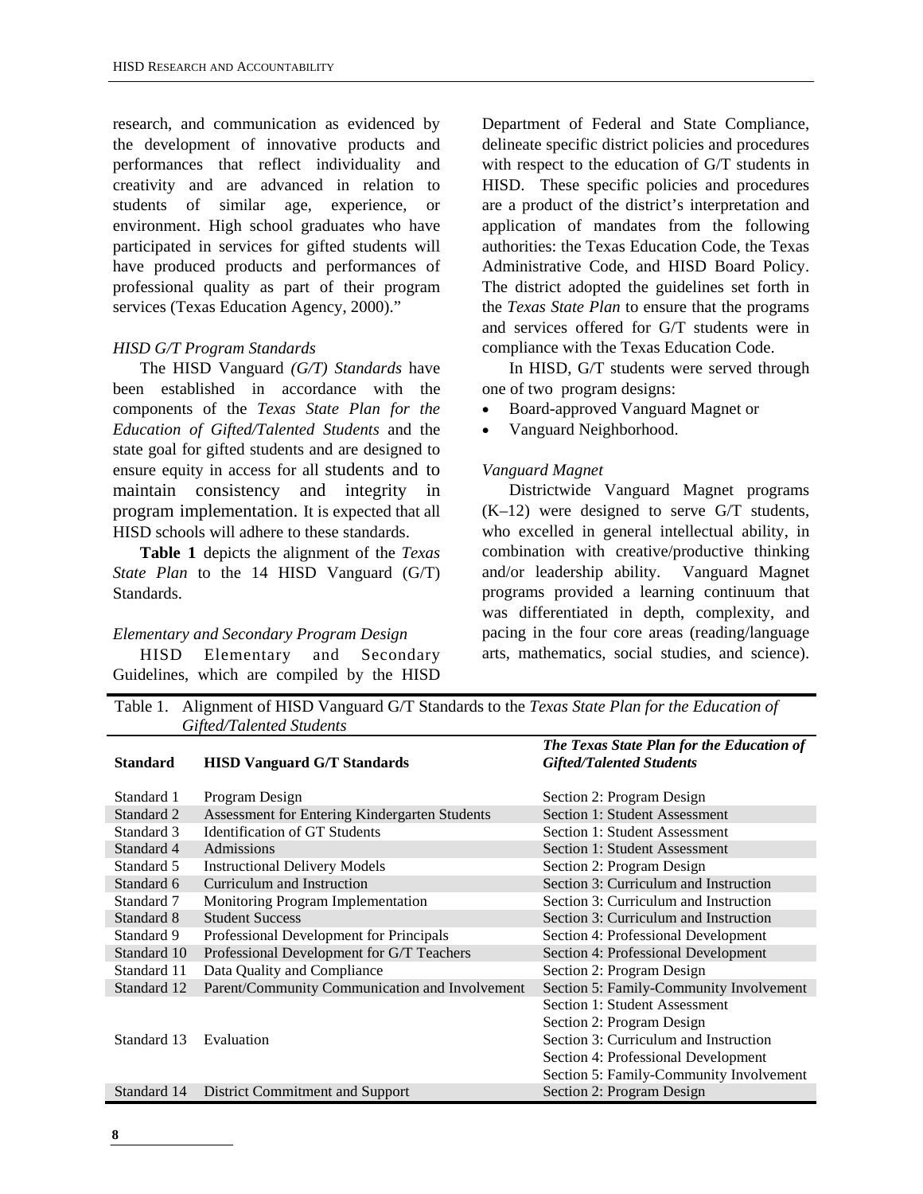research, and communication as evidenced by the development of innovative products and performances that reflect individuality and creativity and are advanced in relation to students of similar age, experience, or environment. High school graduates who have participated in services for gifted students will have produced products and performances of professional quality as part of their program services (Texas Education Agency, 2000)."

*HISD G/T Program Standards*

The HISD Vanguard *(G/T) Standards* have been established in accordance with the components of the *Texas State Plan for the Education of Gifted/Talented Students* and the state goal for gifted students and are designed to ensure equity in access for all students and to maintain consistency and integrity in program implementation. It is expected that all HISD schools will adhere to these standards.

**Table 1** depicts the alignment of the *Texas State Plan* to the 14 HISD Vanguard (G/T) Standards.

*Elementary and Secondary Program Design*

HISD Elementary and Secondary Guidelines, which are compiled by the HISD Department of Federal and State Compliance, delineate specific district policies and procedures with respect to the education of G/T students in HISD. These specific policies and procedures are a product of the district's interpretation and application of mandates from the following authorities: the Texas Education Code, the Texas Administrative Code, and HISD Board Policy. The district adopted the guidelines set forth in the *Texas State Plan* to ensure that the programs and services offered for G/T students were in compliance with the Texas Education Code.

In HISD, G/T students were served through one of two program designs:

- Board-approved Vanguard Magnet or
- Vanguard Neighborhood.

*Vanguard Magnet*

Districtwide Vanguard Magnet programs (K–12) were designed to serve G/T students, who excelled in general intellectual ability, in combination with creative/productive thinking and/or leadership ability. Vanguard Magnet programs provided a learning continuum that was differentiated in depth, complexity, and pacing in the four core areas (reading/language arts, mathematics, social studies, and science).

Table 1. Alignment of HISD Vanguard G/T Standards to the *Texas State Plan for the Education of Gifted/Talented Students*

| Standard | HISD Vanguard G/T Standards | *The Texas State Plan for the Education of Gifted/Talented Students* |
|---|---|---|
| Standard 1 | Program Design | Section 2: Program Design |
| Standard 2 | Assessment for Entering Kindergarten Students | Section 1: Student Assessment |
| Standard 3 | Identification of GT Students | Section 1: Student Assessment |
| Standard 4 | Admissions | Section 1: Student Assessment |
| Standard 5 | Instructional Delivery Models | Section 2: Program Design |
| Standard 6 | Curriculum and Instruction | Section 3: Curriculum and Instruction |
| Standard 7 | Monitoring Program Implementation | Section 3: Curriculum and Instruction |
| Standard 8 | Student Success | Section 3: Curriculum and Instruction |
| Standard 9 | Professional Development for Principals | Section 4: Professional Development |
| Standard 10 | Professional Development for G/T Teachers | Section 4: Professional Development |
| Standard 11 | Data Quality and Compliance | Section 2: Program Design |
| Standard 12 | Parent/Community Communication and Involvement | Section 5: Family-Community Involvement |
| Standard 13 | Evaluation | Section 1: Student Assessment<br>Section 2: Program Design<br>Section 3: Curriculum and Instruction<br>Section 4: Professional Development<br>Section 5: Family-Community Involvement |
| Standard 14 | District Commitment and Support | Section 2: Program Design |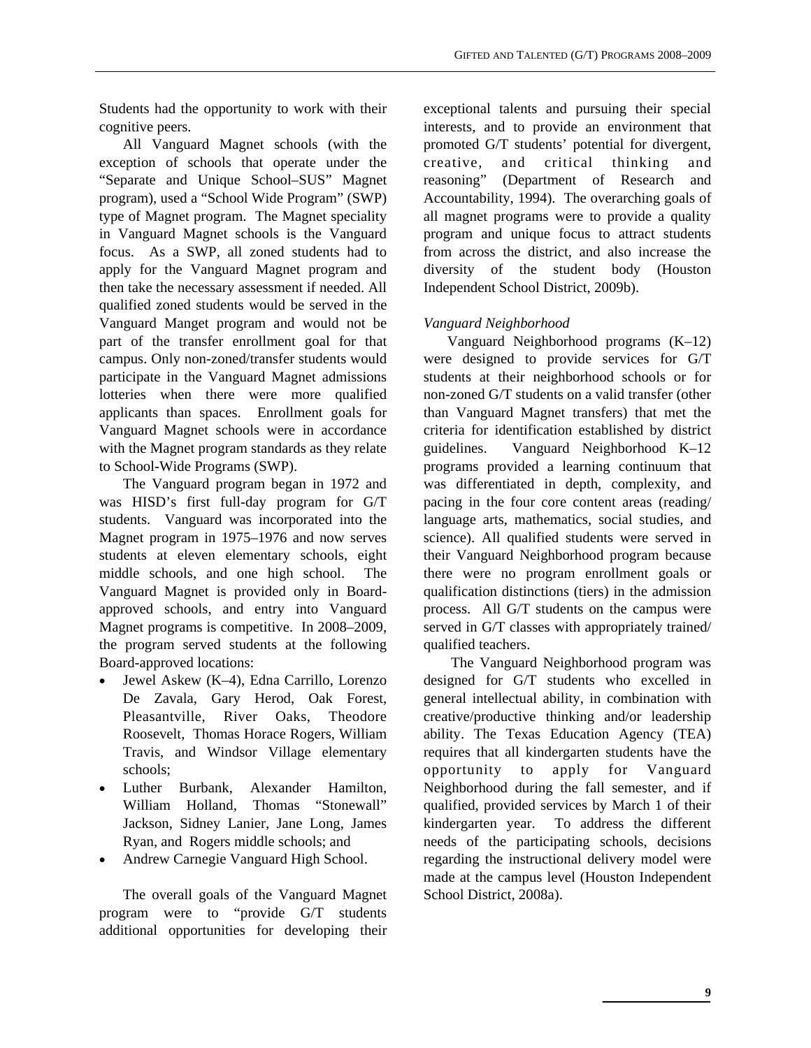Students had the opportunity to work with their cognitive peers.

All Vanguard Magnet schools (with the exception of schools that operate under the "Separate and Unique School–SUS" Magnet program), used a "School Wide Program" (SWP) type of Magnet program. The Magnet speciality in Vanguard Magnet schools is the Vanguard focus. As a SWP, all zoned students had to apply for the Vanguard Magnet program and then take the necessary assessment if needed. All qualified zoned students would be served in the Vanguard Manget program and would not be part of the transfer enrollment goal for that campus. Only non-zoned/transfer students would participate in the Vanguard Magnet admissions lotteries when there were more qualified applicants than spaces. Enrollment goals for Vanguard Magnet schools were in accordance with the Magnet program standards as they relate to School-Wide Programs (SWP).

The Vanguard program began in 1972 and was HISD's first full-day program for G/T students. Vanguard was incorporated into the Magnet program in 1975–1976 and now serves students at eleven elementary schools, eight middle schools, and one high school. The Vanguard Magnet is provided only in Board-approved schools, and entry into Vanguard Magnet programs is competitive. In 2008–2009, the program served students at the following Board-approved locations:

- Jewel Askew (K–4), Edna Carrillo, Lorenzo De Zavala, Gary Herod, Oak Forest, Pleasantville, River Oaks, Theodore Roosevelt, Thomas Horace Rogers, William Travis, and Windsor Village elementary schools;
- Luther Burbank, Alexander Hamilton, William Holland, Thomas "Stonewall" Jackson, Sidney Lanier, Jane Long, James Ryan, and Rogers middle schools; and
- Andrew Carnegie Vanguard High School.

The overall goals of the Vanguard Magnet program were to "provide G/T students additional opportunities for developing their exceptional talents and pursuing their special interests, and to provide an environment that promoted G/T students' potential for divergent, creative, and critical thinking and reasoning" (Department of Research and Accountability, 1994). The overarching goals of all magnet programs were to provide a quality program and unique focus to attract students from across the district, and also increase the diversity of the student body (Houston Independent School District, 2009b).

*Vanguard Neighborhood*

Vanguard Neighborhood programs (K–12) were designed to provide services for G/T students at their neighborhood schools or for non-zoned G/T students on a valid transfer (other than Vanguard Magnet transfers) that met the criteria for identification established by district guidelines. Vanguard Neighborhood K–12 programs provided a learning continuum that was differentiated in depth, complexity, and pacing in the four core content areas (reading/ language arts, mathematics, social studies, and science). All qualified students were served in their Vanguard Neighborhood program because there were no program enrollment goals or qualification distinctions (tiers) in the admission process. All G/T students on the campus were served in G/T classes with appropriately trained/ qualified teachers.

The Vanguard Neighborhood program was designed for G/T students who excelled in general intellectual ability, in combination with creative/productive thinking and/or leadership ability. The Texas Education Agency (TEA) requires that all kindergarten students have the opportunity to apply for Vanguard Neighborhood during the fall semester, and if qualified, provided services by March 1 of their kindergarten year. To address the different needs of the participating schools, decisions regarding the instructional delivery model were made at the campus level (Houston Independent School District, 2008a).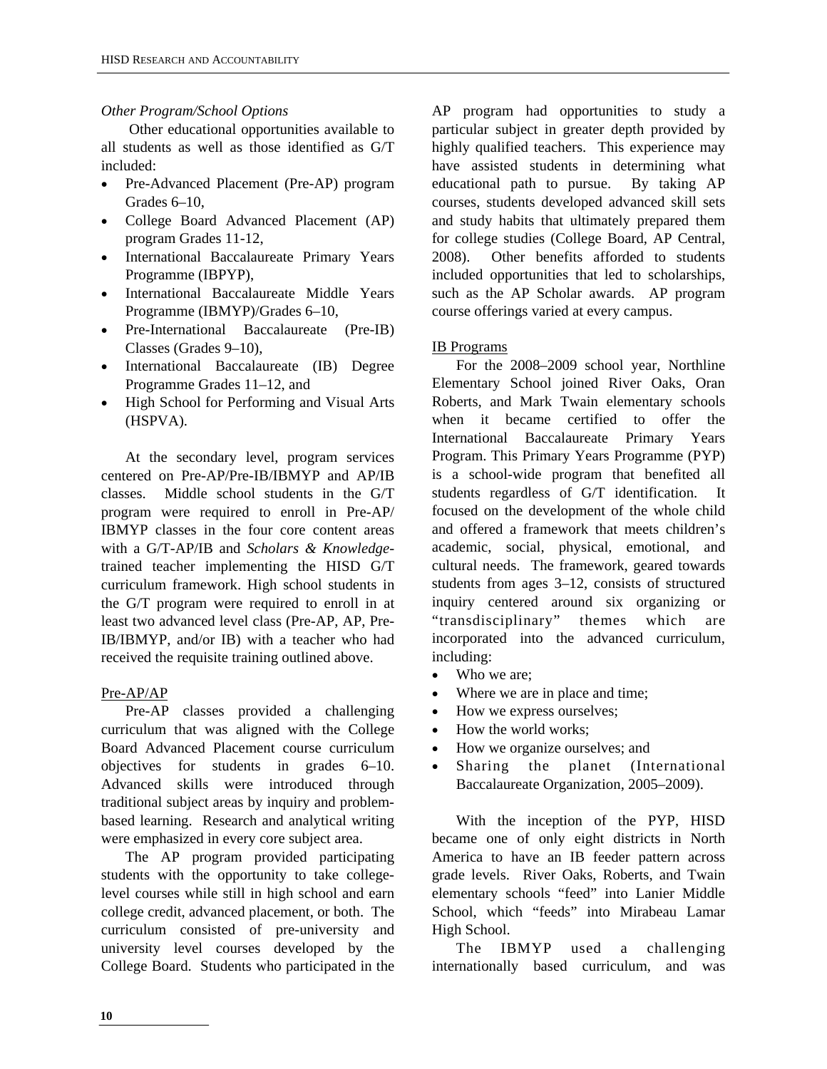*Other Program/School Options*

Other educational opportunities available to all students as well as those identified as G/T included:

- Pre-Advanced Placement (Pre-AP) program Grades 6–10,
- College Board Advanced Placement (AP) program Grades 11-12,
- International Baccalaureate Primary Years Programme (IBPYP),
- International Baccalaureate Middle Years Programme (IBMYP)/Grades 6–10,
- Pre-International Baccalaureate (Pre-IB) Classes (Grades 9–10),
- International Baccalaureate (IB) Degree Programme Grades 11–12, and
- High School for Performing and Visual Arts (HSPVA).

At the secondary level, program services centered on Pre-AP/Pre-IB/IBMYP and AP/IB classes. Middle school students in the G/T program were required to enroll in Pre-AP/ IBMYP classes in the four core content areas with a G/T-AP/IB and *Scholars & Knowledge*-trained teacher implementing the HISD G/T curriculum framework. High school students in the G/T program were required to enroll in at least two advanced level class (Pre-AP, AP, Pre-IB/IBMYP, and/or IB) with a teacher who had received the requisite training outlined above.

Pre-AP/AP

Pre-AP classes provided a challenging curriculum that was aligned with the College Board Advanced Placement course curriculum objectives for students in grades 6–10. Advanced skills were introduced through traditional subject areas by inquiry and problem-based learning. Research and analytical writing were emphasized in every core subject area.

The AP program provided participating students with the opportunity to take college-level courses while still in high school and earn college credit, advanced placement, or both. The curriculum consisted of pre-university and university level courses developed by the College Board. Students who participated in the AP program had opportunities to study a particular subject in greater depth provided by highly qualified teachers. This experience may have assisted students in determining what educational path to pursue. By taking AP courses, students developed advanced skill sets and study habits that ultimately prepared them for college studies (College Board, AP Central, 2008). Other benefits afforded to students included opportunities that led to scholarships, such as the AP Scholar awards. AP program course offerings varied at every campus.

IB Programs

For the 2008–2009 school year, Northline Elementary School joined River Oaks, Oran Roberts, and Mark Twain elementary schools when it became certified to offer the International Baccalaureate Primary Years Program. This Primary Years Programme (PYP) is a school-wide program that benefited all students regardless of G/T identification. It focused on the development of the whole child and offered a framework that meets children's academic, social, physical, emotional, and cultural needs. The framework, geared towards students from ages 3–12, consists of structured inquiry centered around six organizing or "transdisciplinary" themes which are incorporated into the advanced curriculum, including:

- Who we are;
- Where we are in place and time;
- How we express ourselves;
- How the world works;
- How we organize ourselves; and
- Sharing the planet (International Baccalaureate Organization, 2005–2009).

With the inception of the PYP, HISD became one of only eight districts in North America to have an IB feeder pattern across grade levels. River Oaks, Roberts, and Twain elementary schools "feed" into Lanier Middle School, which "feeds" into Mirabeau Lamar High School.

The IBMYP used a challenging internationally based curriculum, and was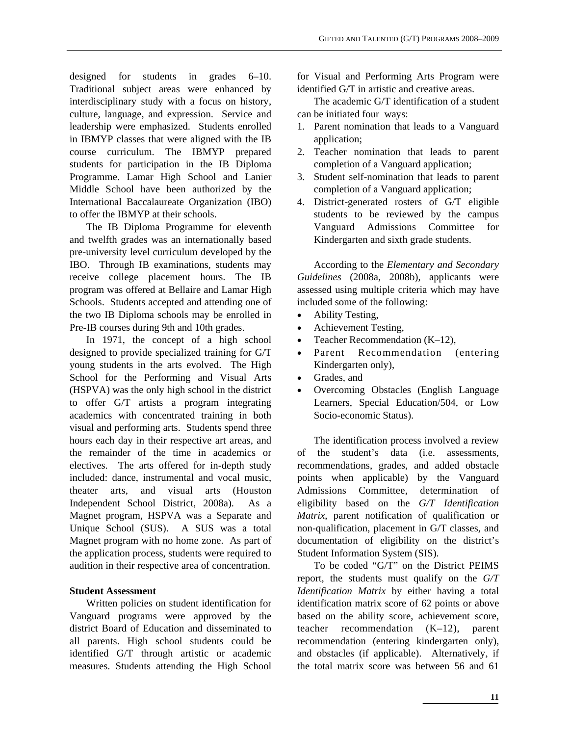designed for students in grades 6–10. Traditional subject areas were enhanced by interdisciplinary study with a focus on history, culture, language, and expression. Service and leadership were emphasized. Students enrolled in IBMYP classes that were aligned with the IB course curriculum. The IBMYP prepared students for participation in the IB Diploma Programme. Lamar High School and Lanier Middle School have been authorized by the International Baccalaureate Organization (IBO) to offer the IBMYP at their schools.

The IB Diploma Programme for eleventh and twelfth grades was an internationally based pre-university level curriculum developed by the IBO. Through IB examinations, students may receive college placement hours. The IB program was offered at Bellaire and Lamar High Schools. Students accepted and attending one of the two IB Diploma schools may be enrolled in Pre-IB courses during 9th and 10th grades.

In 1971, the concept of a high school designed to provide specialized training for G/T young students in the arts evolved. The High School for the Performing and Visual Arts (HSPVA) was the only high school in the district to offer G/T artists a program integrating academics with concentrated training in both visual and performing arts. Students spend three hours each day in their respective art areas, and the remainder of the time in academics or electives. The arts offered for in-depth study included: dance, instrumental and vocal music, theater arts, and visual arts (Houston Independent School District, 2008a). As a Magnet program, HSPVA was a Separate and Unique School (SUS). A SUS was a total Magnet program with no home zone. As part of the application process, students were required to audition in their respective area of concentration.

**Student Assessment**

Written policies on student identification for Vanguard programs were approved by the district Board of Education and disseminated to all parents. High school students could be identified G/T through artistic or academic measures. Students attending the High School for Visual and Performing Arts Program were identified G/T in artistic and creative areas.

The academic G/T identification of a student can be initiated four ways:

1. Parent nomination that leads to a Vanguard application;
2. Teacher nomination that leads to parent completion of a Vanguard application;
3. Student self-nomination that leads to parent completion of a Vanguard application;
4. District-generated rosters of G/T eligible students to be reviewed by the campus Vanguard Admissions Committee for Kindergarten and sixth grade students.

According to the *Elementary and Secondary Guidelines* (2008a, 2008b), applicants were assessed using multiple criteria which may have included some of the following:

- Ability Testing,
- Achievement Testing,
- Teacher Recommendation (K–12),
- Parent Recommendation (entering Kindergarten only),
- Grades, and
- Overcoming Obstacles (English Language Learners, Special Education/504, or Low Socio-economic Status).

The identification process involved a review of the student's data (i.e. assessments, recommendations, grades, and added obstacle points when applicable) by the Vanguard Admissions Committee, determination of eligibility based on the *G/T Identification Matrix*, parent notification of qualification or non-qualification, placement in G/T classes, and documentation of eligibility on the district's Student Information System (SIS).

To be coded "G/T" on the District PEIMS report, the students must qualify on the *G/T Identification Matrix* by either having a total identification matrix score of 62 points or above based on the ability score, achievement score, teacher recommendation (K–12), parent recommendation (entering kindergarten only), and obstacles (if applicable). Alternatively, if the total matrix score was between 56 and 61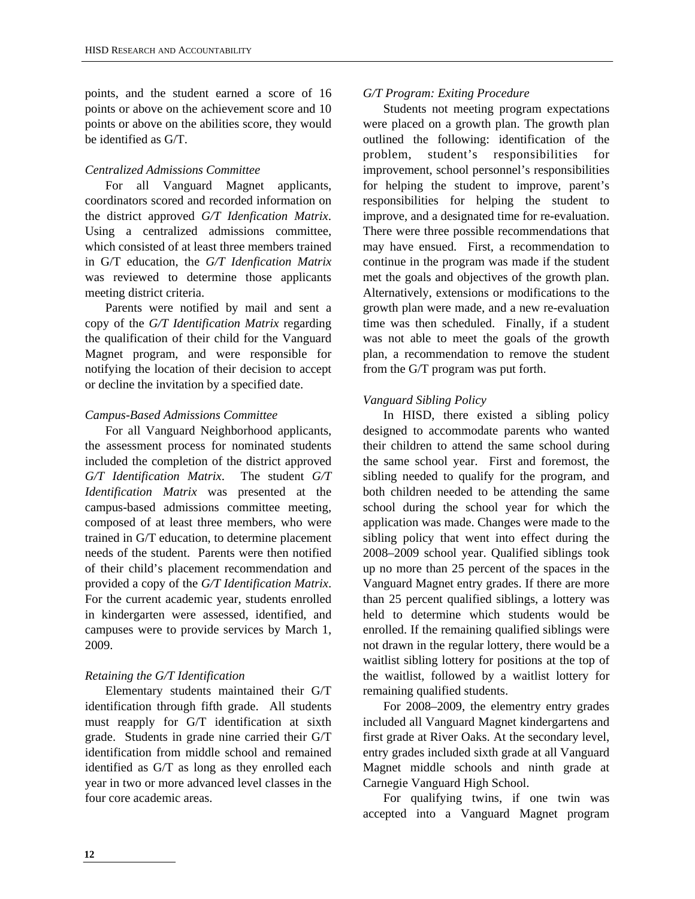points, and the student earned a score of 16 points or above on the achievement score and 10 points or above on the abilities score, they would be identified as G/T.

*Centralized Admissions Committee*

For all Vanguard Magnet applicants, coordinators scored and recorded information on the district approved *G/T Idenfication Matrix*. Using a centralized admissions committee, which consisted of at least three members trained in G/T education, the *G/T Idenfication Matrix* was reviewed to determine those applicants meeting district criteria.

Parents were notified by mail and sent a copy of the *G/T Identification Matrix* regarding the qualification of their child for the Vanguard Magnet program, and were responsible for notifying the location of their decision to accept or decline the invitation by a specified date.

*Campus-Based Admissions Committee*

For all Vanguard Neighborhood applicants, the assessment process for nominated students included the completion of the district approved *G/T Identification Matrix*. The student *G/T Identification Matrix* was presented at the campus-based admissions committee meeting, composed of at least three members, who were trained in G/T education, to determine placement needs of the student. Parents were then notified of their child's placement recommendation and provided a copy of the *G/T Identification Matrix*. For the current academic year, students enrolled in kindergarten were assessed, identified, and campuses were to provide services by March 1, 2009.

*Retaining the G/T Identification*

Elementary students maintained their G/T identification through fifth grade. All students must reapply for G/T identification at sixth grade. Students in grade nine carried their G/T identification from middle school and remained identified as G/T as long as they enrolled each year in two or more advanced level classes in the four core academic areas.

*G/T Program: Exiting Procedure*

Students not meeting program expectations were placed on a growth plan. The growth plan outlined the following: identification of the problem, student's responsibilities for improvement, school personnel's responsibilities for helping the student to improve, parent's responsibilities for helping the student to improve, and a designated time for re-evaluation. There were three possible recommendations that may have ensued. First, a recommendation to continue in the program was made if the student met the goals and objectives of the growth plan. Alternatively, extensions or modifications to the growth plan were made, and a new re-evaluation time was then scheduled. Finally, if a student was not able to meet the goals of the growth plan, a recommendation to remove the student from the G/T program was put forth.

*Vanguard Sibling Policy*

In HISD, there existed a sibling policy designed to accommodate parents who wanted their children to attend the same school during the same school year. First and foremost, the sibling needed to qualify for the program, and both children needed to be attending the same school during the school year for which the application was made. Changes were made to the sibling policy that went into effect during the 2008–2009 school year. Qualified siblings took up no more than 25 percent of the spaces in the Vanguard Magnet entry grades. If there are more than 25 percent qualified siblings, a lottery was held to determine which students would be enrolled. If the remaining qualified siblings were not drawn in the regular lottery, there would be a waitlist sibling lottery for positions at the top of the waitlist, followed by a waitlist lottery for remaining qualified students.

For 2008–2009, the elementry entry grades included all Vanguard Magnet kindergartens and first grade at River Oaks. At the secondary level, entry grades included sixth grade at all Vanguard Magnet middle schools and ninth grade at Carnegie Vanguard High School.

For qualifying twins, if one twin was accepted into a Vanguard Magnet program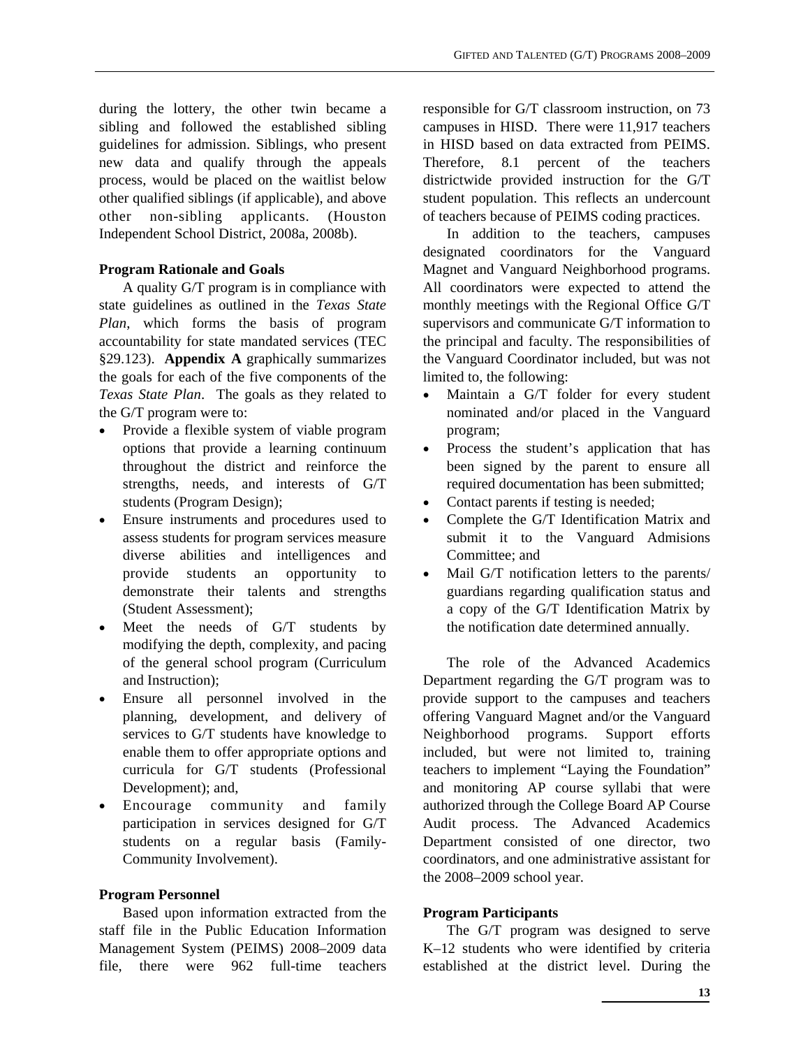during the lottery, the other twin became a sibling and followed the established sibling guidelines for admission. Siblings, who present new data and qualify through the appeals process, would be placed on the waitlist below other qualified siblings (if applicable), and above other non-sibling applicants. (Houston Independent School District, 2008a, 2008b).

**Program Rationale and Goals**

A quality G/T program is in compliance with state guidelines as outlined in the *Texas State Plan*, which forms the basis of program accountability for state mandated services (TEC §29.123). **Appendix A** graphically summarizes the goals for each of the five components of the *Texas State Plan*. The goals as they related to the G/T program were to:

- Provide a flexible system of viable program options that provide a learning continuum throughout the district and reinforce the strengths, needs, and interests of G/T students (Program Design);
- Ensure instruments and procedures used to assess students for program services measure diverse abilities and intelligences and provide students an opportunity to demonstrate their talents and strengths (Student Assessment);
- Meet the needs of G/T students by modifying the depth, complexity, and pacing of the general school program (Curriculum and Instruction);
- Ensure all personnel involved in the planning, development, and delivery of services to G/T students have knowledge to enable them to offer appropriate options and curricula for G/T students (Professional Development); and,
- Encourage community and family participation in services designed for G/T students on a regular basis (Family-Community Involvement).

**Program Personnel**

Based upon information extracted from the staff file in the Public Education Information Management System (PEIMS) 2008–2009 data file, there were 962 full-time teachers responsible for G/T classroom instruction, on 73 campuses in HISD. There were 11,917 teachers in HISD based on data extracted from PEIMS. Therefore, 8.1 percent of the teachers districtwide provided instruction for the G/T student population. This reflects an undercount of teachers because of PEIMS coding practices.

In addition to the teachers, campuses designated coordinators for the Vanguard Magnet and Vanguard Neighborhood programs. All coordinators were expected to attend the monthly meetings with the Regional Office G/T supervisors and communicate G/T information to the principal and faculty. The responsibilities of the Vanguard Coordinator included, but was not limited to, the following:

- Maintain a G/T folder for every student nominated and/or placed in the Vanguard program;
- Process the student's application that has been signed by the parent to ensure all required documentation has been submitted;
- Contact parents if testing is needed;
- Complete the G/T Identification Matrix and submit it to the Vanguard Admisions Committee; and
- Mail G/T notification letters to the parents/ guardians regarding qualification status and a copy of the G/T Identification Matrix by the notification date determined annually.

The role of the Advanced Academics Department regarding the G/T program was to provide support to the campuses and teachers offering Vanguard Magnet and/or the Vanguard Neighborhood programs. Support efforts included, but were not limited to, training teachers to implement "Laying the Foundation" and monitoring AP course syllabi that were authorized through the College Board AP Course Audit process. The Advanced Academics Department consisted of one director, two coordinators, and one administrative assistant for the 2008–2009 school year.

**Program Participants**

The G/T program was designed to serve K–12 students who were identified by criteria established at the district level. During the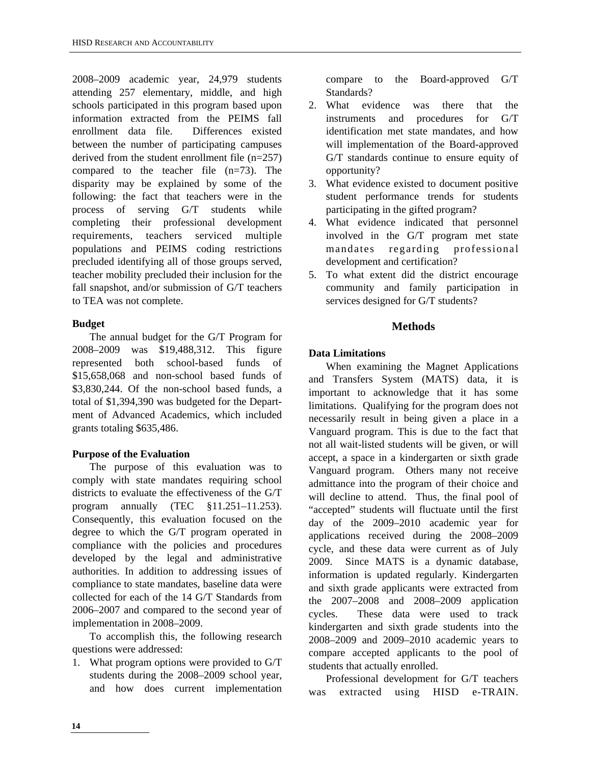2008–2009 academic year, 24,979 students attending 257 elementary, middle, and high schools participated in this program based upon information extracted from the PEIMS fall enrollment data file. Differences existed between the number of participating campuses derived from the student enrollment file (n=257) compared to the teacher file (n=73). The disparity may be explained by some of the following: the fact that teachers were in the process of serving G/T students while completing their professional development requirements, teachers serviced multiple populations and PEIMS coding restrictions precluded identifying all of those groups served, teacher mobility precluded their inclusion for the fall snapshot, and/or submission of G/T teachers to TEA was not complete.

**Budget**

The annual budget for the G/T Program for 2008–2009 was $19,488,312. This figure represented both school-based funds of $15,658,068 and non-school based funds of $3,830,244. Of the non-school based funds, a total of $1,394,390 was budgeted for the Department of Advanced Academics, which included grants totaling $635,486.

**Purpose of the Evaluation**

The purpose of this evaluation was to comply with state mandates requiring school districts to evaluate the effectiveness of the G/T program annually (TEC §11.251–11.253). Consequently, this evaluation focused on the degree to which the G/T program operated in compliance with the policies and procedures developed by the legal and administrative authorities. In addition to addressing issues of compliance to state mandates, baseline data were collected for each of the 14 G/T Standards from 2006–2007 and compared to the second year of implementation in 2008–2009.

To accomplish this, the following research questions were addressed:

1. What program options were provided to G/T students during the 2008–2009 school year, and how does current implementation compare to the Board-approved G/T Standards?
2. What evidence was there that the instruments and procedures for G/T identification met state mandates, and how will implementation of the Board-approved G/T standards continue to ensure equity of opportunity?
3. What evidence existed to document positive student performance trends for students participating in the gifted program?
4. What evidence indicated that personnel involved in the G/T program met state mandates regarding professional development and certification?
5. To what extent did the district encourage community and family participation in services designed for G/T students?

## Methods

**Data Limitations**

When examining the Magnet Applications and Transfers System (MATS) data, it is important to acknowledge that it has some limitations. Qualifying for the program does not necessarily result in being given a place in a Vanguard program. This is due to the fact that not all wait-listed students will be given, or will accept, a space in a kindergarten or sixth grade Vanguard program. Others many not receive admittance into the program of their choice and will decline to attend. Thus, the final pool of "accepted" students will fluctuate until the first day of the 2009–2010 academic year for applications received during the 2008–2009 cycle, and these data were current as of July 2009. Since MATS is a dynamic database, information is updated regularly. Kindergarten and sixth grade applicants were extracted from the 2007–2008 and 2008–2009 application cycles. These data were used to track kindergarten and sixth grade students into the 2008–2009 and 2009–2010 academic years to compare accepted applicants to the pool of students that actually enrolled.

Professional development for G/T teachers was extracted using HISD e-TRAIN.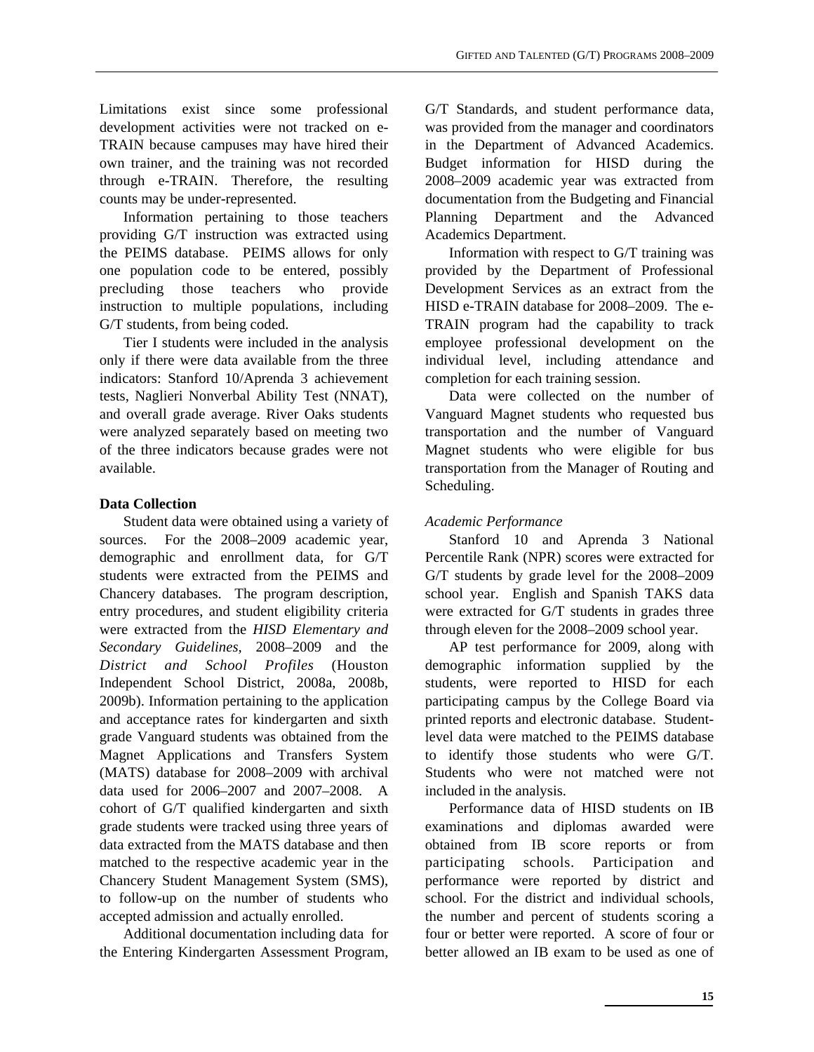Limitations exist since some professional development activities were not tracked on e-TRAIN because campuses may have hired their own trainer, and the training was not recorded through e-TRAIN. Therefore, the resulting counts may be under-represented.

Information pertaining to those teachers providing G/T instruction was extracted using the PEIMS database. PEIMS allows for only one population code to be entered, possibly precluding those teachers who provide instruction to multiple populations, including G/T students, from being coded.

Tier I students were included in the analysis only if there were data available from the three indicators: Stanford 10/Aprenda 3 achievement tests, Naglieri Nonverbal Ability Test (NNAT), and overall grade average. River Oaks students were analyzed separately based on meeting two of the three indicators because grades were not available.

**Data Collection**

Student data were obtained using a variety of sources. For the 2008–2009 academic year, demographic and enrollment data, for G/T students were extracted from the PEIMS and Chancery databases. The program description, entry procedures, and student eligibility criteria were extracted from the *HISD Elementary and Secondary Guidelines,* 2008–2009 and the *District and School Profiles* (Houston Independent School District, 2008a, 2008b, 2009b). Information pertaining to the application and acceptance rates for kindergarten and sixth grade Vanguard students was obtained from the Magnet Applications and Transfers System (MATS) database for 2008–2009 with archival data used for 2006–2007 and 2007–2008. A cohort of G/T qualified kindergarten and sixth grade students were tracked using three years of data extracted from the MATS database and then matched to the respective academic year in the Chancery Student Management System (SMS), to follow-up on the number of students who accepted admission and actually enrolled.

Additional documentation including data for the Entering Kindergarten Assessment Program, G/T Standards, and student performance data, was provided from the manager and coordinators in the Department of Advanced Academics. Budget information for HISD during the 2008–2009 academic year was extracted from documentation from the Budgeting and Financial Planning Department and the Advanced Academics Department.

Information with respect to G/T training was provided by the Department of Professional Development Services as an extract from the HISD e-TRAIN database for 2008–2009. The e-TRAIN program had the capability to track employee professional development on the individual level, including attendance and completion for each training session.

Data were collected on the number of Vanguard Magnet students who requested bus transportation and the number of Vanguard Magnet students who were eligible for bus transportation from the Manager of Routing and Scheduling.

*Academic Performance*

Stanford 10 and Aprenda 3 National Percentile Rank (NPR) scores were extracted for G/T students by grade level for the 2008–2009 school year. English and Spanish TAKS data were extracted for G/T students in grades three through eleven for the 2008–2009 school year.

AP test performance for 2009, along with demographic information supplied by the students, were reported to HISD for each participating campus by the College Board via printed reports and electronic database. Student-level data were matched to the PEIMS database to identify those students who were G/T. Students who were not matched were not included in the analysis.

Performance data of HISD students on IB examinations and diplomas awarded were obtained from IB score reports or from participating schools. Participation and performance were reported by district and school. For the district and individual schools, the number and percent of students scoring a four or better were reported. A score of four or better allowed an IB exam to be used as one of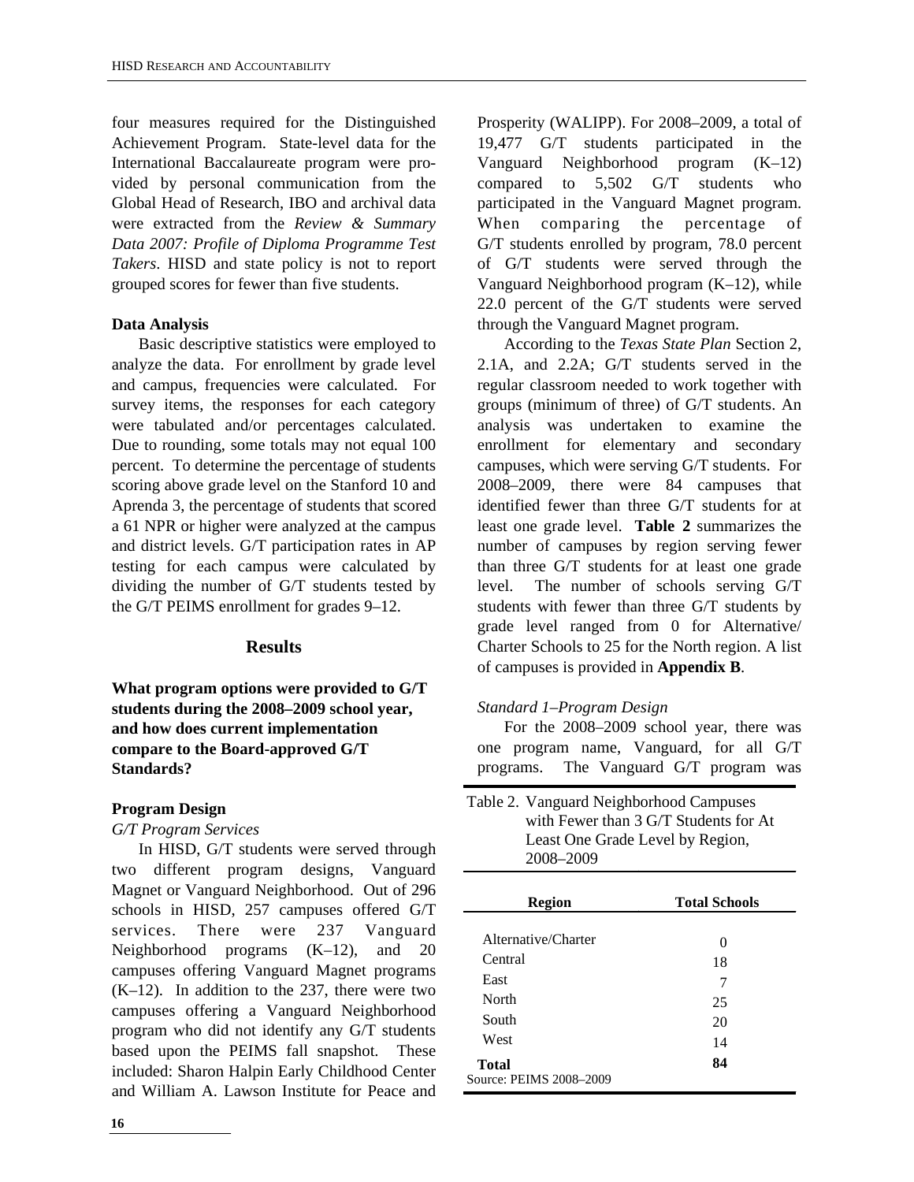four measures required for the Distinguished Achievement Program. State-level data for the International Baccalaureate program were provided by personal communication from the Global Head of Research, IBO and archival data were extracted from the *Review & Summary Data 2007: Profile of Diploma Programme Test Takers*. HISD and state policy is not to report grouped scores for fewer than five students.

**Data Analysis**

Basic descriptive statistics were employed to analyze the data. For enrollment by grade level and campus, frequencies were calculated. For survey items, the responses for each category were tabulated and/or percentages calculated. Due to rounding, some totals may not equal 100 percent. To determine the percentage of students scoring above grade level on the Stanford 10 and Aprenda 3, the percentage of students that scored a 61 NPR or higher were analyzed at the campus and district levels. G/T participation rates in AP testing for each campus were calculated by dividing the number of G/T students tested by the G/T PEIMS enrollment for grades 9–12.

## Results

**What program options were provided to G/T students during the 2008–2009 school year, and how does current implementation compare to the Board-approved G/T Standards?**

**Program Design**

*G/T Program Services*

In HISD, G/T students were served through two different program designs, Vanguard Magnet or Vanguard Neighborhood. Out of 296 schools in HISD, 257 campuses offered G/T services. There were 237 Vanguard Neighborhood programs (K–12), and 20 campuses offering Vanguard Magnet programs (K–12). In addition to the 237, there were two campuses offering a Vanguard Neighborhood program who did not identify any G/T students based upon the PEIMS fall snapshot. These included: Sharon Halpin Early Childhood Center and William A. Lawson Institute for Peace and Prosperity (WALIPP). For 2008–2009, a total of 19,477 G/T students participated in the Vanguard Neighborhood program (K–12) compared to 5,502 G/T students who participated in the Vanguard Magnet program. When comparing the percentage of G/T students enrolled by program, 78.0 percent of G/T students were served through the Vanguard Neighborhood program (K–12), while 22.0 percent of the G/T students were served through the Vanguard Magnet program.

According to the *Texas State Plan* Section 2, 2.1A, and 2.2A; G/T students served in the regular classroom needed to work together with groups (minimum of three) of G/T students. An analysis was undertaken to examine the enrollment for elementary and secondary campuses, which were serving G/T students. For 2008–2009, there were 84 campuses that identified fewer than three G/T students for at least one grade level. **Table 2** summarizes the number of campuses by region serving fewer than three G/T students for at least one grade level. The number of schools serving G/T students with fewer than three G/T students by grade level ranged from 0 for Alternative/ Charter Schools to 25 for the North region. A list of campuses is provided in **Appendix B**.

*Standard 1–Program Design*

For the 2008–2009 school year, there was one program name, Vanguard, for all G/T programs. The Vanguard G/T program was

Table 2. Vanguard Neighborhood Campuses with Fewer than 3 G/T Students for At Least One Grade Level by Region, 2008–2009

| Region | Total Schools |
|---|---|
| Alternative/Charter | 0 |
| Central | 18 |
| East | 7 |
| North | 25 |
| South | 20 |
| West | 14 |
| **Total** | **84** |

Source: PEIMS 2008–2009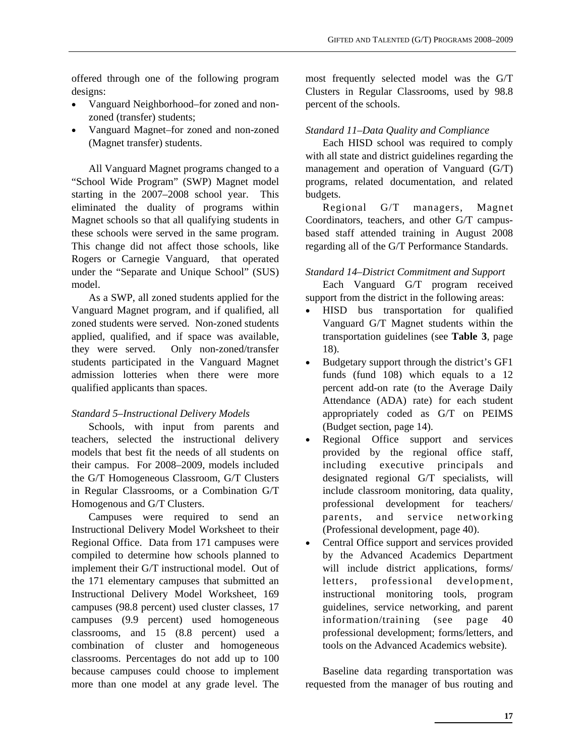offered through one of the following program designs:

- Vanguard Neighborhood–for zoned and non-zoned (transfer) students;
- Vanguard Magnet–for zoned and non-zoned (Magnet transfer) students.

All Vanguard Magnet programs changed to a "School Wide Program" (SWP) Magnet model starting in the 2007–2008 school year. This eliminated the duality of programs within Magnet schools so that all qualifying students in these schools were served in the same program. This change did not affect those schools, like Rogers or Carnegie Vanguard, that operated under the "Separate and Unique School" (SUS) model.

As a SWP, all zoned students applied for the Vanguard Magnet program, and if qualified, all zoned students were served. Non-zoned students applied, qualified, and if space was available, they were served. Only non-zoned/transfer students participated in the Vanguard Magnet admission lotteries when there were more qualified applicants than spaces.

*Standard 5–Instructional Delivery Models*

Schools, with input from parents and teachers, selected the instructional delivery models that best fit the needs of all students on their campus. For 2008–2009, models included the G/T Homogeneous Classroom, G/T Clusters in Regular Classrooms, or a Combination G/T Homogenous and G/T Clusters.

Campuses were required to send an Instructional Delivery Model Worksheet to their Regional Office. Data from 171 campuses were compiled to determine how schools planned to implement their G/T instructional model. Out of the 171 elementary campuses that submitted an Instructional Delivery Model Worksheet, 169 campuses (98.8 percent) used cluster classes, 17 campuses (9.9 percent) used homogeneous classrooms, and 15 (8.8 percent) used a combination of cluster and homogeneous classrooms. Percentages do not add up to 100 because campuses could choose to implement more than one model at any grade level. The most frequently selected model was the G/T Clusters in Regular Classrooms, used by 98.8 percent of the schools.

*Standard 11–Data Quality and Compliance*

Each HISD school was required to comply with all state and district guidelines regarding the management and operation of Vanguard (G/T) programs, related documentation, and related budgets.

Regional G/T managers, Magnet Coordinators, teachers, and other G/T campus-based staff attended training in August 2008 regarding all of the G/T Performance Standards.

*Standard 14–District Commitment and Support*

Each Vanguard G/T program received support from the district in the following areas:

- HISD bus transportation for qualified Vanguard G/T Magnet students within the transportation guidelines (see **Table 3**, page 18).
- Budgetary support through the district's GF1 funds (fund 108) which equals to a 12 percent add-on rate (to the Average Daily Attendance (ADA) rate) for each student appropriately coded as G/T on PEIMS (Budget section, page 14).
- Regional Office support and services provided by the regional office staff, including executive principals and designated regional G/T specialists, will include classroom monitoring, data quality, professional development for teachers/ parents, and service networking (Professional development, page 40).
- Central Office support and services provided by the Advanced Academics Department will include district applications, forms/ letters, professional development, instructional monitoring tools, program guidelines, service networking, and parent information/training (see page 40 professional development; forms/letters, and tools on the Advanced Academics website).

Baseline data regarding transportation was requested from the manager of bus routing and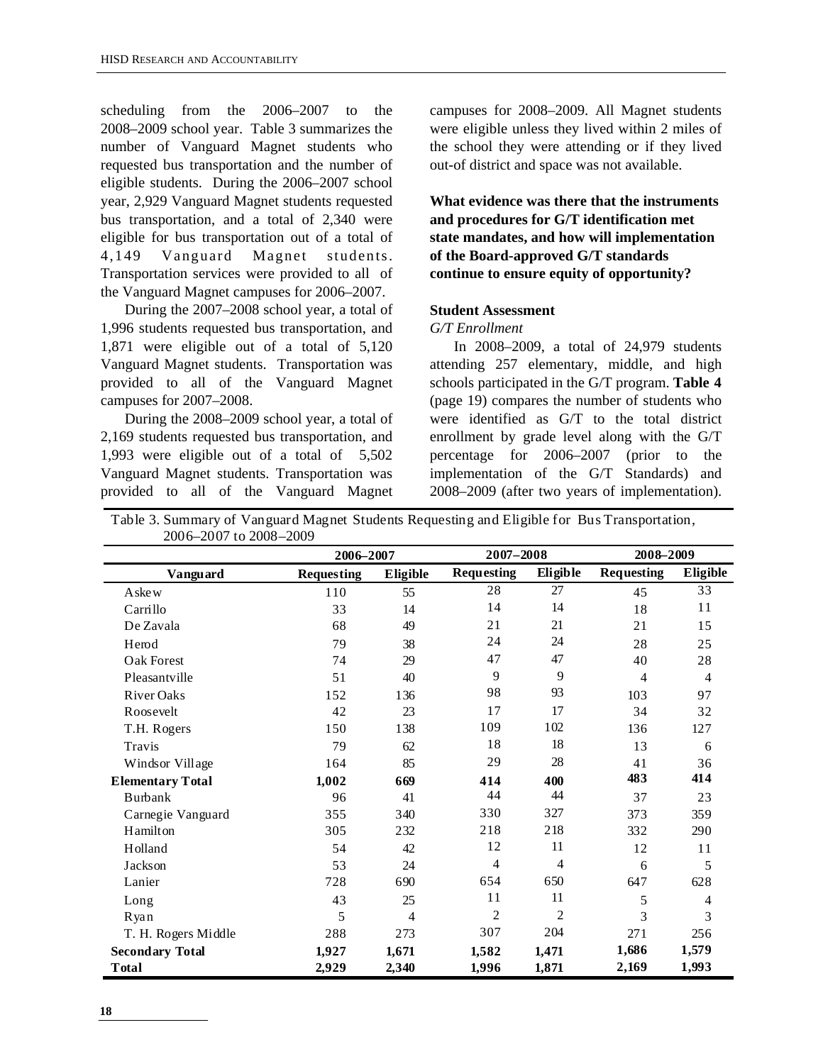scheduling from the 2006–2007 to the 2008–2009 school year. Table 3 summarizes the number of Vanguard Magnet students who requested bus transportation and the number of eligible students. During the 2006–2007 school year, 2,929 Vanguard Magnet students requested bus transportation, and a total of 2,340 were eligible for bus transportation out of a total of 4,149 Vanguard Magnet students. Transportation services were provided to all of the Vanguard Magnet campuses for 2006–2007.

During the 2007–2008 school year, a total of 1,996 students requested bus transportation, and 1,871 were eligible out of a total of 5,120 Vanguard Magnet students. Transportation was provided to all of the Vanguard Magnet campuses for 2007–2008.

During the 2008–2009 school year, a total of 2,169 students requested bus transportation, and 1,993 were eligible out of a total of 5,502 Vanguard Magnet students. Transportation was provided to all of the Vanguard Magnet campuses for 2008–2009. All Magnet students were eligible unless they lived within 2 miles of the school they were attending or if they lived out-of district and space was not available.

**What evidence was there that the instruments and procedures for G/T identification met state mandates, and how will implementation of the Board-approved G/T standards continue to ensure equity of opportunity?**

**Student Assessment**

*G/T Enrollment*

In 2008–2009, a total of 24,979 students attending 257 elementary, middle, and high schools participated in the G/T program. **Table 4** (page 19) compares the number of students who were identified as G/T to the total district enrollment by grade level along with the G/T percentage for 2006–2007 (prior to the implementation of the G/T Standards) and 2008–2009 (after two years of implementation).

Table 3. Summary of Vanguard Magnet Students Requesting and Eligible for Bus Transportation, 2006–2007 to 2008–2009

| | 2006–2007 | | 2007–2008 | | 2008–2009 | |
|---|---|---|---|---|---|---|
| **Vanguard** | **Requesting** | **Eligible** | **Requesting** | **Eligible** | **Requesting** | **Eligible** |
| Askew | 110 | 55 | 28 | 27 | 45 | 33 |
| Carrillo | 33 | 14 | 14 | 14 | 18 | 11 |
| De Zavala | 68 | 49 | 21 | 21 | 21 | 15 |
| Herod | 79 | 38 | 24 | 24 | 28 | 25 |
| Oak Forest | 74 | 29 | 47 | 47 | 40 | 28 |
| Pleasantville | 51 | 40 | 9 | 9 | 4 | 4 |
| River Oaks | 152 | 136 | 98 | 93 | 103 | 97 |
| Roosevelt | 42 | 23 | 17 | 17 | 34 | 32 |
| T.H. Rogers | 150 | 138 | 109 | 102 | 136 | 127 |
| Travis | 79 | 62 | 18 | 18 | 13 | 6 |
| Windsor Village | 164 | 85 | 29 | 28 | 41 | 36 |
| **Elementary Total** | **1,002** | **669** | **414** | **400** | **483** | **414** |
| Burbank | 96 | 41 | 44 | 44 | 37 | 23 |
| Carnegie Vanguard | 355 | 340 | 330 | 327 | 373 | 359 |
| Hamilton | 305 | 232 | 218 | 218 | 332 | 290 |
| Holland | 54 | 42 | 12 | 11 | 12 | 11 |
| Jackson | 53 | 24 | 4 | 4 | 6 | 5 |
| Lanier | 728 | 690 | 654 | 650 | 647 | 628 |
| Long | 43 | 25 | 11 | 11 | 5 | 4 |
| Ryan | 5 | 4 | 2 | 2 | 3 | 3 |
| T. H. Rogers Middle | 288 | 273 | 307 | 204 | 271 | 256 |
| **Secondary Total** | **1,927** | **1,671** | **1,582** | **1,471** | **1,686** | **1,579** |
| **Total** | **2,929** | **2,340** | **1,996** | **1,871** | **2,169** | **1,993** |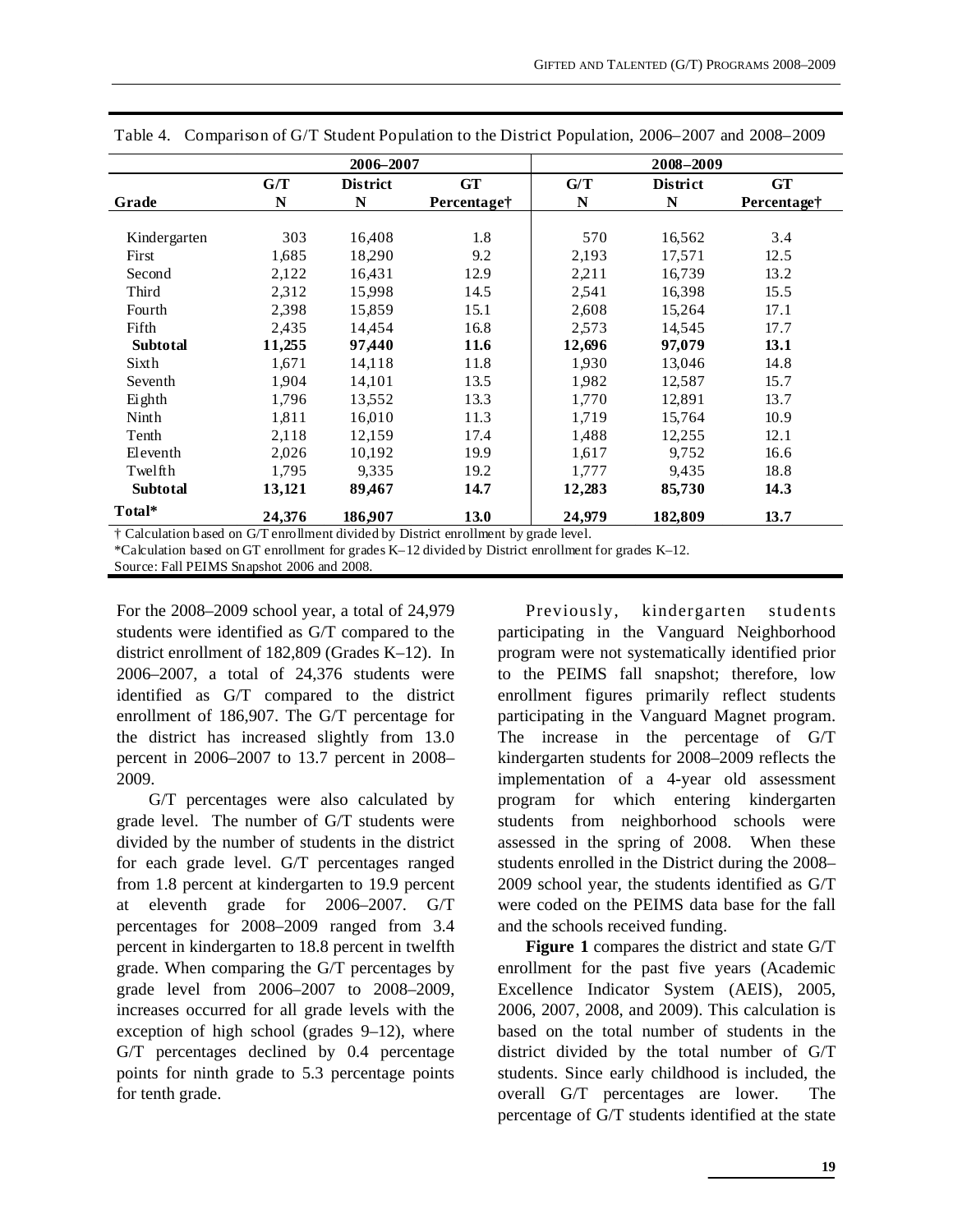Table 4. Comparison of G/T Student Population to the District Population, 2006–2007 and 2008–2009

| | 2006–2007 | | | 2008–2009 | | |
|---|---|---|---|---|---|---|
| **Grade** | **G/T N** | **District N** | **GT Percentage†** | **G/T N** | **District N** | **GT Percentage†** |
| Kindergarten | 303 | 16,408 | 1.8 | 570 | 16,562 | 3.4 |
| First | 1,685 | 18,290 | 9.2 | 2,193 | 17,571 | 12.5 |
| Second | 2,122 | 16,431 | 12.9 | 2,211 | 16,739 | 13.2 |
| Third | 2,312 | 15,998 | 14.5 | 2,541 | 16,398 | 15.5 |
| Fourth | 2,398 | 15,859 | 15.1 | 2,608 | 15,264 | 17.1 |
| Fifth | 2,435 | 14,454 | 16.8 | 2,573 | 14,545 | 17.7 |
| **Subtotal** | **11,255** | **97,440** | **11.6** | **12,696** | **97,079** | **13.1** |
| Sixth | 1,671 | 14,118 | 11.8 | 1,930 | 13,046 | 14.8 |
| Seventh | 1,904 | 14,101 | 13.5 | 1,982 | 12,587 | 15.7 |
| Eighth | 1,796 | 13,552 | 13.3 | 1,770 | 12,891 | 13.7 |
| Ninth | 1,811 | 16,010 | 11.3 | 1,719 | 15,764 | 10.9 |
| Tenth | 2,118 | 12,159 | 17.4 | 1,488 | 12,255 | 12.1 |
| Eleventh | 2,026 | 10,192 | 19.9 | 1,617 | 9,752 | 16.6 |
| Twelfth | 1,795 | 9,335 | 19.2 | 1,777 | 9,435 | 18.8 |
| **Subtotal** | **13,121** | **89,467** | **14.7** | **12,283** | **85,730** | **14.3** |
| **Total*** | **24,376** | **186,907** | **13.0** | **24,979** | **182,809** | **13.7** |

† Calculation based on G/T enrollment divided by District enrollment by grade level.
*Calculation based on GT enrollment for grades K–12 divided by District enrollment for grades K–12.
Source: Fall PEIMS Snapshot 2006 and 2008.

For the 2008–2009 school year, a total of 24,979 students were identified as G/T compared to the district enrollment of 182,809 (Grades K–12). In 2006–2007, a total of 24,376 students were identified as G/T compared to the district enrollment of 186,907. The G/T percentage for the district has increased slightly from 13.0 percent in 2006–2007 to 13.7 percent in 2008–2009.

G/T percentages were also calculated by grade level. The number of G/T students were divided by the number of students in the district for each grade level. G/T percentages ranged from 1.8 percent at kindergarten to 19.9 percent at eleventh grade for 2006–2007. G/T percentages for 2008–2009 ranged from 3.4 percent in kindergarten to 18.8 percent in twelfth grade. When comparing the G/T percentages by grade level from 2006–2007 to 2008–2009, increases occurred for all grade levels with the exception of high school (grades 9–12), where G/T percentages declined by 0.4 percentage points for ninth grade to 5.3 percentage points for tenth grade.

Previously, kindergarten students participating in the Vanguard Neighborhood program were not systematically identified prior to the PEIMS fall snapshot; therefore, low enrollment figures primarily reflect students participating in the Vanguard Magnet program. The increase in the percentage of G/T kindergarten students for 2008–2009 reflects the implementation of a 4-year old assessment program for which entering kindergarten students from neighborhood schools were assessed in the spring of 2008. When these students enrolled in the District during the 2008–2009 school year, the students identified as G/T were coded on the PEIMS data base for the fall and the schools received funding.

**Figure 1** compares the district and state G/T enrollment for the past five years (Academic Excellence Indicator System (AEIS), 2005, 2006, 2007, 2008, and 2009). This calculation is based on the total number of students in the district divided by the total number of G/T students. Since early childhood is included, the overall G/T percentages are lower. The percentage of G/T students identified at the state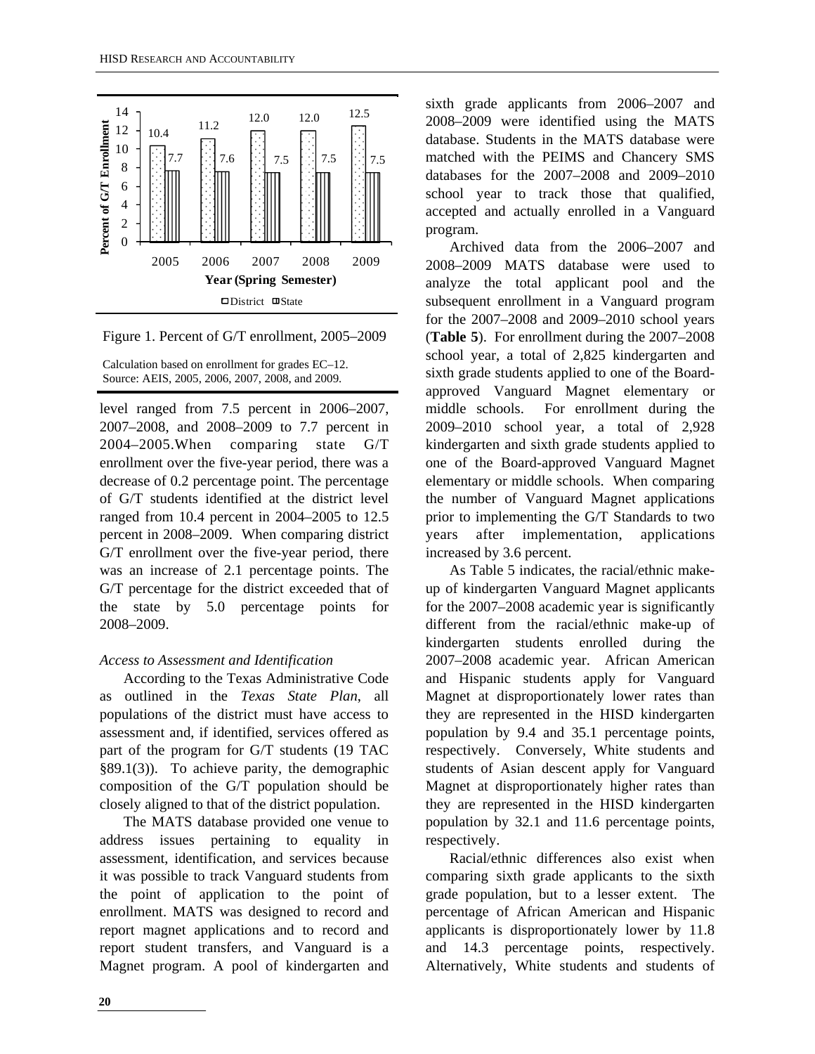| Year (Spring Semester) | District | State |
|---|---|---|
| 2005 | 10.4 | 7.7 |
| 2006 | 11.2 | 7.6 |
| 2007 | 12.0 | 7.5 |
| 2008 | 12.0 | 7.5 |
| 2009 | 12.5 | 7.5 |

Figure 1. Percent of G/T enrollment, 2005–2009

Calculation based on enrollment for grades EC–12.
Source: AEIS, 2005, 2006, 2007, 2008, and 2009.

level ranged from 7.5 percent in 2006–2007, 2007–2008, and 2008–2009 to 7.7 percent in 2004–2005.When comparing state G/T enrollment over the five-year period, there was a decrease of 0.2 percentage point. The percentage of G/T students identified at the district level ranged from 10.4 percent in 2004–2005 to 12.5 percent in 2008–2009. When comparing district G/T enrollment over the five-year period, there was an increase of 2.1 percentage points. The G/T percentage for the district exceeded that of the state by 5.0 percentage points for 2008–2009.

*Access to Assessment and Identification*

According to the Texas Administrative Code as outlined in the *Texas State Plan*, all populations of the district must have access to assessment and, if identified, services offered as part of the program for G/T students (19 TAC §89.1(3)). To achieve parity, the demographic composition of the G/T population should be closely aligned to that of the district population.

The MATS database provided one venue to address issues pertaining to equality in assessment, identification, and services because it was possible to track Vanguard students from the point of application to the point of enrollment. MATS was designed to record and report magnet applications and to record and report student transfers, and Vanguard is a Magnet program. A pool of kindergarten and sixth grade applicants from 2006–2007 and 2008–2009 were identified using the MATS database. Students in the MATS database were matched with the PEIMS and Chancery SMS databases for the 2007–2008 and 2009–2010 school year to track those that qualified, accepted and actually enrolled in a Vanguard program.

Archived data from the 2006–2007 and 2008–2009 MATS database were used to analyze the total applicant pool and the subsequent enrollment in a Vanguard program for the 2007–2008 and 2009–2010 school years (**Table 5**). For enrollment during the 2007–2008 school year, a total of 2,825 kindergarten and sixth grade students applied to one of the Board-approved Vanguard Magnet elementary or middle schools. For enrollment during the 2009–2010 school year, a total of 2,928 kindergarten and sixth grade students applied to one of the Board-approved Vanguard Magnet elementary or middle schools. When comparing the number of Vanguard Magnet applications prior to implementing the G/T Standards to two years after implementation, applications increased by 3.6 percent.

As Table 5 indicates, the racial/ethnic make-up of kindergarten Vanguard Magnet applicants for the 2007–2008 academic year is significantly different from the racial/ethnic make-up of kindergarten students enrolled during the 2007–2008 academic year. African American and Hispanic students apply for Vanguard Magnet at disproportionately lower rates than they are represented in the HISD kindergarten population by 9.4 and 35.1 percentage points, respectively. Conversely, White students and students of Asian descent apply for Vanguard Magnet at disproportionately higher rates than they are represented in the HISD kindergarten population by 32.1 and 11.6 percentage points, respectively.

Racial/ethnic differences also exist when comparing sixth grade applicants to the sixth grade population, but to a lesser extent. The percentage of African American and Hispanic applicants is disproportionately lower by 11.8 and 14.3 percentage points, respectively. Alternatively, White students and students of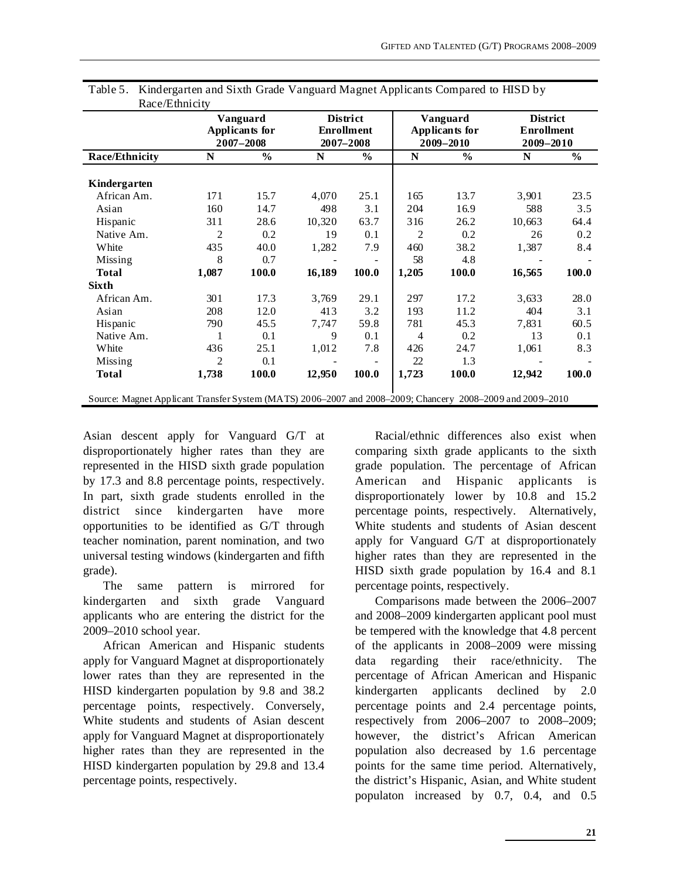Table 5. Kindergarten and Sixth Grade Vanguard Magnet Applicants Compared to HISD by Race/Ethnicity

| | Vanguard Applicants for 2007–2008 | | District Enrollment 2007–2008 | | Vanguard Applicants for 2009–2010 | | District Enrollment 2009–2010 | |
|---|---|---|---|---|---|---|---|---|
| **Race/Ethnicity** | **N** | **%** | **N** | **%** | **N** | **%** | **N** | **%** |
| **Kindergarten** | | | | | | | | |
| African Am. | 171 | 15.7 | 4,070 | 25.1 | 165 | 13.7 | 3,901 | 23.5 |
| Asian | 160 | 14.7 | 498 | 3.1 | 204 | 16.9 | 588 | 3.5 |
| Hispanic | 311 | 28.6 | 10,320 | 63.7 | 316 | 26.2 | 10,663 | 64.4 |
| Native Am. | 2 | 0.2 | 19 | 0.1 | 2 | 0.2 | 26 | 0.2 |
| White | 435 | 40.0 | 1,282 | 7.9 | 460 | 38.2 | 1,387 | 8.4 |
| Missing | 8 | 0.7 | - | - | 58 | 4.8 | - | - |
| **Total** | **1,087** | **100.0** | **16,189** | **100.0** | **1,205** | **100.0** | **16,565** | **100.0** |
| **Sixth** | | | | | | | | |
| African Am. | 301 | 17.3 | 3,769 | 29.1 | 297 | 17.2 | 3,633 | 28.0 |
| Asian | 208 | 12.0 | 413 | 3.2 | 193 | 11.2 | 404 | 3.1 |
| Hispanic | 790 | 45.5 | 7,747 | 59.8 | 781 | 45.3 | 7,831 | 60.5 |
| Native Am. | 1 | 0.1 | 9 | 0.1 | 4 | 0.2 | 13 | 0.1 |
| White | 436 | 25.1 | 1,012 | 7.8 | 426 | 24.7 | 1,061 | 8.3 |
| Missing | 2 | 0.1 | - | - | 22 | 1.3 | - | - |
| **Total** | **1,738** | **100.0** | **12,950** | **100.0** | **1,723** | **100.0** | **12,942** | **100.0** |

Source: Magnet Applicant Transfer System (MATS) 2006–2007 and 2008–2009; Chancery 2008–2009 and 2009–2010

Asian descent apply for Vanguard G/T at disproportionately higher rates than they are represented in the HISD sixth grade population by 17.3 and 8.8 percentage points, respectively. In part, sixth grade students enrolled in the district since kindergarten have more opportunities to be identified as G/T through teacher nomination, parent nomination, and two universal testing windows (kindergarten and fifth grade).

The same pattern is mirrored for kindergarten and sixth grade Vanguard applicants who are entering the district for the 2009–2010 school year.

African American and Hispanic students apply for Vanguard Magnet at disproportionately lower rates than they are represented in the HISD kindergarten population by 9.8 and 38.2 percentage points, respectively. Conversely, White students and students of Asian descent apply for Vanguard Magnet at disproportionately higher rates than they are represented in the HISD kindergarten population by 29.8 and 13.4 percentage points, respectively.

Racial/ethnic differences also exist when comparing sixth grade applicants to the sixth grade population. The percentage of African American and Hispanic applicants is disproportionately lower by 10.8 and 15.2 percentage points, respectively. Alternatively, White students and students of Asian descent apply for Vanguard G/T at disproportionately higher rates than they are represented in the HISD sixth grade population by 16.4 and 8.1 percentage points, respectively.

Comparisons made between the 2006–2007 and 2008–2009 kindergarten applicant pool must be tempered with the knowledge that 4.8 percent of the applicants in 2008–2009 were missing data regarding their race/ethnicity. The percentage of African American and Hispanic kindergarten applicants declined by 2.0 percentage points and 2.4 percentage points, respectively from 2006–2007 to 2008–2009; however, the district's African American population also decreased by 1.6 percentage points for the same time period. Alternatively, the district's Hispanic, Asian, and White student populaton increased by 0.7, 0.4, and 0.5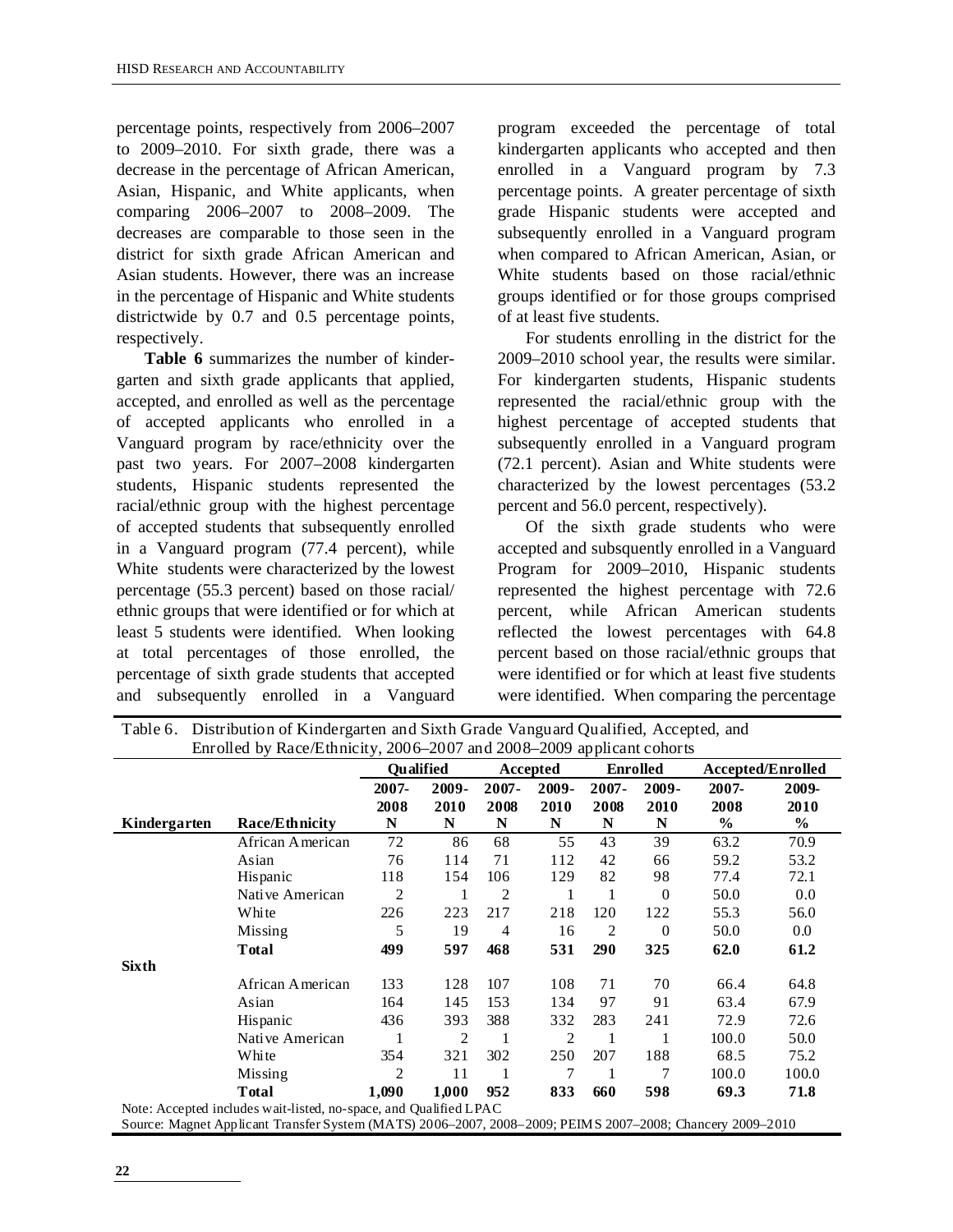percentage points, respectively from 2006–2007 to 2009–2010. For sixth grade, there was a decrease in the percentage of African American, Asian, Hispanic, and White applicants, when comparing 2006–2007 to 2008–2009. The decreases are comparable to those seen in the district for sixth grade African American and Asian students. However, there was an increase in the percentage of Hispanic and White students districtwide by 0.7 and 0.5 percentage points, respectively.

**Table 6** summarizes the number of kindergarten and sixth grade applicants that applied, accepted, and enrolled as well as the percentage of accepted applicants who enrolled in a Vanguard program by race/ethnicity over the past two years. For 2007–2008 kindergarten students, Hispanic students represented the racial/ethnic group with the highest percentage of accepted students that subsequently enrolled in a Vanguard program (77.4 percent), while White students were characterized by the lowest percentage (55.3 percent) based on those racial/ethnic groups that were identified or for which at least 5 students were identified. When looking at total percentages of those enrolled, the percentage of sixth grade students that accepted and subsequently enrolled in a Vanguard program exceeded the percentage of total kindergarten applicants who accepted and then enrolled in a Vanguard program by 7.3 percentage points. A greater percentage of sixth grade Hispanic students were accepted and subsequently enrolled in a Vanguard program when compared to African American, Asian, or White students based on those racial/ethnic groups identified or for those groups comprised of at least five students.

For students enrolling in the district for the 2009–2010 school year, the results were similar. For kindergarten students, Hispanic students represented the racial/ethnic group with the highest percentage of accepted students that subsequently enrolled in a Vanguard program (72.1 percent). Asian and White students were characterized by the lowest percentages (53.2 percent and 56.0 percent, respectively).

Of the sixth grade students who were accepted and subsquently enrolled in a Vanguard Program for 2009–2010, Hispanic students represented the highest percentage with 72.6 percent, while African American students reflected the lowest percentages with 64.8 percent based on those racial/ethnic groups that were identified or for which at least five students were identified. When comparing the percentage

Table 6. Distribution of Kindergarten and Sixth Grade Vanguard Qualified, Accepted, and Enrolled by Race/Ethnicity, 2006–2007 and 2008–2009 applicant cohorts

| | | Qualified | | Accepted | | Enrolled | | Accepted/Enrolled | |
|---|---|---|---|---|---|---|---|---|---|
| | | 2007-2008 | 2009-2010 | 2007-2008 | 2009-2010 | 2007-2008 | 2009-2010 | 2007-2008 | 2009-2010 |
| **Kindergarten** | **Race/Ethnicity** | **N** | **N** | **N** | **N** | **N** | **N** | **%** | **%** |
| | African American | 72 | 86 | 68 | 55 | 43 | 39 | 63.2 | 70.9 |
| | Asian | 76 | 114 | 71 | 112 | 42 | 66 | 59.2 | 53.2 |
| | Hispanic | 118 | 154 | 106 | 129 | 82 | 98 | 77.4 | 72.1 |
| | Native American | 2 | 1 | 2 | 1 | 1 | 0 | 50.0 | 0.0 |
| | White | 226 | 223 | 217 | 218 | 120 | 122 | 55.3 | 56.0 |
| | Missing | 5 | 19 | 4 | 16 | 2 | 0 | 50.0 | 0.0 |
| | **Total** | **499** | **597** | **468** | **531** | **290** | **325** | **62.0** | **61.2** |
| **Sixth** | | | | | | | | | |
| | African American | 133 | 128 | 107 | 108 | 71 | 70 | 66.4 | 64.8 |
| | Asian | 164 | 145 | 153 | 134 | 97 | 91 | 63.4 | 67.9 |
| | Hispanic | 436 | 393 | 388 | 332 | 283 | 241 | 72.9 | 72.6 |
| | Native American | 1 | 2 | 1 | 2 | 1 | 1 | 100.0 | 50.0 |
| | White | 354 | 321 | 302 | 250 | 207 | 188 | 68.5 | 75.2 |
| | Missing | 2 | 11 | 1 | 7 | 1 | 7 | 100.0 | 100.0 |
| | **Total** | **1,090** | **1,000** | **952** | **833** | **660** | **598** | **69.3** | **71.8** |

Note: Accepted includes wait-listed, no-space, and Qualified LPAC

Source: Magnet Applicant Transfer System (MATS) 2006–2007, 2008–2009; PEIMS 2007–2008; Chancery 2009–2010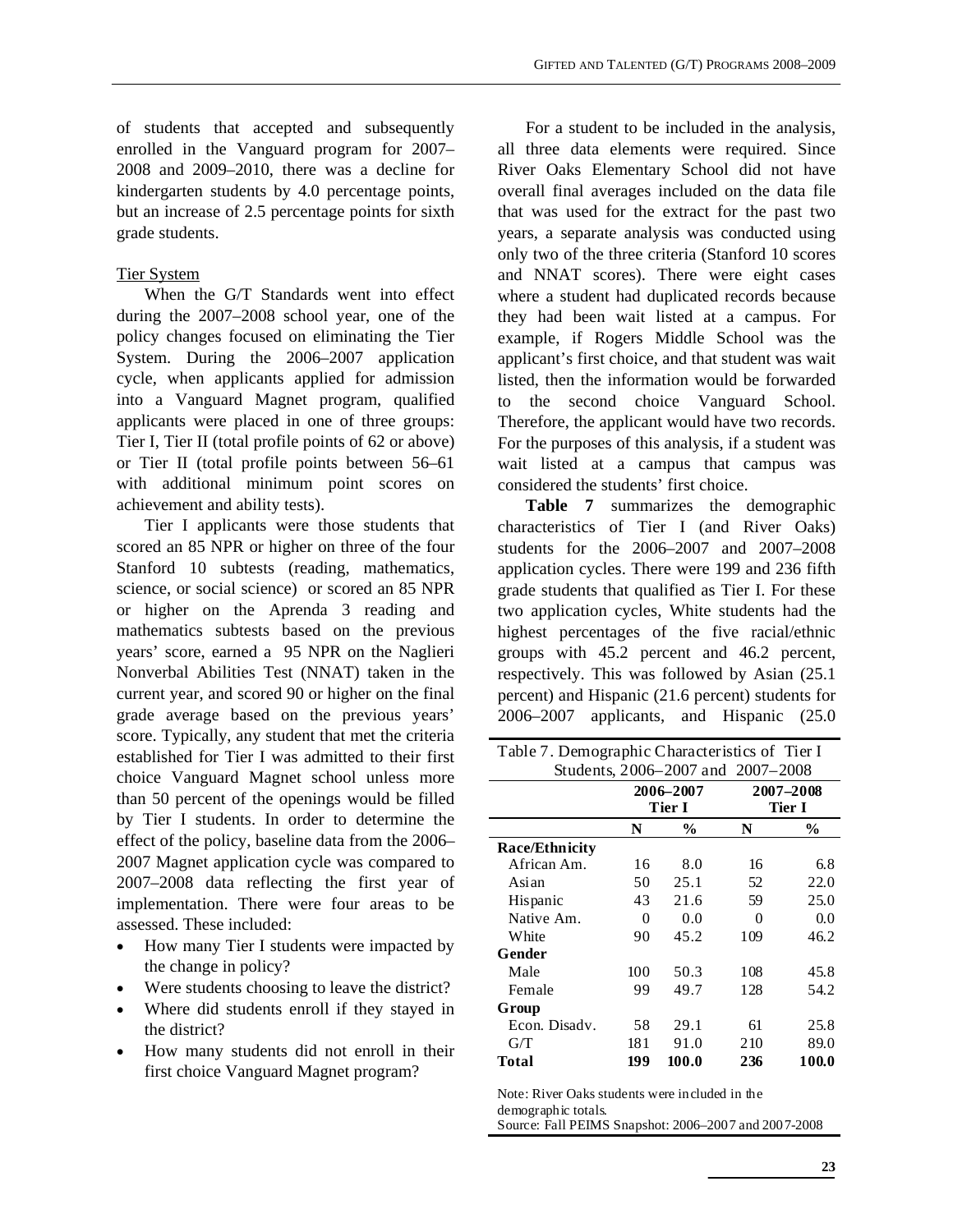of students that accepted and subsequently enrolled in the Vanguard program for 2007–2008 and 2009–2010, there was a decline for kindergarten students by 4.0 percentage points, but an increase of 2.5 percentage points for sixth grade students.

Tier System

When the G/T Standards went into effect during the 2007–2008 school year, one of the policy changes focused on eliminating the Tier System. During the 2006–2007 application cycle, when applicants applied for admission into a Vanguard Magnet program, qualified applicants were placed in one of three groups: Tier I, Tier II (total profile points of 62 or above) or Tier II (total profile points between 56–61 with additional minimum point scores on achievement and ability tests).

Tier I applicants were those students that scored an 85 NPR or higher on three of the four Stanford 10 subtests (reading, mathematics, science, or social science) or scored an 85 NPR or higher on the Aprenda 3 reading and mathematics subtests based on the previous years' score, earned a 95 NPR on the Naglieri Nonverbal Abilities Test (NNAT) taken in the current year, and scored 90 or higher on the final grade average based on the previous years' score. Typically, any student that met the criteria established for Tier I was admitted to their first choice Vanguard Magnet school unless more than 50 percent of the openings would be filled by Tier I students. In order to determine the effect of the policy, baseline data from the 2006–2007 Magnet application cycle was compared to 2007–2008 data reflecting the first year of implementation. There were four areas to be assessed. These included:

- How many Tier I students were impacted by the change in policy?
- Were students choosing to leave the district?
- Where did students enroll if they stayed in the district?
- How many students did not enroll in their first choice Vanguard Magnet program?

For a student to be included in the analysis, all three data elements were required. Since River Oaks Elementary School did not have overall final averages included on the data file that was used for the extract for the past two years, a separate analysis was conducted using only two of the three criteria (Stanford 10 scores and NNAT scores). There were eight cases where a student had duplicated records because they had been wait listed at a campus. For example, if Rogers Middle School was the applicant's first choice, and that student was wait listed, then the information would be forwarded to the second choice Vanguard School. Therefore, the applicant would have two records. For the purposes of this analysis, if a student was wait listed at a campus that campus was considered the students' first choice.

**Table 7** summarizes the demographic characteristics of Tier I (and River Oaks) students for the 2006–2007 and 2007–2008 application cycles. There were 199 and 236 fifth grade students that qualified as Tier I. For these two application cycles, White students had the highest percentages of the five racial/ethnic groups with 45.2 percent and 46.2 percent, respectively. This was followed by Asian (25.1 percent) and Hispanic (21.6 percent) students for 2006–2007 applicants, and Hispanic (25.0

Table 7. Demographic Characteristics of Tier I Students, 2006–2007 and 2007–2008

| | 2006–2007 Tier I | | 2007–2008 Tier I | |
|---|---|---|---|---|
| | **N** | **%** | **N** | **%** |
| **Race/Ethnicity** | | | | |
| African Am. | 16 | 8.0 | 16 | 6.8 |
| Asian | 50 | 25.1 | 52 | 22.0 |
| Hispanic | 43 | 21.6 | 59 | 25.0 |
| Native Am. | 0 | 0.0 | 0 | 0.0 |
| White | 90 | 45.2 | 109 | 46.2 |
| **Gender** | | | | |
| Male | 100 | 50.3 | 108 | 45.8 |
| Female | 99 | 49.7 | 128 | 54.2 |
| **Group** | | | | |
| Econ. Disadv. | 58 | 29.1 | 61 | 25.8 |
| G/T | 181 | 91.0 | 210 | 89.0 |
| **Total** | **199** | **100.0** | **236** | **100.0** |

Note: River Oaks students were included in the demographic totals.
Source: Fall PEIMS Snapshot: 2006–2007 and 2007-2008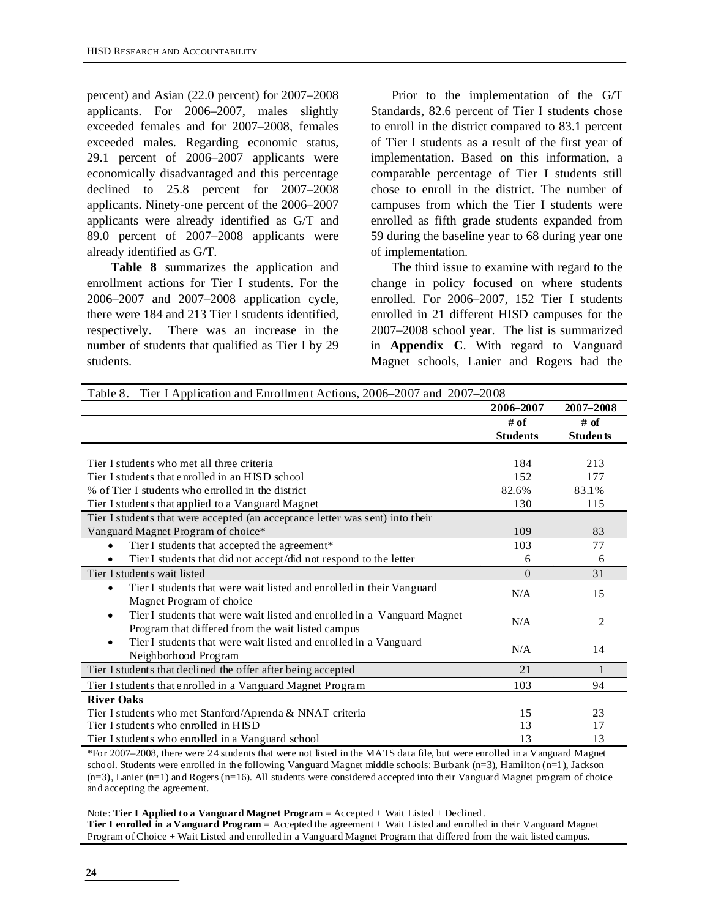percent) and Asian (22.0 percent) for 2007–2008 applicants. For 2006–2007, males slightly exceeded females and for 2007–2008, females exceeded males. Regarding economic status, 29.1 percent of 2006–2007 applicants were economically disadvantaged and this percentage declined to 25.8 percent for 2007–2008 applicants. Ninety-one percent of the 2006–2007 applicants were already identified as G/T and 89.0 percent of 2007–2008 applicants were already identified as G/T.

**Table 8** summarizes the application and enrollment actions for Tier I students. For the 2006–2007 and 2007–2008 application cycle, there were 184 and 213 Tier I students identified, respectively. There was an increase in the number of students that qualified as Tier I by 29 students.

Prior to the implementation of the G/T Standards, 82.6 percent of Tier I students chose to enroll in the district compared to 83.1 percent of Tier I students as a result of the first year of implementation. Based on this information, a comparable percentage of Tier I students still chose to enroll in the district. The number of campuses from which the Tier I students were enrolled as fifth grade students expanded from 59 during the baseline year to 68 during year one of implementation.

The third issue to examine with regard to the change in policy focused on where students enrolled. For 2006–2007, 152 Tier I students enrolled in 21 different HISD campuses for the 2007–2008 school year. The list is summarized in **Appendix C**. With regard to Vanguard Magnet schools, Lanier and Rogers had the

Table 8. Tier I Application and Enrollment Actions, 2006–2007 and 2007–2008

| | 2006–2007 # of Students | 2007–2008 # of Students |
|---|---|---|
| Tier I students who met all three criteria | 184 | 213 |
| Tier I students that enrolled in an HISD school | 152 | 177 |
| % of Tier I students who enrolled in the district | 82.6% | 83.1% |
| Tier I students that applied to a Vanguard Magnet | 130 | 115 |
| Tier I students that were accepted (an acceptance letter was sent) into their Vanguard Magnet Program of choice* | 109 | 83 |
| • Tier I students that accepted the agreement* | 103 | 77 |
| • Tier I students that did not accept/did not respond to the letter | 6 | 6 |
| Tier I students wait listed | 0 | 31 |
| • Tier I students that were wait listed and enrolled in their Vanguard Magnet Program of choice | N/A | 15 |
| • Tier I students that were wait listed and enrolled in a Vanguard Magnet Program that differed from the wait listed campus | N/A | 2 |
| • Tier I students that were wait listed and enrolled in a Vanguard Neighborhood Program | N/A | 14 |
| Tier I students that declined the offer after being accepted | 21 | 1 |
| Tier I students that enrolled in a Vanguard Magnet Program | 103 | 94 |
| **River Oaks** | | |
| Tier I students who met Stanford/Aprenda & NNAT criteria | 15 | 23 |
| Tier I students who enrolled in HISD | 13 | 17 |
| Tier I students who enrolled in a Vanguard school | 13 | 13 |

*For 2007–2008, there were 24 students that were not listed in the MATS data file, but were enrolled in a Vanguard Magnet school. Students were enrolled in the following Vanguard Magnet middle schools: Burbank (n=3), Hamilton (n=1), Jackson (n=3), Lanier (n=1) and Rogers (n=16). All students were considered accepted into their Vanguard Magnet program of choice and accepting the agreement.

Note: **Tier I Applied to a Vanguard Magnet Program** = Accepted + Wait Listed + Declined.
**Tier I enrolled in a Vanguard Program** = Accepted the agreement + Wait Listed and enrolled in their Vanguard Magnet Program of Choice + Wait Listed and enrolled in a Vanguard Magnet Program that differed from the wait listed campus.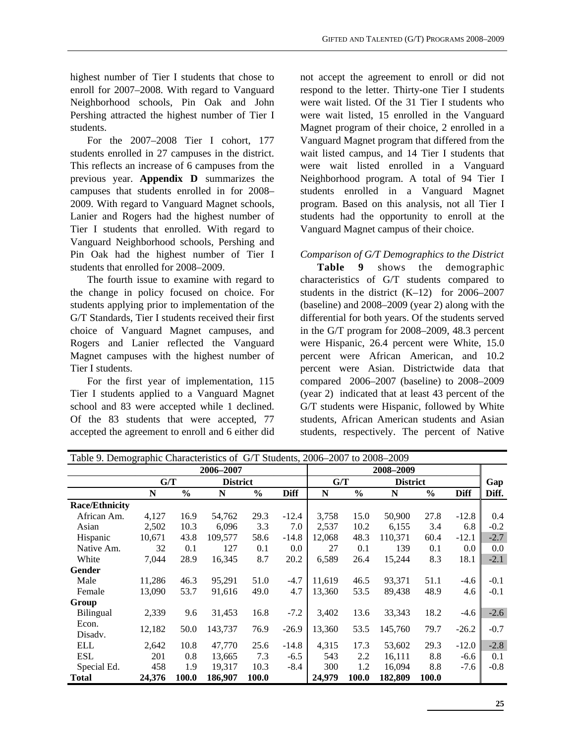highest number of Tier I students that chose to enroll for 2007–2008. With regard to Vanguard Neighborhood schools, Pin Oak and John Pershing attracted the highest number of Tier I students.

For the 2007–2008 Tier I cohort, 177 students enrolled in 27 campuses in the district. This reflects an increase of 6 campuses from the previous year. **Appendix D** summarizes the campuses that students enrolled in for 2008–2009. With regard to Vanguard Magnet schools, Lanier and Rogers had the highest number of Tier I students that enrolled. With regard to Vanguard Neighborhood schools, Pershing and Pin Oak had the highest number of Tier I students that enrolled for 2008–2009.

The fourth issue to examine with regard to the change in policy focused on choice. For students applying prior to implementation of the G/T Standards, Tier I students received their first choice of Vanguard Magnet campuses, and Rogers and Lanier reflected the Vanguard Magnet campuses with the highest number of Tier I students.

For the first year of implementation, 115 Tier I students applied to a Vanguard Magnet school and 83 were accepted while 1 declined. Of the 83 students that were accepted, 77 accepted the agreement to enroll and 6 either did not accept the agreement to enroll or did not respond to the letter. Thirty-one Tier I students were wait listed. Of the 31 Tier I students who were wait listed, 15 enrolled in the Vanguard Magnet program of their choice, 2 enrolled in a Vanguard Magnet program that differed from the wait listed campus, and 14 Tier I students that were wait listed enrolled in a Vanguard Neighborhood program. A total of 94 Tier I students enrolled in a Vanguard Magnet program. Based on this analysis, not all Tier I students had the opportunity to enroll at the Vanguard Magnet campus of their choice.

*Comparison of G/T Demographics to the District*

**Table 9** shows the demographic characteristics of G/T students compared to students in the district (K–12) for 2006–2007 (baseline) and 2008–2009 (year 2) along with the differential for both years. Of the students served in the G/T program for 2008–2009, 48.3 percent were Hispanic, 26.4 percent were White, 15.0 percent were African American, and 10.2 percent were Asian. Districtwide data that compared 2006–2007 (baseline) to 2008–2009 (year 2) indicated that at least 43 percent of the G/T students were Hispanic, followed by White students, African American students and Asian students, respectively. The percent of Native

Table 9. Demographic Characteristics of G/T Students, 2006–2007 to 2008–2009

| | 2006–2007 | | | | | 2008–2009 | | | | | |
|---|---|---|---|---|---|---|---|---|---|---|---|
| | G/T | | District | | | G/T | | District | | | Gap |
| | N | % | N | % | Diff | N | % | N | % | Diff | Diff. |
| **Race/Ethnicity** | | | | | | | | | | | |
| African Am. | 4,127 | 16.9 | 54,762 | 29.3 | -12.4 | 3,758 | 15.0 | 50,900 | 27.8 | -12.8 | 0.4 |
| Asian | 2,502 | 10.3 | 6,096 | 3.3 | 7.0 | 2,537 | 10.2 | 6,155 | 3.4 | 6.8 | -0.2 |
| Hispanic | 10,671 | 43.8 | 109,577 | 58.6 | -14.8 | 12,068 | 48.3 | 110,371 | 60.4 | -12.1 | -2.7 |
| Native Am. | 32 | 0.1 | 127 | 0.1 | 0.0 | 27 | 0.1 | 139 | 0.1 | 0.0 | 0.0 |
| White | 7,044 | 28.9 | 16,345 | 8.7 | 20.2 | 6,589 | 26.4 | 15,244 | 8.3 | 18.1 | -2.1 |
| **Gender** | | | | | | | | | | | |
| Male | 11,286 | 46.3 | 95,291 | 51.0 | -4.7 | 11,619 | 46.5 | 93,371 | 51.1 | -4.6 | -0.1 |
| Female | 13,090 | 53.7 | 91,616 | 49.0 | 4.7 | 13,360 | 53.5 | 89,438 | 48.9 | 4.6 | -0.1 |
| **Group** | | | | | | | | | | | |
| Bilingual | 2,339 | 9.6 | 31,453 | 16.8 | -7.2 | 3,402 | 13.6 | 33,343 | 18.2 | -4.6 | -2.6 |
| Econ. Disadv. | 12,182 | 50.0 | 143,737 | 76.9 | -26.9 | 13,360 | 53.5 | 145,760 | 79.7 | -26.2 | -0.7 |
| ELL | 2,642 | 10.8 | 47,770 | 25.6 | -14.8 | 4,315 | 17.3 | 53,602 | 29.3 | -12.0 | -2.8 |
| ESL | 201 | 0.8 | 13,665 | 7.3 | -6.5 | 543 | 2.2 | 16,111 | 8.8 | -6.6 | 0.1 |
| Special Ed. | 458 | 1.9 | 19,317 | 10.3 | -8.4 | 300 | 1.2 | 16,094 | 8.8 | -7.6 | -0.8 |
| **Total** | **24,376** | **100.0** | **186,907** | **100.0** | | **24,979** | **100.0** | **182,809** | **100.0** | | |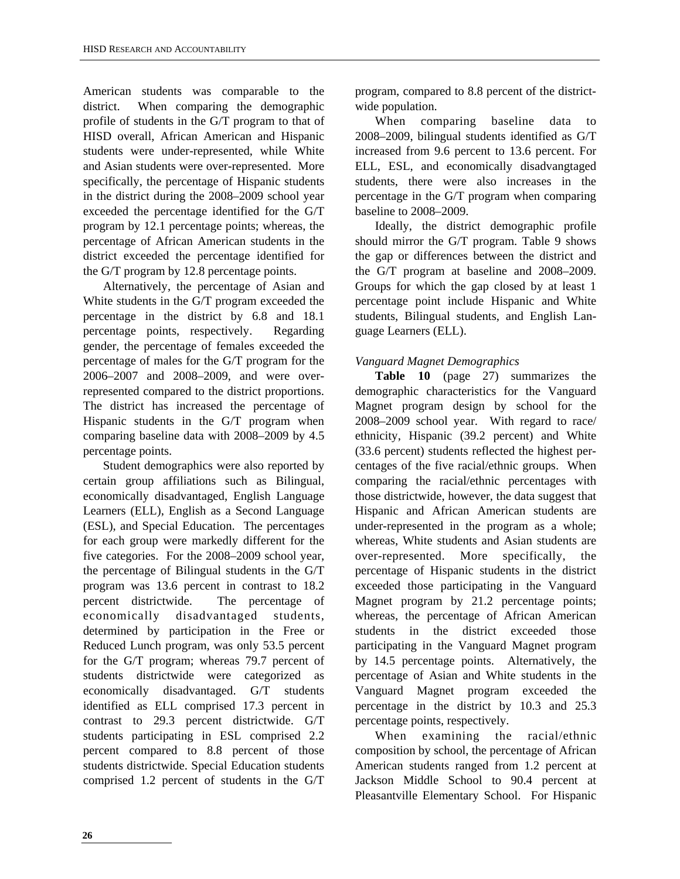American students was comparable to the district. When comparing the demographic profile of students in the G/T program to that of HISD overall, African American and Hispanic students were under-represented, while White and Asian students were over-represented. More specifically, the percentage of Hispanic students in the district during the 2008–2009 school year exceeded the percentage identified for the G/T program by 12.1 percentage points; whereas, the percentage of African American students in the district exceeded the percentage identified for the G/T program by 12.8 percentage points.

Alternatively, the percentage of Asian and White students in the G/T program exceeded the percentage in the district by 6.8 and 18.1 percentage points, respectively. Regarding gender, the percentage of females exceeded the percentage of males for the G/T program for the 2006–2007 and 2008–2009, and were over-represented compared to the district proportions. The district has increased the percentage of Hispanic students in the G/T program when comparing baseline data with 2008–2009 by 4.5 percentage points.

Student demographics were also reported by certain group affiliations such as Bilingual, economically disadvantaged, English Language Learners (ELL), English as a Second Language (ESL), and Special Education. The percentages for each group were markedly different for the five categories. For the 2008–2009 school year, the percentage of Bilingual students in the G/T program was 13.6 percent in contrast to 18.2 percent districtwide. The percentage of economically disadvantaged students, determined by participation in the Free or Reduced Lunch program, was only 53.5 percent for the G/T program; whereas 79.7 percent of students districtwide were categorized as economically disadvantaged. G/T students identified as ELL comprised 17.3 percent in contrast to 29.3 percent districtwide. G/T students participating in ESL comprised 2.2 percent compared to 8.8 percent of those students districtwide. Special Education students comprised 1.2 percent of students in the G/T program, compared to 8.8 percent of the district-wide population.

When comparing baseline data to 2008–2009, bilingual students identified as G/T increased from 9.6 percent to 13.6 percent. For ELL, ESL, and economically disadvangtaged students, there were also increases in the percentage in the G/T program when comparing baseline to 2008–2009.

Ideally, the district demographic profile should mirror the G/T program. Table 9 shows the gap or differences between the district and the G/T program at baseline and 2008–2009. Groups for which the gap closed by at least 1 percentage point include Hispanic and White students, Bilingual students, and English Language Learners (ELL).

*Vanguard Magnet Demographics*

**Table 10** (page 27) summarizes the demographic characteristics for the Vanguard Magnet program design by school for the 2008–2009 school year. With regard to race/ ethnicity, Hispanic (39.2 percent) and White (33.6 percent) students reflected the highest percentages of the five racial/ethnic groups. When comparing the racial/ethnic percentages with those districtwide, however, the data suggest that Hispanic and African American students are under-represented in the program as a whole; whereas, White students and Asian students are over-represented. More specifically, the percentage of Hispanic students in the district exceeded those participating in the Vanguard Magnet program by 21.2 percentage points; whereas, the percentage of African American students in the district exceeded those participating in the Vanguard Magnet program by 14.5 percentage points. Alternatively, the percentage of Asian and White students in the Vanguard Magnet program exceeded the percentage in the district by 10.3 and 25.3 percentage points, respectively.

When examining the racial/ethnic composition by school, the percentage of African American students ranged from 1.2 percent at Jackson Middle School to 90.4 percent at Pleasantville Elementary School. For Hispanic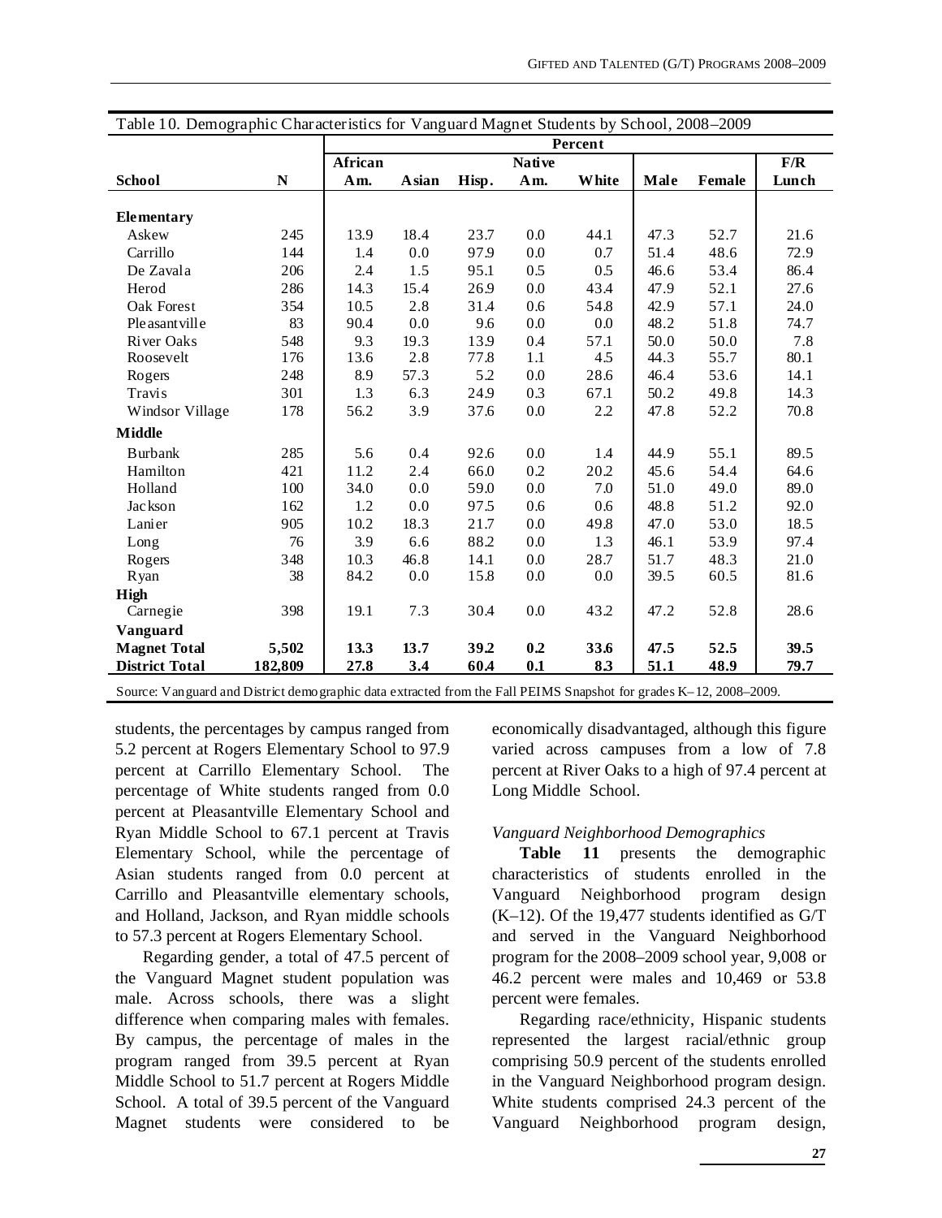Table 10. Demographic Characteristics for Vanguard Magnet Students by School, 2008–2009

| | | Percent | | | | | | | |
|---|---|---|---|---|---|---|---|---|---|
| School | N | African Am. | Asian | Hisp. | Native Am. | White | Male | Female | F/R Lunch |
| **Elementary** | | | | | | | | | |
| Askew | 245 | 13.9 | 18.4 | 23.7 | 0.0 | 44.1 | 47.3 | 52.7 | 21.6 |
| Carrillo | 144 | 1.4 | 0.0 | 97.9 | 0.0 | 0.7 | 51.4 | 48.6 | 72.9 |
| De Zavala | 206 | 2.4 | 1.5 | 95.1 | 0.5 | 0.5 | 46.6 | 53.4 | 86.4 |
| Herod | 286 | 14.3 | 15.4 | 26.9 | 0.0 | 43.4 | 47.9 | 52.1 | 27.6 |
| Oak Forest | 354 | 10.5 | 2.8 | 31.4 | 0.6 | 54.8 | 42.9 | 57.1 | 24.0 |
| Pleasantville | 83 | 90.4 | 0.0 | 9.6 | 0.0 | 0.0 | 48.2 | 51.8 | 74.7 |
| River Oaks | 548 | 9.3 | 19.3 | 13.9 | 0.4 | 57.1 | 50.0 | 50.0 | 7.8 |
| Roosevelt | 176 | 13.6 | 2.8 | 77.8 | 1.1 | 4.5 | 44.3 | 55.7 | 80.1 |
| Rogers | 248 | 8.9 | 57.3 | 5.2 | 0.0 | 28.6 | 46.4 | 53.6 | 14.1 |
| Travis | 301 | 1.3 | 6.3 | 24.9 | 0.3 | 67.1 | 50.2 | 49.8 | 14.3 |
| Windsor Village | 178 | 56.2 | 3.9 | 37.6 | 0.0 | 2.2 | 47.8 | 52.2 | 70.8 |
| **Middle** | | | | | | | | | |
| Burbank | 285 | 5.6 | 0.4 | 92.6 | 0.0 | 1.4 | 44.9 | 55.1 | 89.5 |
| Hamilton | 421 | 11.2 | 2.4 | 66.0 | 0.2 | 20.2 | 45.6 | 54.4 | 64.6 |
| Holland | 100 | 34.0 | 0.0 | 59.0 | 0.0 | 7.0 | 51.0 | 49.0 | 89.0 |
| Jackson | 162 | 1.2 | 0.0 | 97.5 | 0.6 | 0.6 | 48.8 | 51.2 | 92.0 |
| Lanier | 905 | 10.2 | 18.3 | 21.7 | 0.0 | 49.8 | 47.0 | 53.0 | 18.5 |
| Long | 76 | 3.9 | 6.6 | 88.2 | 0.0 | 1.3 | 46.1 | 53.9 | 97.4 |
| Rogers | 348 | 10.3 | 46.8 | 14.1 | 0.0 | 28.7 | 51.7 | 48.3 | 21.0 |
| Ryan | 38 | 84.2 | 0.0 | 15.8 | 0.0 | 0.0 | 39.5 | 60.5 | 81.6 |
| **High** | | | | | | | | | |
| Carnegie | 398 | 19.1 | 7.3 | 30.4 | 0.0 | 43.2 | 47.2 | 52.8 | 28.6 |
| **Vanguard Magnet Total** | **5,502** | **13.3** | **13.7** | **39.2** | **0.2** | **33.6** | **47.5** | **52.5** | **39.5** |
| **District Total** | **182,809** | **27.8** | **3.4** | **60.4** | **0.1** | **8.3** | **51.1** | **48.9** | **79.7** |

Source: Vanguard and District demographic data extracted from the Fall PEIMS Snapshot for grades K–12, 2008–2009.

students, the percentages by campus ranged from 5.2 percent at Rogers Elementary School to 97.9 percent at Carrillo Elementary School. The percentage of White students ranged from 0.0 percent at Pleasantville Elementary School and Ryan Middle School to 67.1 percent at Travis Elementary School, while the percentage of Asian students ranged from 0.0 percent at Carrillo and Pleasantville elementary schools, and Holland, Jackson, and Ryan middle schools to 57.3 percent at Rogers Elementary School.

Regarding gender, a total of 47.5 percent of the Vanguard Magnet student population was male. Across schools, there was a slight difference when comparing males with females. By campus, the percentage of males in the program ranged from 39.5 percent at Ryan Middle School to 51.7 percent at Rogers Middle School. A total of 39.5 percent of the Vanguard Magnet students were considered to be economically disadvantaged, although this figure varied across campuses from a low of 7.8 percent at River Oaks to a high of 97.4 percent at Long Middle School.

*Vanguard Neighborhood Demographics*

**Table 11** presents the demographic characteristics of students enrolled in the Vanguard Neighborhood program design (K–12). Of the 19,477 students identified as G/T and served in the Vanguard Neighborhood program for the 2008–2009 school year, 9,008 or 46.2 percent were males and 10,469 or 53.8 percent were females.

Regarding race/ethnicity, Hispanic students represented the largest racial/ethnic group comprising 50.9 percent of the students enrolled in the Vanguard Neighborhood program design. White students comprised 24.3 percent of the Vanguard Neighborhood program design,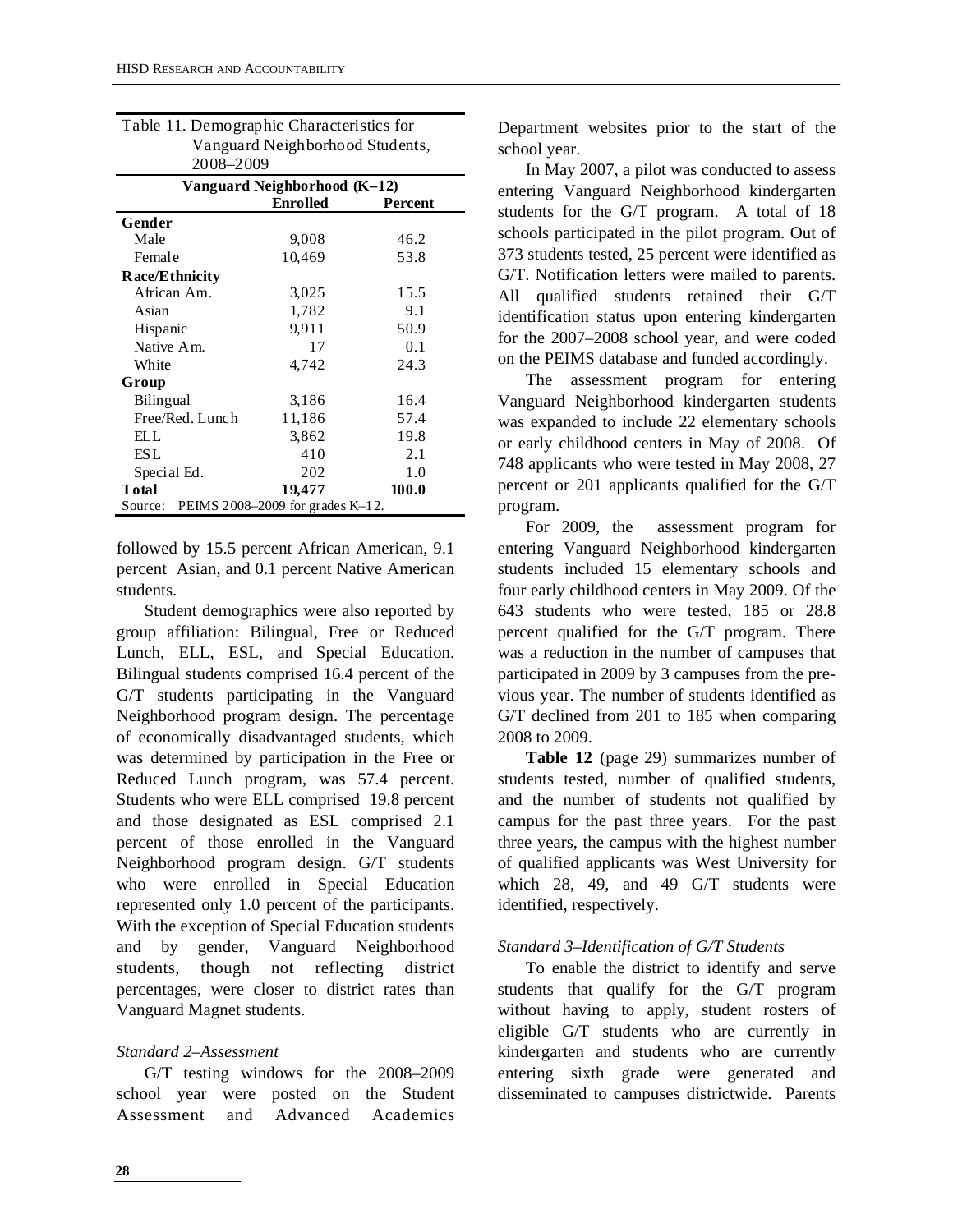Table 11. Demographic Characteristics for Vanguard Neighborhood Students, 2008–2009

| Vanguard Neighborhood (K–12) | Enrolled | Percent |
|---|---|---|
| **Gender** | | |
| Male | 9,008 | 46.2 |
| Female | 10,469 | 53.8 |
| **Race/Ethnicity** | | |
| African Am. | 3,025 | 15.5 |
| Asian | 1,782 | 9.1 |
| Hispanic | 9,911 | 50.9 |
| Native Am. | 17 | 0.1 |
| White | 4,742 | 24.3 |
| **Group** | | |
| Bilingual | 3,186 | 16.4 |
| Free/Red. Lunch | 11,186 | 57.4 |
| ELL | 3,862 | 19.8 |
| ESL | 410 | 2.1 |
| Special Ed. | 202 | 1.0 |
| **Total** | **19,477** | **100.0** |

Source: PEIMS 2008–2009 for grades K–12.

followed by 15.5 percent African American, 9.1 percent Asian, and 0.1 percent Native American students.

Student demographics were also reported by group affiliation: Bilingual, Free or Reduced Lunch, ELL, ESL, and Special Education. Bilingual students comprised 16.4 percent of the G/T students participating in the Vanguard Neighborhood program design. The percentage of economically disadvantaged students, which was determined by participation in the Free or Reduced Lunch program, was 57.4 percent. Students who were ELL comprised 19.8 percent and those designated as ESL comprised 2.1 percent of those enrolled in the Vanguard Neighborhood program design. G/T students who were enrolled in Special Education represented only 1.0 percent of the participants. With the exception of Special Education students and by gender, Vanguard Neighborhood students, though not reflecting district percentages, were closer to district rates than Vanguard Magnet students.

*Standard 2–Assessment*

G/T testing windows for the 2008–2009 school year were posted on the Student Assessment and Advanced Academics Department websites prior to the start of the school year.

In May 2007, a pilot was conducted to assess entering Vanguard Neighborhood kindergarten students for the G/T program. A total of 18 schools participated in the pilot program. Out of 373 students tested, 25 percent were identified as G/T. Notification letters were mailed to parents. All qualified students retained their G/T identification status upon entering kindergarten for the 2007–2008 school year, and were coded on the PEIMS database and funded accordingly.

The assessment program for entering Vanguard Neighborhood kindergarten students was expanded to include 22 elementary schools or early childhood centers in May of 2008. Of 748 applicants who were tested in May 2008, 27 percent or 201 applicants qualified for the G/T program.

For 2009, the assessment program for entering Vanguard Neighborhood kindergarten students included 15 elementary schools and four early childhood centers in May 2009. Of the 643 students who were tested, 185 or 28.8 percent qualified for the G/T program. There was a reduction in the number of campuses that participated in 2009 by 3 campuses from the previous year. The number of students identified as G/T declined from 201 to 185 when comparing 2008 to 2009.

**Table 12** (page 29) summarizes number of students tested, number of qualified students, and the number of students not qualified by campus for the past three years. For the past three years, the campus with the highest number of qualified applicants was West University for which 28, 49, and 49 G/T students were identified, respectively.

*Standard 3–Identification of G/T Students*

To enable the district to identify and serve students that qualify for the G/T program without having to apply, student rosters of eligible G/T students who are currently in kindergarten and students who are currently entering sixth grade were generated and disseminated to campuses districtwide. Parents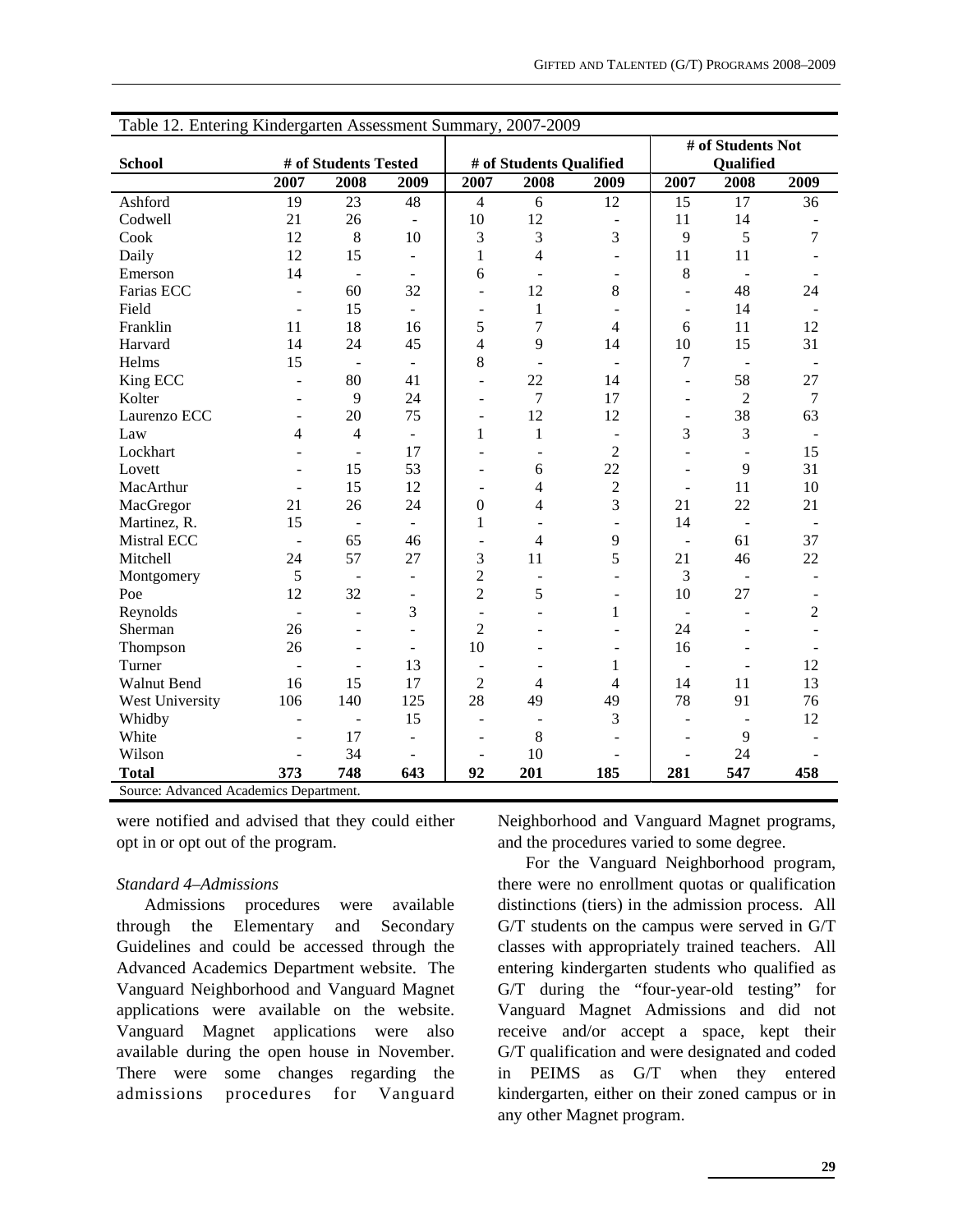Table 12. Entering Kindergarten Assessment Summary, 2007-2009

| School | # of Students Tested | | | # of Students Qualified | | | # of Students Not Qualified | | |
|---|---|---|---|---|---|---|---|---|---|
| | 2007 | 2008 | 2009 | 2007 | 2008 | 2009 | 2007 | 2008 | 2009 |
| Ashford | 19 | 23 | 48 | 4 | 6 | 12 | 15 | 17 | 36 |
| Codwell | 21 | 26 | - | 10 | 12 | - | 11 | 14 | - |
| Cook | 12 | 8 | 10 | 3 | 3 | 3 | 9 | 5 | 7 |
| Daily | 12 | 15 | - | 1 | 4 | - | 11 | 11 | - |
| Emerson | 14 | - | - | 6 | - | - | 8 | - | - |
| Farias ECC | - | 60 | 32 | - | 12 | 8 | - | 48 | 24 |
| Field | - | 15 | - | - | 1 | - | - | 14 | - |
| Franklin | 11 | 18 | 16 | 5 | 7 | 4 | 6 | 11 | 12 |
| Harvard | 14 | 24 | 45 | 4 | 9 | 14 | 10 | 15 | 31 |
| Helms | 15 | - | - | 8 | - | - | 7 | - | - |
| King ECC | - | 80 | 41 | - | 22 | 14 | - | 58 | 27 |
| Kolter | - | 9 | 24 | - | 7 | 17 | - | 2 | 7 |
| Laurenzo ECC | - | 20 | 75 | - | 12 | 12 | - | 38 | 63 |
| Law | 4 | 4 | - | 1 | 1 | - | 3 | 3 | - |
| Lockhart | - | - | 17 | - | - | 2 | - | - | 15 |
| Lovett | - | 15 | 53 | - | 6 | 22 | - | 9 | 31 |
| MacArthur | - | 15 | 12 | - | 4 | 2 | - | 11 | 10 |
| MacGregor | 21 | 26 | 24 | 0 | 4 | 3 | 21 | 22 | 21 |
| Martinez, R. | 15 | - | - | 1 | - | - | 14 | - | - |
| Mistral ECC | - | 65 | 46 | - | 4 | 9 | - | 61 | 37 |
| Mitchell | 24 | 57 | 27 | 3 | 11 | 5 | 21 | 46 | 22 |
| Montgomery | 5 | - | - | 2 | - | - | 3 | - | - |
| Poe | 12 | 32 | - | 2 | 5 | - | 10 | 27 | - |
| Reynolds | - | - | 3 | - | - | 1 | - | - | 2 |
| Sherman | 26 | - | - | 2 | - | - | 24 | - | - |
| Thompson | 26 | - | - | 10 | - | - | 16 | - | - |
| Turner | - | - | 13 | - | - | 1 | - | - | 12 |
| Walnut Bend | 16 | 15 | 17 | 2 | 4 | 4 | 14 | 11 | 13 |
| West University | 106 | 140 | 125 | 28 | 49 | 49 | 78 | 91 | 76 |
| Whidby | - | - | 15 | - | - | 3 | - | - | 12 |
| White | - | 17 | - | - | 8 | - | - | 9 | - |
| Wilson | - | 34 | - | - | 10 | - | - | 24 | - |
| **Total** | **373** | **748** | **643** | **92** | **201** | **185** | **281** | **547** | **458** |

Source: Advanced Academics Department.

were notified and advised that they could either opt in or opt out of the program.

*Standard 4–Admissions*

Admissions procedures were available through the Elementary and Secondary Guidelines and could be accessed through the Advanced Academics Department website. The Vanguard Neighborhood and Vanguard Magnet applications were available on the website. Vanguard Magnet applications were also available during the open house in November. There were some changes regarding the admissions procedures for Vanguard Neighborhood and Vanguard Magnet programs, and the procedures varied to some degree.

For the Vanguard Neighborhood program, there were no enrollment quotas or qualification distinctions (tiers) in the admission process. All G/T students on the campus were served in G/T classes with appropriately trained teachers. All entering kindergarten students who qualified as G/T during the "four-year-old testing" for Vanguard Magnet Admissions and did not receive and/or accept a space, kept their G/T qualification and were designated and coded in PEIMS as G/T when they entered kindergarten, either on their zoned campus or in any other Magnet program.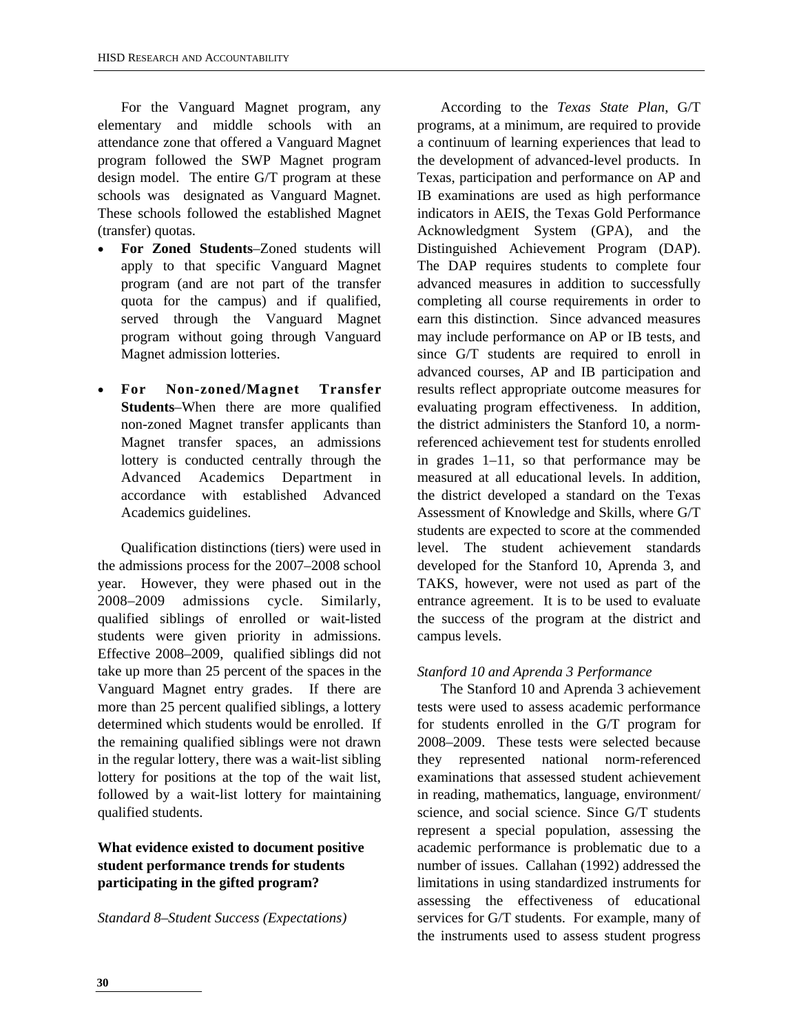For the Vanguard Magnet program, any elementary and middle schools with an attendance zone that offered a Vanguard Magnet program followed the SWP Magnet program design model. The entire G/T program at these schools was designated as Vanguard Magnet. These schools followed the established Magnet (transfer) quotas.

- **For Zoned Students**–Zoned students will apply to that specific Vanguard Magnet program (and are not part of the transfer quota for the campus) and if qualified, served through the Vanguard Magnet program without going through Vanguard Magnet admission lotteries.
- **For Non-zoned/Magnet Transfer Students**–When there are more qualified non-zoned Magnet transfer applicants than Magnet transfer spaces, an admissions lottery is conducted centrally through the Advanced Academics Department in accordance with established Advanced Academics guidelines.

Qualification distinctions (tiers) were used in the admissions process for the 2007–2008 school year. However, they were phased out in the 2008–2009 admissions cycle. Similarly, qualified siblings of enrolled or wait-listed students were given priority in admissions. Effective 2008–2009, qualified siblings did not take up more than 25 percent of the spaces in the Vanguard Magnet entry grades. If there are more than 25 percent qualified siblings, a lottery determined which students would be enrolled. If the remaining qualified siblings were not drawn in the regular lottery, there was a wait-list sibling lottery for positions at the top of the wait list, followed by a wait-list lottery for maintaining qualified students.

**What evidence existed to document positive student performance trends for students participating in the gifted program?**

*Standard 8–Student Success (Expectations)*

According to the *Texas State Plan*, G/T programs, at a minimum, are required to provide a continuum of learning experiences that lead to the development of advanced-level products. In Texas, participation and performance on AP and IB examinations are used as high performance indicators in AEIS, the Texas Gold Performance Acknowledgment System (GPA), and the Distinguished Achievement Program (DAP). The DAP requires students to complete four advanced measures in addition to successfully completing all course requirements in order to earn this distinction. Since advanced measures may include performance on AP or IB tests, and since G/T students are required to enroll in advanced courses, AP and IB participation and results reflect appropriate outcome measures for evaluating program effectiveness. In addition, the district administers the Stanford 10, a norm-referenced achievement test for students enrolled in grades 1–11, so that performance may be measured at all educational levels. In addition, the district developed a standard on the Texas Assessment of Knowledge and Skills, where G/T students are expected to score at the commended level. The student achievement standards developed for the Stanford 10, Aprenda 3, and TAKS, however, were not used as part of the entrance agreement. It is to be used to evaluate the success of the program at the district and campus levels.

*Stanford 10 and Aprenda 3 Performance*

The Stanford 10 and Aprenda 3 achievement tests were used to assess academic performance for students enrolled in the G/T program for 2008–2009. These tests were selected because they represented national norm-referenced examinations that assessed student achievement in reading, mathematics, language, environment/science, and social science. Since G/T students represent a special population, assessing the academic performance is problematic due to a number of issues. Callahan (1992) addressed the limitations in using standardized instruments for assessing the effectiveness of educational services for G/T students. For example, many of the instruments used to assess student progress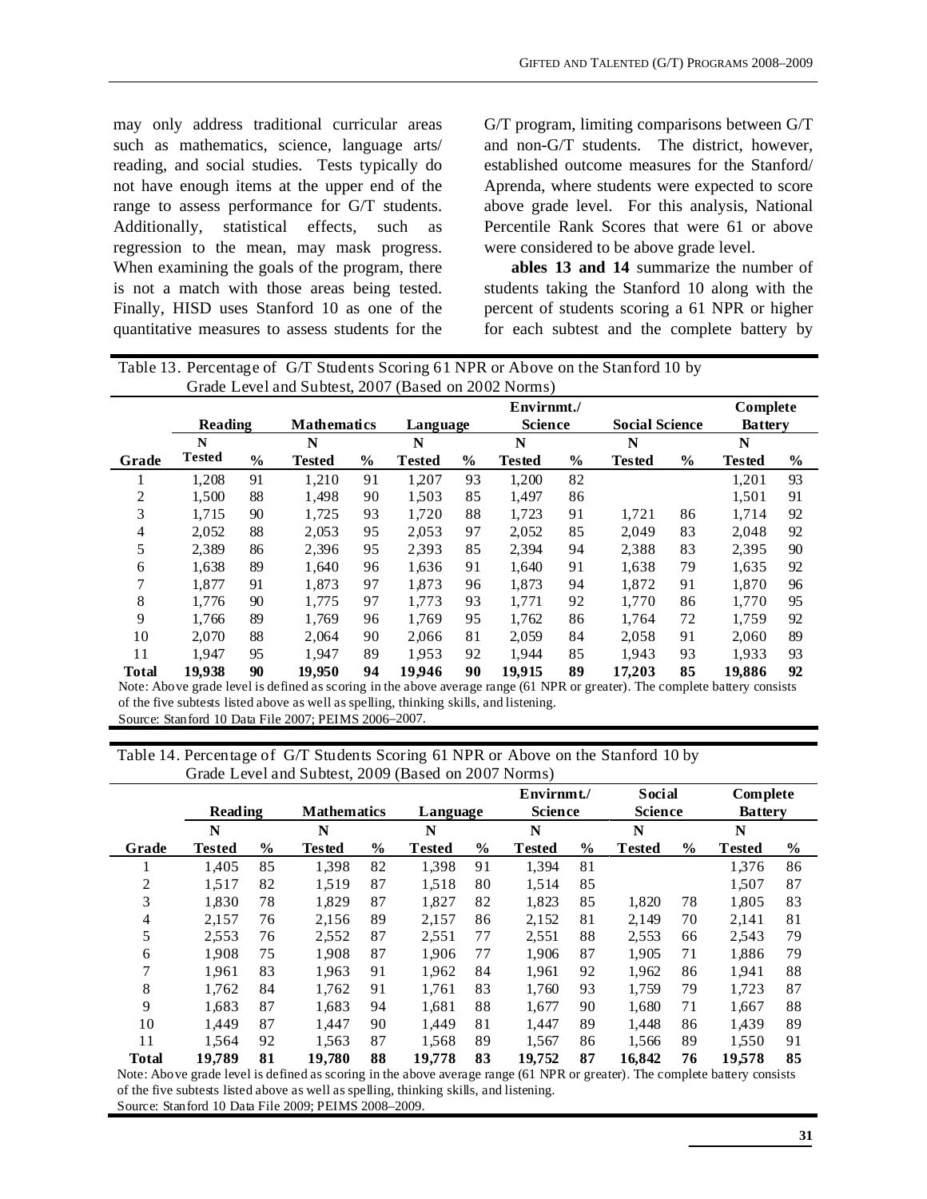may only address traditional curricular areas such as mathematics, science, language arts/ reading, and social studies. Tests typically do not have enough items at the upper end of the range to assess performance for G/T students. Additionally, statistical effects, such as regression to the mean, may mask progress. When examining the goals of the program, there is not a match with those areas being tested. Finally, HISD uses Stanford 10 as one of the quantitative measures to assess students for the G/T program, limiting comparisons between G/T and non-G/T students. The district, however, established outcome measures for the Stanford/ Aprenda, where students were expected to score above grade level. For this analysis, National Percentile Rank Scores that were 61 or above were considered to be above grade level.

**ables 13 and 14** summarize the number of students taking the Stanford 10 along with the percent of students scoring a 61 NPR or higher for each subtest and the complete battery by

Table 13. Percentage of G/T Students Scoring 61 NPR or Above on the Stanford 10 by Grade Level and Subtest, 2007 (Based on 2002 Norms)

| | Reading | | Mathematics | | Language | | Envirnmt./ Science | | Social Science | | Complete Battery | |
|---|---|---|---|---|---|---|---|---|---|---|---|---|
| **Grade** | **N Tested** | **%** | **N Tested** | **%** | **N Tested** | **%** | **N Tested** | **%** | **N Tested** | **%** | **N Tested** | **%** |
| 1 | 1,208 | 91 | 1,210 | 91 | 1,207 | 93 | 1,200 | 82 | | | 1,201 | 93 |
| 2 | 1,500 | 88 | 1,498 | 90 | 1,503 | 85 | 1,497 | 86 | | | 1,501 | 91 |
| 3 | 1,715 | 90 | 1,725 | 93 | 1,720 | 88 | 1,723 | 91 | 1,721 | 86 | 1,714 | 92 |
| 4 | 2,052 | 88 | 2,053 | 95 | 2,053 | 97 | 2,052 | 85 | 2,049 | 83 | 2,048 | 92 |
| 5 | 2,389 | 86 | 2,396 | 95 | 2,393 | 85 | 2,394 | 94 | 2,388 | 83 | 2,395 | 90 |
| 6 | 1,638 | 89 | 1,640 | 96 | 1,636 | 91 | 1,640 | 91 | 1,638 | 79 | 1,635 | 92 |
| 7 | 1,877 | 91 | 1,873 | 97 | 1,873 | 96 | 1,873 | 94 | 1,872 | 91 | 1,870 | 96 |
| 8 | 1,776 | 90 | 1,775 | 97 | 1,773 | 93 | 1,771 | 92 | 1,770 | 86 | 1,770 | 95 |
| 9 | 1,766 | 89 | 1,769 | 96 | 1,769 | 95 | 1,762 | 86 | 1,764 | 72 | 1,759 | 92 |
| 10 | 2,070 | 88 | 2,064 | 90 | 2,066 | 81 | 2,059 | 84 | 2,058 | 91 | 2,060 | 89 |
| 11 | 1,947 | 95 | 1,947 | 89 | 1,953 | 92 | 1,944 | 85 | 1,943 | 93 | 1,933 | 93 |
| **Total** | **19,938** | **90** | **19,950** | **94** | **19,946** | **90** | **19,915** | **89** | **17,203** | **85** | **19,886** | **92** |

Note: Above grade level is defined as scoring in the above average range (61 NPR or greater). The complete battery consists of the five subtests listed above as well as spelling, thinking skills, and listening.
Source: Stanford 10 Data File 2007; PEIMS 2006–2007.

Table 14. Percentage of G/T Students Scoring 61 NPR or Above on the Stanford 10 by Grade Level and Subtest, 2009 (Based on 2007 Norms)

| | Reading | | Mathematics | | Language | | Envirnmt./ Science | | Social Science | | Complete Battery | |
|---|---|---|---|---|---|---|---|---|---|---|---|---|
| **Grade** | **N Tested** | **%** | **N Tested** | **%** | **N Tested** | **%** | **N Tested** | **%** | **N Tested** | **%** | **N Tested** | **%** |
| 1 | 1,405 | 85 | 1,398 | 82 | 1,398 | 91 | 1,394 | 81 | | | 1,376 | 86 |
| 2 | 1,517 | 82 | 1,519 | 87 | 1,518 | 80 | 1,514 | 85 | | | 1,507 | 87 |
| 3 | 1,830 | 78 | 1,829 | 87 | 1,827 | 82 | 1,823 | 85 | 1,820 | 78 | 1,805 | 83 |
| 4 | 2,157 | 76 | 2,156 | 89 | 2,157 | 86 | 2,152 | 81 | 2,149 | 70 | 2,141 | 81 |
| 5 | 2,553 | 76 | 2,552 | 87 | 2,551 | 77 | 2,551 | 88 | 2,553 | 66 | 2,543 | 79 |
| 6 | 1,908 | 75 | 1,908 | 87 | 1,906 | 77 | 1,906 | 87 | 1,905 | 71 | 1,886 | 79 |
| 7 | 1,961 | 83 | 1,963 | 91 | 1,962 | 84 | 1,961 | 92 | 1,962 | 86 | 1,941 | 88 |
| 8 | 1,762 | 84 | 1,762 | 91 | 1,761 | 83 | 1,760 | 93 | 1,759 | 79 | 1,723 | 87 |
| 9 | 1,683 | 87 | 1,683 | 94 | 1,681 | 88 | 1,677 | 90 | 1,680 | 71 | 1,667 | 88 |
| 10 | 1,449 | 87 | 1,447 | 90 | 1,449 | 81 | 1,447 | 89 | 1,448 | 86 | 1,439 | 89 |
| 11 | 1,564 | 92 | 1,563 | 87 | 1,568 | 89 | 1,567 | 86 | 1,566 | 89 | 1,550 | 91 |
| **Total** | **19,789** | **81** | **19,780** | **88** | **19,778** | **83** | **19,752** | **87** | **16,842** | **76** | **19,578** | **85** |

Note: Above grade level is defined as scoring in the above average range (61 NPR or greater). The complete battery consists of the five subtests listed above as well as spelling, thinking skills, and listening.
Source: Stanford 10 Data File 2009; PEIMS 2008–2009.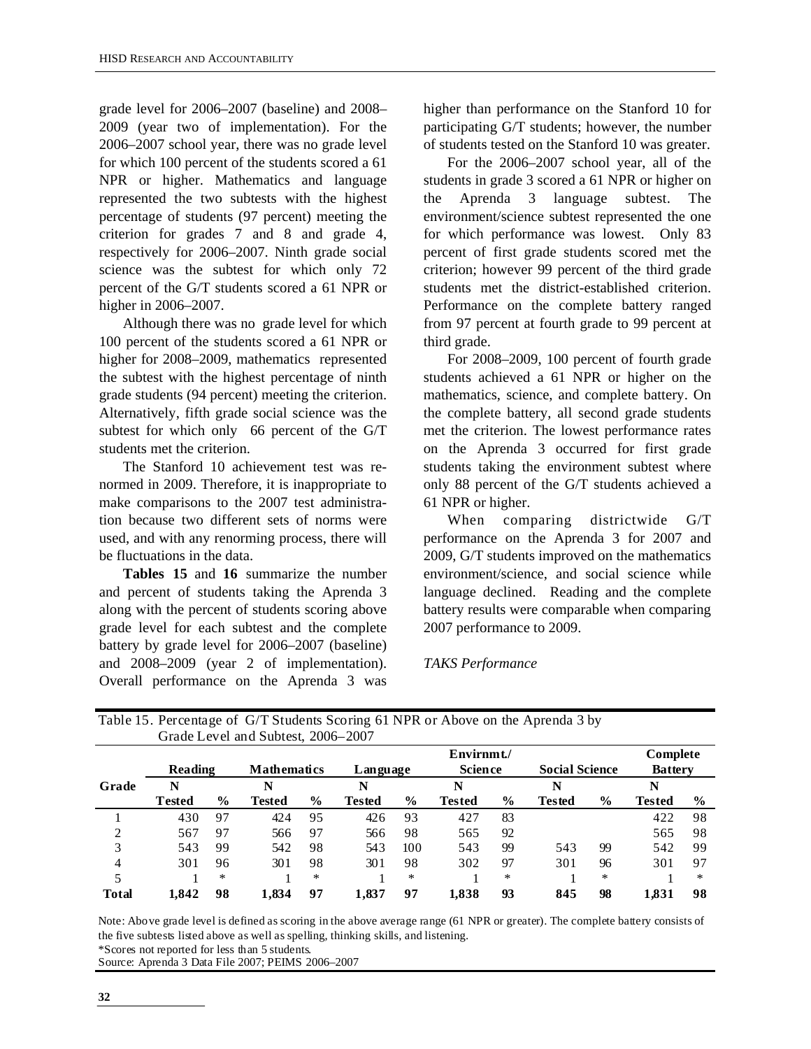grade level for 2006–2007 (baseline) and 2008–2009 (year two of implementation). For the 2006–2007 school year, there was no grade level for which 100 percent of the students scored a 61 NPR or higher. Mathematics and language represented the two subtests with the highest percentage of students (97 percent) meeting the criterion for grades 7 and 8 and grade 4, respectively for 2006–2007. Ninth grade social science was the subtest for which only 72 percent of the G/T students scored a 61 NPR or higher in 2006–2007.

Although there was no grade level for which 100 percent of the students scored a 61 NPR or higher for 2008–2009, mathematics represented the subtest with the highest percentage of ninth grade students (94 percent) meeting the criterion. Alternatively, fifth grade social science was the subtest for which only 66 percent of the G/T students met the criterion.

The Stanford 10 achievement test was re-normed in 2009. Therefore, it is inappropriate to make comparisons to the 2007 test administration because two different sets of norms were used, and with any renorming process, there will be fluctuations in the data.

**Tables 15** and **16** summarize the number and percent of students taking the Aprenda 3 along with the percent of students scoring above grade level for each subtest and the complete battery by grade level for 2006–2007 (baseline) and 2008–2009 (year 2 of implementation). Overall performance on the Aprenda 3 was higher than performance on the Stanford 10 for participating G/T students; however, the number of students tested on the Stanford 10 was greater.

For the 2006–2007 school year, all of the students in grade 3 scored a 61 NPR or higher on the Aprenda 3 language subtest. The environment/science subtest represented the one for which performance was lowest. Only 83 percent of first grade students scored met the criterion; however 99 percent of the third grade students met the district-established criterion. Performance on the complete battery ranged from 97 percent at fourth grade to 99 percent at third grade.

For 2008–2009, 100 percent of fourth grade students achieved a 61 NPR or higher on the mathematics, science, and complete battery. On the complete battery, all second grade students met the criterion. The lowest performance rates on the Aprenda 3 occurred for first grade students taking the environment subtest where only 88 percent of the G/T students achieved a 61 NPR or higher.

When comparing districtwide G/T performance on the Aprenda 3 for 2007 and 2009, G/T students improved on the mathematics environment/science, and social science while language declined. Reading and the complete battery results were comparable when comparing 2007 performance to 2009.

*TAKS Performance*

Table 15. Percentage of G/T Students Scoring 61 NPR or Above on the Aprenda 3 by Grade Level and Subtest, 2006–2007

| Grade | Reading | | Mathematics | | Language | | Envirnmt./ Science | | Social Science | | Complete Battery | |
|---|---|---|---|---|---|---|---|---|---|---|---|---|
| | N Tested | % | N Tested | % | N Tested | % | N Tested | % | N Tested | % | N Tested | % |
| 1 | 430 | 97 | 424 | 95 | 426 | 93 | 427 | 83 | | | 422 | 98 |
| 2 | 567 | 97 | 566 | 97 | 566 | 98 | 565 | 92 | | | 565 | 98 |
| 3 | 543 | 99 | 542 | 98 | 543 | 100 | 543 | 99 | 543 | 99 | 542 | 99 |
| 4 | 301 | 96 | 301 | 98 | 301 | 98 | 302 | 97 | 301 | 96 | 301 | 97 |
| 5 | 1 | * | 1 | * | 1 | * | 1 | * | 1 | * | 1 | * |
| **Total** | **1,842** | **98** | **1,834** | **97** | **1,837** | **97** | **1,838** | **93** | **845** | **98** | **1,831** | **98** |

Note: Above grade level is defined as scoring in the above average range (61 NPR or greater). The complete battery consists of the five subtests listed above as well as spelling, thinking skills, and listening.
*Scores not reported for less than 5 students.
Source: Aprenda 3 Data File 2007; PEIMS 2006–2007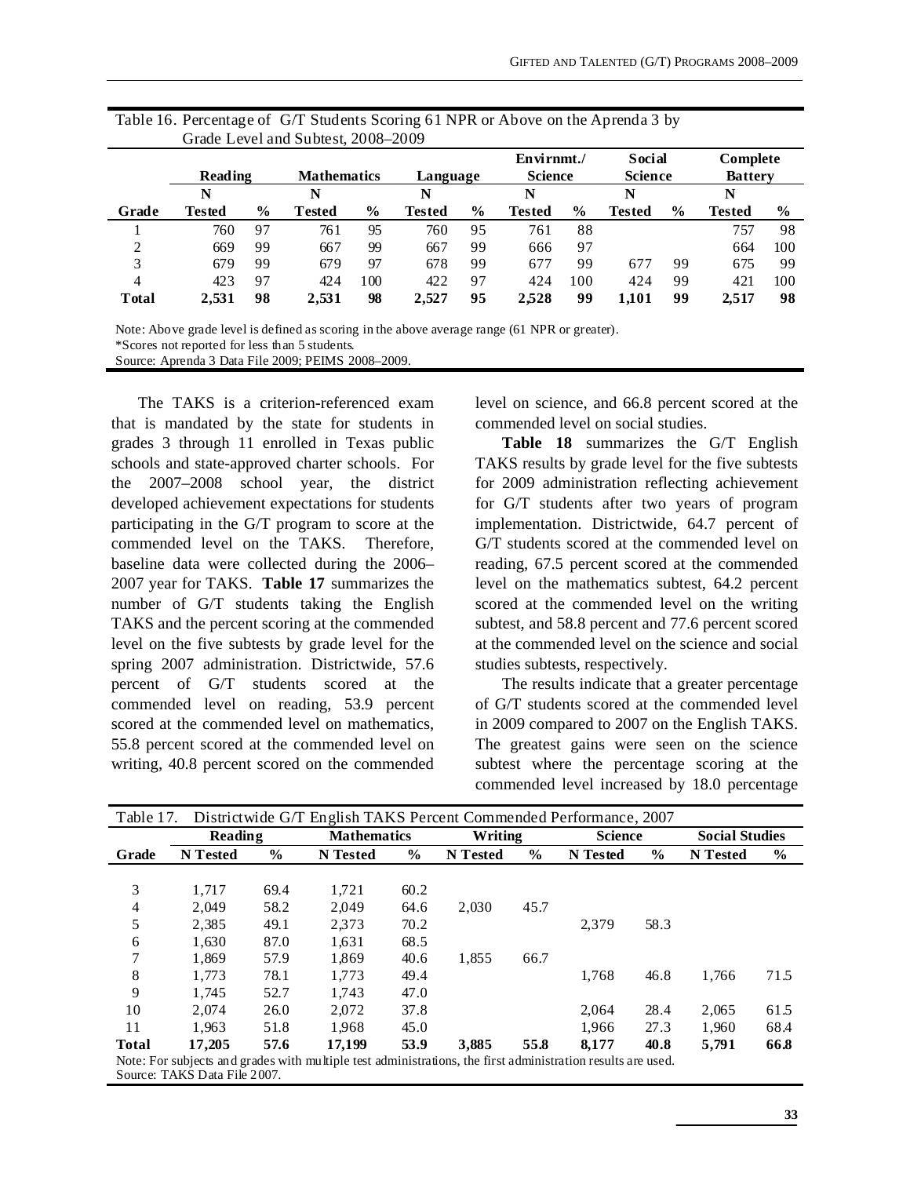Table 16. Percentage of G/T Students Scoring 61 NPR or Above on the Aprenda 3 by Grade Level and Subtest, 2008–2009

| | Reading | | Mathematics | | Language | | Envirnmt./ Science | | Social Science | | Complete Battery | |
|---|---|---|---|---|---|---|---|---|---|---|---|---|
| Grade | N Tested | % | N Tested | % | N Tested | % | N Tested | % | N Tested | % | N Tested | % |
| 1 | 760 | 97 | 761 | 95 | 760 | 95 | 761 | 88 | | | 757 | 98 |
| 2 | 669 | 99 | 667 | 99 | 667 | 99 | 666 | 97 | | | 664 | 100 |
| 3 | 679 | 99 | 679 | 97 | 678 | 99 | 677 | 99 | 677 | 99 | 675 | 99 |
| 4 | 423 | 97 | 424 | 100 | 422 | 97 | 424 | 100 | 424 | 99 | 421 | 100 |
| **Total** | **2,531** | **98** | **2,531** | **98** | **2,527** | **95** | **2,528** | **99** | **1,101** | **99** | **2,517** | **98** |

Note: Above grade level is defined as scoring in the above average range (61 NPR or greater).
*Scores not reported for less than 5 students.
Source: Aprenda 3 Data File 2009; PEIMS 2008–2009.

The TAKS is a criterion-referenced exam that is mandated by the state for students in grades 3 through 11 enrolled in Texas public schools and state-approved charter schools. For the 2007–2008 school year, the district developed achievement expectations for students participating in the G/T program to score at the commended level on the TAKS. Therefore, baseline data were collected during the 2006–2007 year for TAKS. **Table 17** summarizes the number of G/T students taking the English TAKS and the percent scoring at the commended level on the five subtests by grade level for the spring 2007 administration. Districtwide, 57.6 percent of G/T students scored at the commended level on reading, 53.9 percent scored at the commended level on mathematics, 55.8 percent scored at the commended level on writing, 40.8 percent scored on the commended level on science, and 66.8 percent scored at the commended level on social studies.

**Table 18** summarizes the G/T English TAKS results by grade level for the five subtests for 2009 administration reflecting achievement for G/T students after two years of program implementation. Districtwide, 64.7 percent of G/T students scored at the commended level on reading, 67.5 percent scored at the commended level on the mathematics subtest, 64.2 percent scored at the commended level on the writing subtest, and 58.8 percent and 77.6 percent scored at the commended level on the science and social studies subtests, respectively.

The results indicate that a greater percentage of G/T students scored at the commended level in 2009 compared to 2007 on the English TAKS. The greatest gains were seen on the science subtest where the percentage scoring at the commended level increased by 18.0 percentage

Table 17. Districtwide G/T English TAKS Percent Commended Performance, 2007

| | Reading | | Mathematics | | Writing | | Science | | Social Studies | |
|---|---|---|---|---|---|---|---|---|---|---|
| Grade | N Tested | % | N Tested | % | N Tested | % | N Tested | % | N Tested | % |
| 3 | 1,717 | 69.4 | 1,721 | 60.2 | | | | | | |
| 4 | 2,049 | 58.2 | 2,049 | 64.6 | 2,030 | 45.7 | | | | |
| 5 | 2,385 | 49.1 | 2,373 | 70.2 | | | 2,379 | 58.3 | | |
| 6 | 1,630 | 87.0 | 1,631 | 68.5 | | | | | | |
| 7 | 1,869 | 57.9 | 1,869 | 40.6 | 1,855 | 66.7 | | | | |
| 8 | 1,773 | 78.1 | 1,773 | 49.4 | | | 1,768 | 46.8 | 1,766 | 71.5 |
| 9 | 1,745 | 52.7 | 1,743 | 47.0 | | | | | | |
| 10 | 2,074 | 26.0 | 2,072 | 37.8 | | | 2,064 | 28.4 | 2,065 | 61.5 |
| 11 | 1,963 | 51.8 | 1,968 | 45.0 | | | 1,966 | 27.3 | 1,960 | 68.4 |
| **Total** | **17,205** | **57.6** | **17,199** | **53.9** | **3,885** | **55.8** | **8,177** | **40.8** | **5,791** | **66.8** |

Note: For subjects and grades with multiple test administrations, the first administration results are used.
Source: TAKS Data File 2007.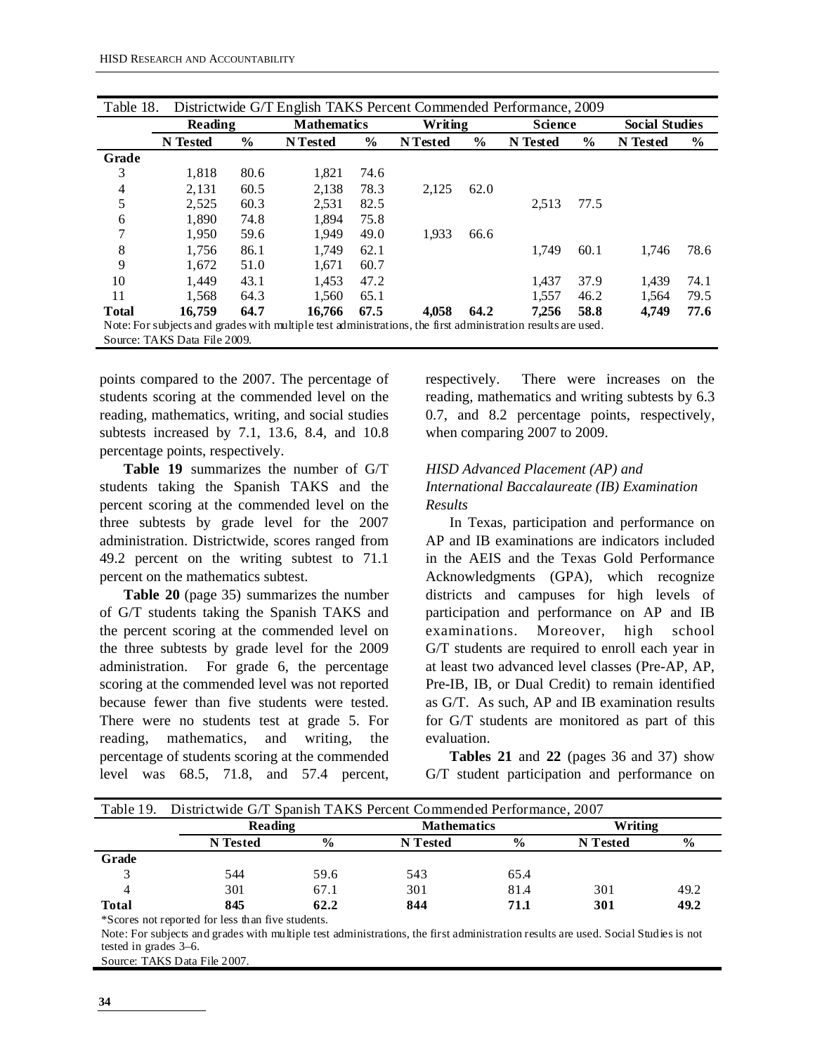Table 18. Districtwide G/T English TAKS Percent Commended Performance, 2009

| | Reading | | Mathematics | | Writing | | Science | | Social Studies | |
|---|---|---|---|---|---|---|---|---|---|---|
| | **N Tested** | **%** | **N Tested** | **%** | **N Tested** | **%** | **N Tested** | **%** | **N Tested** | **%** |
| **Grade** | | | | | | | | | | |
| 3 | 1,818 | 80.6 | 1,821 | 74.6 | | | | | | |
| 4 | 2,131 | 60.5 | 2,138 | 78.3 | 2,125 | 62.0 | | | | |
| 5 | 2,525 | 60.3 | 2,531 | 82.5 | | | 2,513 | 77.5 | | |
| 6 | 1,890 | 74.8 | 1,894 | 75.8 | | | | | | |
| 7 | 1,950 | 59.6 | 1,949 | 49.0 | 1,933 | 66.6 | | | | |
| 8 | 1,756 | 86.1 | 1,749 | 62.1 | | | 1,749 | 60.1 | 1,746 | 78.6 |
| 9 | 1,672 | 51.0 | 1,671 | 60.7 | | | | | | |
| 10 | 1,449 | 43.1 | 1,453 | 47.2 | | | 1,437 | 37.9 | 1,439 | 74.1 |
| 11 | 1,568 | 64.3 | 1,560 | 65.1 | | | 1,557 | 46.2 | 1,564 | 79.5 |
| **Total** | **16,759** | **64.7** | **16,766** | **67.5** | **4,058** | **64.2** | **7,256** | **58.8** | **4,749** | **77.6** |

Note: For subjects and grades with multiple test administrations, the first administration results are used.
Source: TAKS Data File 2009.

points compared to the 2007. The percentage of students scoring at the commended level on the reading, mathematics, writing, and social studies subtests increased by 7.1, 13.6, 8.4, and 10.8 percentage points, respectively.

**Table 19** summarizes the number of G/T students taking the Spanish TAKS and the percent scoring at the commended level on the three subtests by grade level for the 2007 administration. Districtwide, scores ranged from 49.2 percent on the writing subtest to 71.1 percent on the mathematics subtest.

**Table 20** (page 35) summarizes the number of G/T students taking the Spanish TAKS and the percent scoring at the commended level on the three subtests by grade level for the 2009 administration. For grade 6, the percentage scoring at the commended level was not reported because fewer than five students were tested. There were no students test at grade 5. For reading, mathematics, and writing, the percentage of students scoring at the commended level was 68.5, 71.8, and 57.4 percent, respectively. There were increases on the reading, mathematics and writing subtests by 6.3 0.7, and 8.2 percentage points, respectively, when comparing 2007 to 2009.

*HISD Advanced Placement (AP) and International Baccalaureate (IB) Examination Results*

In Texas, participation and performance on AP and IB examinations are indicators included in the AEIS and the Texas Gold Performance Acknowledgments (GPA), which recognize districts and campuses for high levels of participation and performance on AP and IB examinations. Moreover, high school G/T students are required to enroll each year in at least two advanced level classes (Pre-AP, AP, Pre-IB, IB, or Dual Credit) to remain identified as G/T. As such, AP and IB examination results for G/T students are monitored as part of this evaluation.

**Tables 21** and **22** (pages 36 and 37) show G/T student participation and performance on

Table 19. Districtwide G/T Spanish TAKS Percent Commended Performance, 2007

| | Reading | | Mathematics | | Writing | |
|---|---|---|---|---|---|---|
| | **N Tested** | **%** | **N Tested** | **%** | **N Tested** | **%** |
| **Grade** | | | | | | |
| 3 | 544 | 59.6 | 543 | 65.4 | | |
| 4 | 301 | 67.1 | 301 | 81.4 | 301 | 49.2 |
| **Total** | **845** | **62.2** | **844** | **71.1** | **301** | **49.2** |

*Scores not reported for less than five students.
Note: For subjects and grades with multiple test administrations, the first administration results are used. Social Studies is not tested in grades 3–6.
Source: TAKS Data File 2007.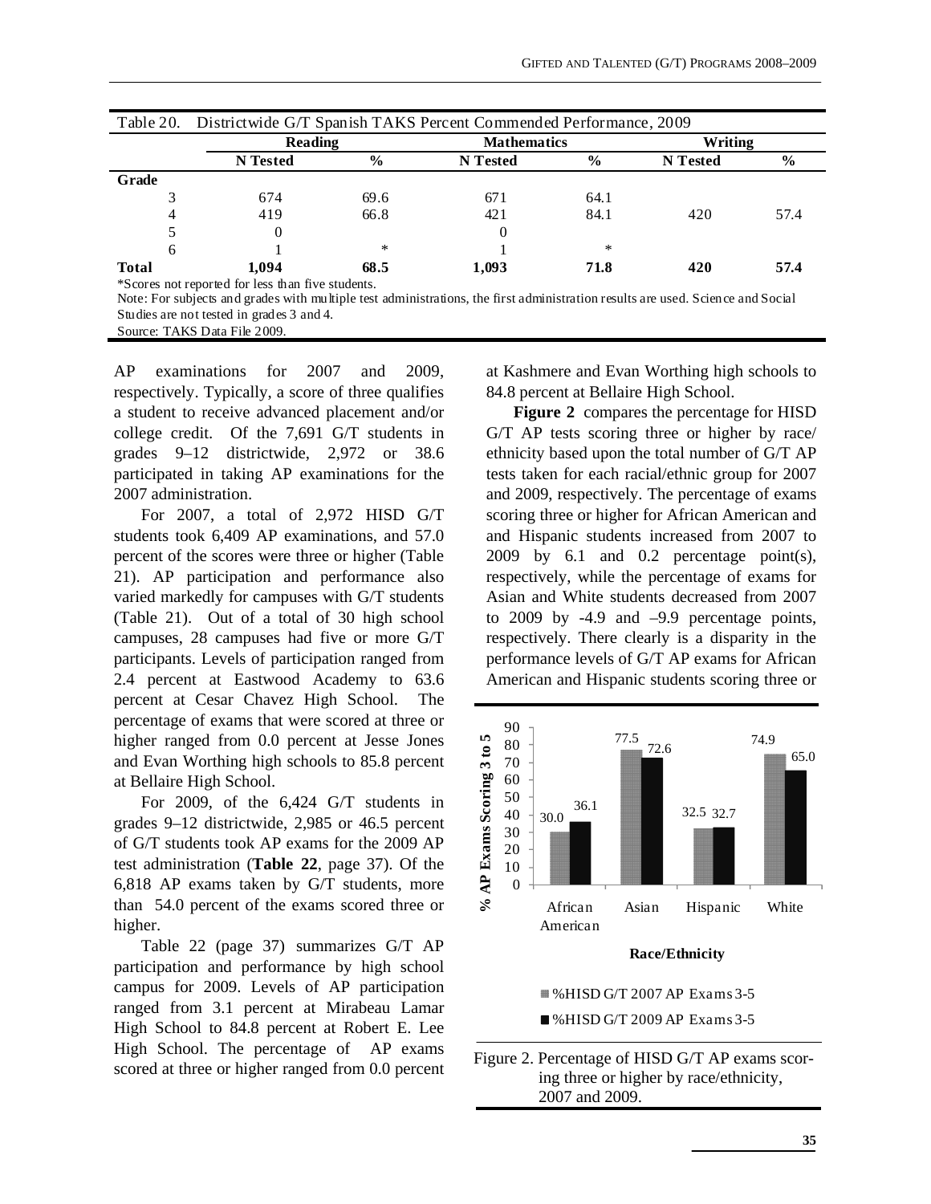| Table 20. Districtwide G/T Spanish TAKS Percent Commended Performance, 2009 | | | | | | |
|---|---|---|---|---|---|---|
| | **Reading** | | **Mathematics** | | **Writing** | |
| | **N Tested** | **%** | **N Tested** | **%** | **N Tested** | **%** |
| **Grade** | | | | | | |
| 3 | 674 | 69.6 | 671 | 64.1 | | |
| 4 | 419 | 66.8 | 421 | 84.1 | 420 | 57.4 |
| 5 | 0 | | 0 | | | |
| 6 | 1 | * | 1 | * | | |
| **Total** | **1,094** | **68.5** | **1,093** | **71.8** | **420** | **57.4** |

*Scores not reported for less than five students.

Note: For subjects and grades with multiple test administrations, the first administration results are used. Science and Social Studies are not tested in grades 3 and 4.

Source: TAKS Data File 2009.

AP examinations for 2007 and 2009, respectively. Typically, a score of three qualifies a student to receive advanced placement and/or college credit. Of the 7,691 G/T students in grades 9–12 districtwide, 2,972 or 38.6 participated in taking AP examinations for the 2007 administration.

For 2007, a total of 2,972 HISD G/T students took 6,409 AP examinations, and 57.0 percent of the scores were three or higher (Table 21). AP participation and performance also varied markedly for campuses with G/T students (Table 21). Out of a total of 30 high school campuses, 28 campuses had five or more G/T participants. Levels of participation ranged from 2.4 percent at Eastwood Academy to 63.6 percent at Cesar Chavez High School. The percentage of exams that were scored at three or higher ranged from 0.0 percent at Jesse Jones and Evan Worthing high schools to 85.8 percent at Bellaire High School.

For 2009, of the 6,424 G/T students in grades 9–12 districtwide, 2,985 or 46.5 percent of G/T students took AP exams for the 2009 AP test administration (**Table 22**, page 37). Of the 6,818 AP exams taken by G/T students, more than 54.0 percent of the exams scored three or higher.

Table 22 (page 37) summarizes G/T AP participation and performance by high school campus for 2009. Levels of AP participation ranged from 3.1 percent at Mirabeau Lamar High School to 84.8 percent at Robert E. Lee High School. The percentage of AP exams scored at three or higher ranged from 0.0 percent at Kashmere and Evan Worthing high schools to 84.8 percent at Bellaire High School.

**Figure 2** compares the percentage for HISD G/T AP tests scoring three or higher by race/ethnicity based upon the total number of G/T AP tests taken for each racial/ethnic group for 2007 and 2009, respectively. The percentage of exams scoring three or higher for African American and and Hispanic students increased from 2007 to 2009 by 6.1 and 0.2 percentage point(s), respectively, while the percentage of exams for Asian and White students decreased from 2007 to 2009 by -4.9 and –9.9 percentage points, respectively. There clearly is a disparity in the performance levels of G/T AP exams for African American and Hispanic students scoring three or

| Race/Ethnicity | %HISD G/T 2007 AP Exams 3-5 | %HISD G/T 2009 AP Exams 3-5 |
|---|---|---|
| African American | 30.0 | 36.1 |
| Asian | 77.5 | 72.6 |
| Hispanic | 32.5 | 32.7 |
| White | 74.9 | 65.0 |

Figure 2. Percentage of HISD G/T AP exams scoring three or higher by race/ethnicity, 2007 and 2009.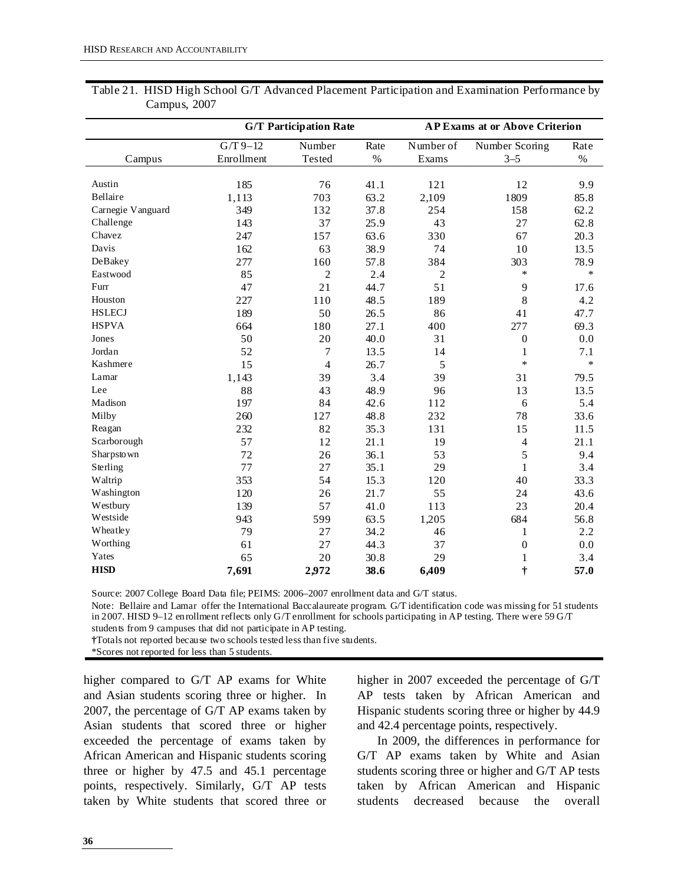Table 21. HISD High School G/T Advanced Placement Participation and Examination Performance by Campus, 2007

| | G/T Participation Rate | | | AP Exams at or Above Criterion | | |
|---|---|---|---|---|---|---|
| Campus | G/T 9–12 Enrollment | Number Tested | Rate % | Number of Exams | Number Scoring 3–5 | Rate % |
| Austin | 185 | 76 | 41.1 | 121 | 12 | 9.9 |
| Bellaire | 1,113 | 703 | 63.2 | 2,109 | 1809 | 85.8 |
| Carnegie Vanguard | 349 | 132 | 37.8 | 254 | 158 | 62.2 |
| Challenge | 143 | 37 | 25.9 | 43 | 27 | 62.8 |
| Chavez | 247 | 157 | 63.6 | 330 | 67 | 20.3 |
| Davis | 162 | 63 | 38.9 | 74 | 10 | 13.5 |
| DeBakey | 277 | 160 | 57.8 | 384 | 303 | 78.9 |
| Eastwood | 85 | 2 | 2.4 | 2 | * | * |
| Furr | 47 | 21 | 44.7 | 51 | 9 | 17.6 |
| Houston | 227 | 110 | 48.5 | 189 | 8 | 4.2 |
| HSLECJ | 189 | 50 | 26.5 | 86 | 41 | 47.7 |
| HSPVA | 664 | 180 | 27.1 | 400 | 277 | 69.3 |
| Jones | 50 | 20 | 40.0 | 31 | 0 | 0.0 |
| Jordan | 52 | 7 | 13.5 | 14 | 1 | 7.1 |
| Kashmere | 15 | 4 | 26.7 | 5 | * | * |
| Lamar | 1,143 | 39 | 3.4 | 39 | 31 | 79.5 |
| Lee | 88 | 43 | 48.9 | 96 | 13 | 13.5 |
| Madison | 197 | 84 | 42.6 | 112 | 6 | 5.4 |
| Milby | 260 | 127 | 48.8 | 232 | 78 | 33.6 |
| Reagan | 232 | 82 | 35.3 | 131 | 15 | 11.5 |
| Scarborough | 57 | 12 | 21.1 | 19 | 4 | 21.1 |
| Sharpstown | 72 | 26 | 36.1 | 53 | 5 | 9.4 |
| Sterling | 77 | 27 | 35.1 | 29 | 1 | 3.4 |
| Waltrip | 353 | 54 | 15.3 | 120 | 40 | 33.3 |
| Washington | 120 | 26 | 21.7 | 55 | 24 | 43.6 |
| Westbury | 139 | 57 | 41.0 | 113 | 23 | 20.4 |
| Westside | 943 | 599 | 63.5 | 1,205 | 684 | 56.8 |
| Wheatley | 79 | 27 | 34.2 | 46 | 1 | 2.2 |
| Worthing | 61 | 27 | 44.3 | 37 | 0 | 0.0 |
| Yates | 65 | 20 | 30.8 | 29 | 1 | 3.4 |
| **HISD** | **7,691** | **2,972** | **38.6** | **6,409** | **†** | **57.0** |

Source: 2007 College Board Data file; PEIMS: 2006–2007 enrollment data and G/T status.

Note: Bellaire and Lamar offer the International Baccalaureate program. G/T identification code was missing for 51 students in 2007. HISD 9–12 enrollment reflects only G/T enrollment for schools participating in AP testing. There were 59 G/T students from 9 campuses that did not participate in AP testing.

†Totals not reported because two schools tested less than five students.

*Scores not reported for less than 5 students.

higher compared to G/T AP exams for White and Asian students scoring three or higher. In 2007, the percentage of G/T AP exams taken by Asian students that scored three or higher exceeded the percentage of exams taken by African American and Hispanic students scoring three or higher by 47.5 and 45.1 percentage points, respectively. Similarly, G/T AP tests taken by White students that scored three or higher in 2007 exceeded the percentage of G/T AP tests taken by African American and Hispanic students scoring three or higher by 44.9 and 42.4 percentage points, respectively.

In 2009, the differences in performance for G/T AP exams taken by White and Asian students scoring three or higher and G/T AP tests taken by African American and Hispanic students decreased because the overall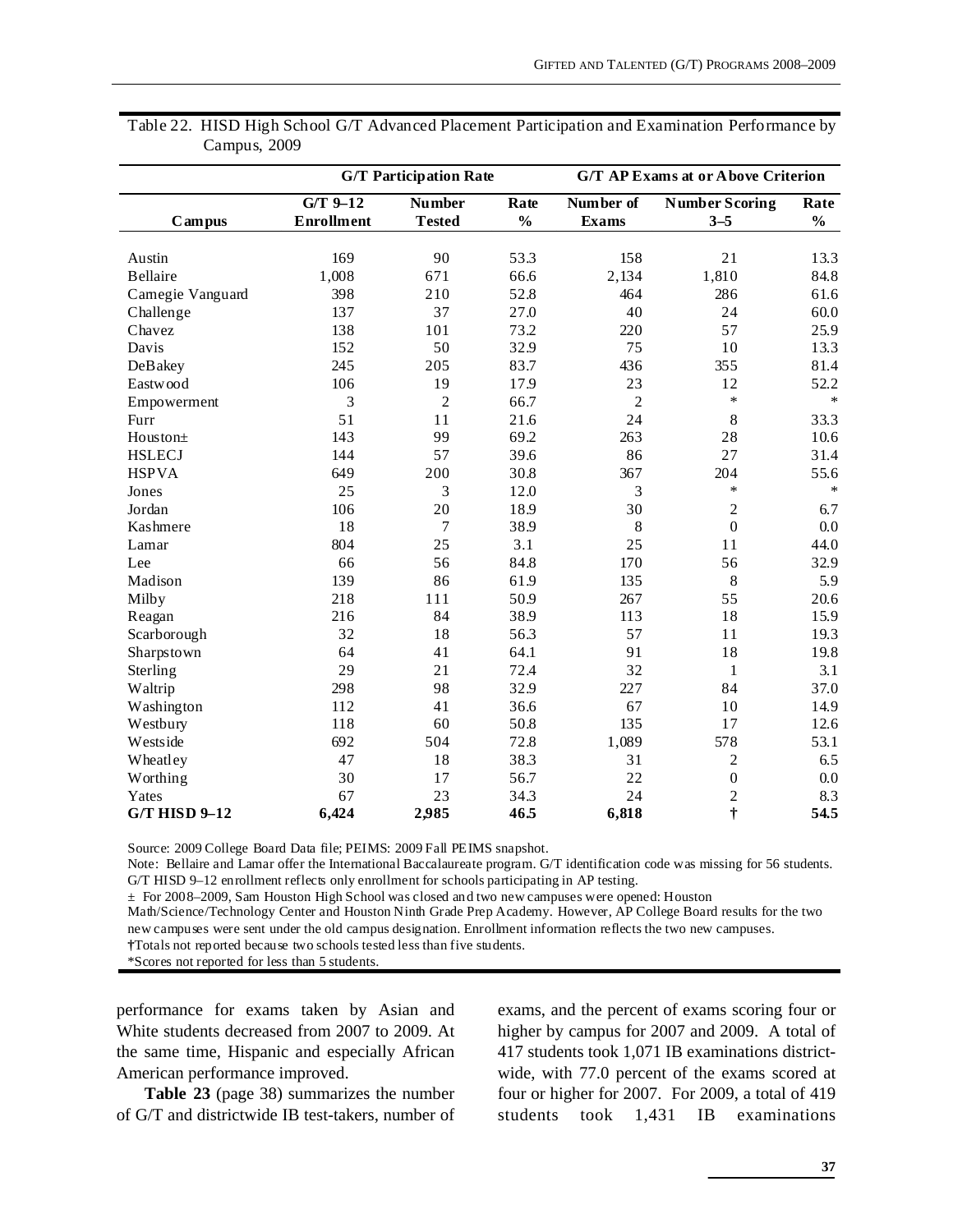Table 22. HISD High School G/T Advanced Placement Participation and Examination Performance by Campus, 2009

| | G/T Participation Rate | | | G/T AP Exams at or Above Criterion | | |
|---|---|---|---|---|---|---|
| Campus | G/T 9–12 Enrollment | Number Tested | Rate % | Number of Exams | Number Scoring 3–5 | Rate % |
| Austin | 169 | 90 | 53.3 | 158 | 21 | 13.3 |
| Bellaire | 1,008 | 671 | 66.6 | 2,134 | 1,810 | 84.8 |
| Carnegie Vanguard | 398 | 210 | 52.8 | 464 | 286 | 61.6 |
| Challenge | 137 | 37 | 27.0 | 40 | 24 | 60.0 |
| Chavez | 138 | 101 | 73.2 | 220 | 57 | 25.9 |
| Davis | 152 | 50 | 32.9 | 75 | 10 | 13.3 |
| DeBakey | 245 | 205 | 83.7 | 436 | 355 | 81.4 |
| Eastwood | 106 | 19 | 17.9 | 23 | 12 | 52.2 |
| Empowerment | 3 | 2 | 66.7 | 2 | * | * |
| Furr | 51 | 11 | 21.6 | 24 | 8 | 33.3 |
| Houston± | 143 | 99 | 69.2 | 263 | 28 | 10.6 |
| HSLECJ | 144 | 57 | 39.6 | 86 | 27 | 31.4 |
| HSPVA | 649 | 200 | 30.8 | 367 | 204 | 55.6 |
| Jones | 25 | 3 | 12.0 | 3 | * | * |
| Jordan | 106 | 20 | 18.9 | 30 | 2 | 6.7 |
| Kashmere | 18 | 7 | 38.9 | 8 | 0 | 0.0 |
| Lamar | 804 | 25 | 3.1 | 25 | 11 | 44.0 |
| Lee | 66 | 56 | 84.8 | 170 | 56 | 32.9 |
| Madison | 139 | 86 | 61.9 | 135 | 8 | 5.9 |
| Milby | 218 | 111 | 50.9 | 267 | 55 | 20.6 |
| Reagan | 216 | 84 | 38.9 | 113 | 18 | 15.9 |
| Scarborough | 32 | 18 | 56.3 | 57 | 11 | 19.3 |
| Sharpstown | 64 | 41 | 64.1 | 91 | 18 | 19.8 |
| Sterling | 29 | 21 | 72.4 | 32 | 1 | 3.1 |
| Waltrip | 298 | 98 | 32.9 | 227 | 84 | 37.0 |
| Washington | 112 | 41 | 36.6 | 67 | 10 | 14.9 |
| Westbury | 118 | 60 | 50.8 | 135 | 17 | 12.6 |
| Westside | 692 | 504 | 72.8 | 1,089 | 578 | 53.1 |
| Wheatley | 47 | 18 | 38.3 | 31 | 2 | 6.5 |
| Worthing | 30 | 17 | 56.7 | 22 | 0 | 0.0 |
| Yates | 67 | 23 | 34.3 | 24 | 2 | 8.3 |
| **G/T HISD 9–12** | **6,424** | **2,985** | **46.5** | **6,818** | **†** | **54.5** |

Source: 2009 College Board Data file; PEIMS: 2009 Fall PEIMS snapshot.
Note: Bellaire and Lamar offer the International Baccalaureate program. G/T identification code was missing for 56 students. G/T HISD 9–12 enrollment reflects only enrollment for schools participating in AP testing.
± For 2008–2009, Sam Houston High School was closed and two new campuses were opened: Houston Math/Science/Technology Center and Houston Ninth Grade Prep Academy. However, AP College Board results for the two new campuses were sent under the old campus designation. Enrollment information reflects the two new campuses.
†Totals not reported because two schools tested less than five students.
*Scores not reported for less than 5 students.

performance for exams taken by Asian and White students decreased from 2007 to 2009. At the same time, Hispanic and especially African American performance improved.

**Table 23** (page 38) summarizes the number of G/T and districtwide IB test-takers, number of exams, and the percent of exams scoring four or higher by campus for 2007 and 2009. A total of 417 students took 1,071 IB examinations districtwide, with 77.0 percent of the exams scored at four or higher for 2007. For 2009, a total of 419 students took 1,431 IB examinations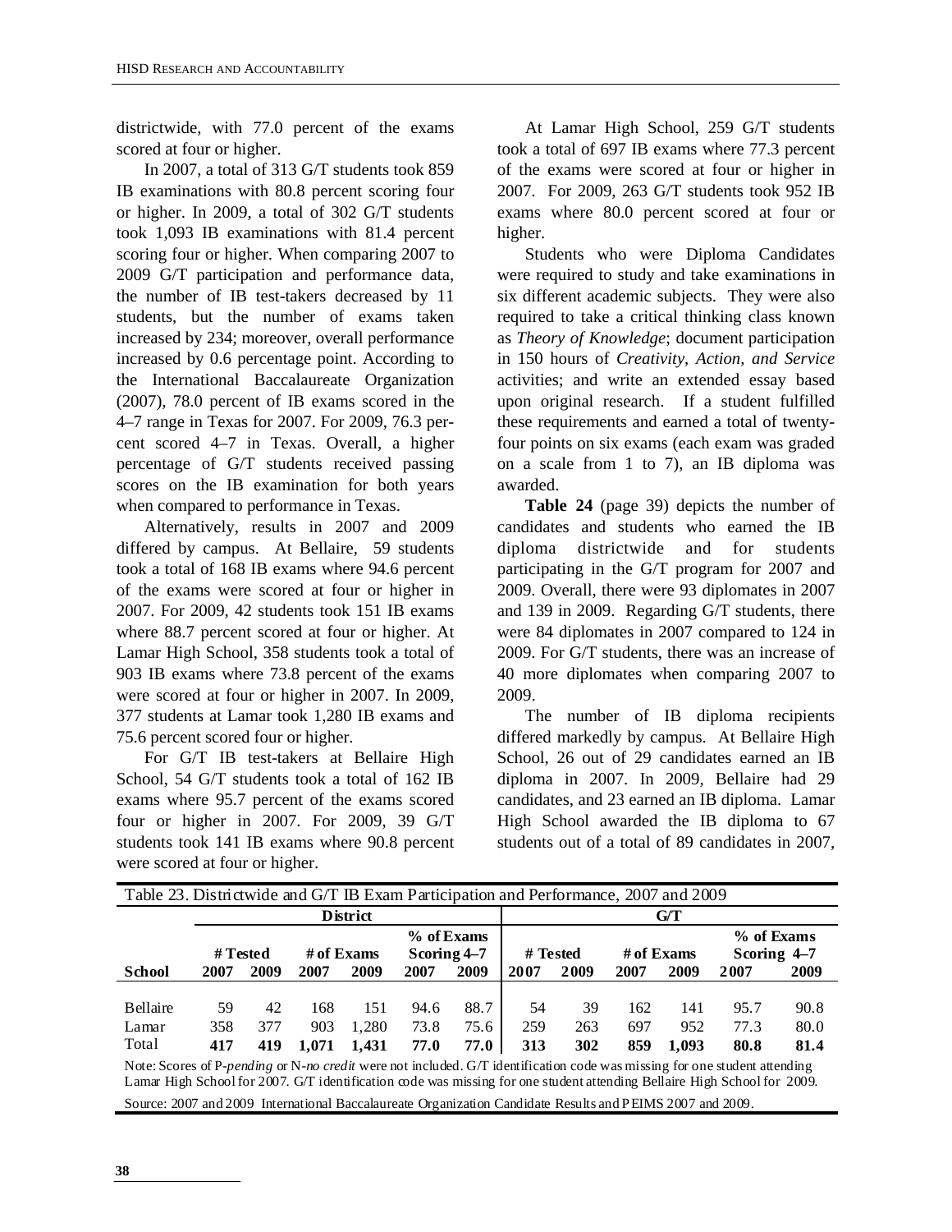districtwide, with 77.0 percent of the exams scored at four or higher.

In 2007, a total of 313 G/T students took 859 IB examinations with 80.8 percent scoring four or higher. In 2009, a total of 302 G/T students took 1,093 IB examinations with 81.4 percent scoring four or higher. When comparing 2007 to 2009 G/T participation and performance data, the number of IB test-takers decreased by 11 students, but the number of exams taken increased by 234; moreover, overall performance increased by 0.6 percentage point. According to the International Baccalaureate Organization (2007), 78.0 percent of IB exams scored in the 4–7 range in Texas for 2007. For 2009, 76.3 percent scored 4–7 in Texas. Overall, a higher percentage of G/T students received passing scores on the IB examination for both years when compared to performance in Texas.

Alternatively, results in 2007 and 2009 differed by campus. At Bellaire, 59 students took a total of 168 IB exams where 94.6 percent of the exams were scored at four or higher in 2007. For 2009, 42 students took 151 IB exams where 88.7 percent scored at four or higher. At Lamar High School, 358 students took a total of 903 IB exams where 73.8 percent of the exams were scored at four or higher in 2007. In 2009, 377 students at Lamar took 1,280 IB exams and 75.6 percent scored four or higher.

For G/T IB test-takers at Bellaire High School, 54 G/T students took a total of 162 IB exams where 95.7 percent of the exams scored four or higher in 2007. For 2009, 39 G/T students took 141 IB exams where 90.8 percent were scored at four or higher.

At Lamar High School, 259 G/T students took a total of 697 IB exams where 77.3 percent of the exams were scored at four or higher in 2007. For 2009, 263 G/T students took 952 IB exams where 80.0 percent scored at four or higher.

Students who were Diploma Candidates were required to study and take examinations in six different academic subjects. They were also required to take a critical thinking class known as *Theory of Knowledge*; document participation in 150 hours of *Creativity, Action, and Service* activities; and write an extended essay based upon original research. If a student fulfilled these requirements and earned a total of twenty-four points on six exams (each exam was graded on a scale from 1 to 7), an IB diploma was awarded.

**Table 24** (page 39) depicts the number of candidates and students who earned the IB diploma districtwide and for students participating in the G/T program for 2007 and 2009. Overall, there were 93 diplomates in 2007 and 139 in 2009. Regarding G/T students, there were 84 diplomates in 2007 compared to 124 in 2009. For G/T students, there was an increase of 40 more diplomates when comparing 2007 to 2009.

The number of IB diploma recipients differed markedly by campus. At Bellaire High School, 26 out of 29 candidates earned an IB diploma in 2007. In 2009, Bellaire had 29 candidates, and 23 earned an IB diploma. Lamar High School awarded the IB diploma to 67 students out of a total of 89 candidates in 2007,

Table 23. Districtwide and G/T IB Exam Participation and Performance, 2007 and 2009

| | District | | | | | | G/T | | | | | |
|---|---|---|---|---|---|---|---|---|---|---|---|---|
| | # Tested | | # of Exams | | % of Exams Scoring 4–7 | | # Tested | | # of Exams | | % of Exams Scoring 4–7 | |
| **School** | **2007** | **2009** | **2007** | **2009** | **2007** | **2009** | **2007** | **2009** | **2007** | **2009** | **2007** | **2009** |
| Bellaire | 59 | 42 | 168 | 151 | 94.6 | 88.7 | 54 | 39 | 162 | 141 | 95.7 | 90.8 |
| Lamar | 358 | 377 | 903 | 1,280 | 73.8 | 75.6 | 259 | 263 | 697 | 952 | 77.3 | 80.0 |
| Total | **417** | **419** | **1,071** | **1,431** | **77.0** | **77.0** | **313** | **302** | **859** | **1,093** | **80.8** | **81.4** |

Note: Scores of P-*pending* or N-*no credit* were not included. G/T identification code was missing for one student attending Lamar High School for 2007. G/T identification code was missing for one student attending Bellaire High School for 2009.

Source: 2007 and 2009 International Baccalaureate Organization Candidate Results and PEIMS 2007 and 2009.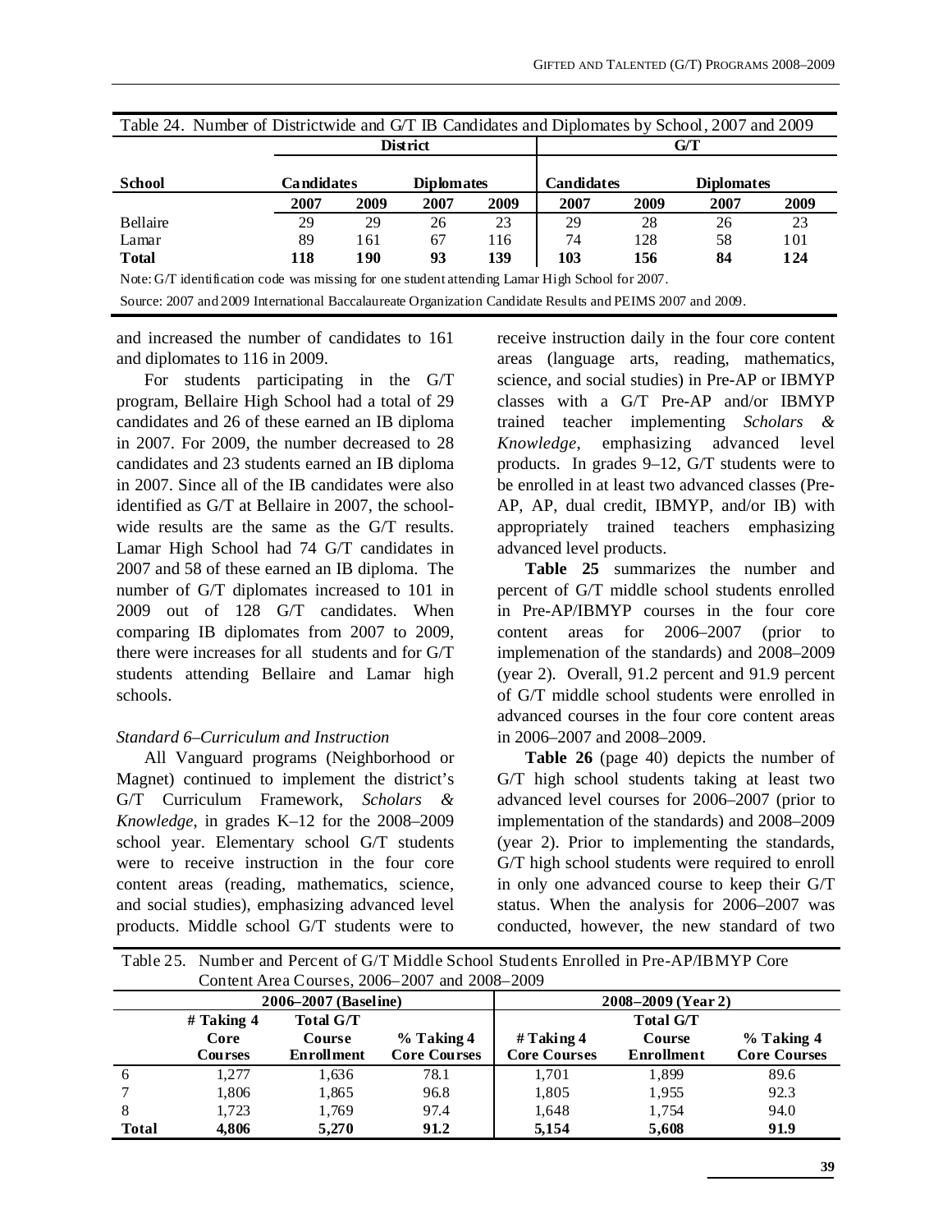Table 24. Number of Districtwide and G/T IB Candidates and Diplomates by School, 2007 and 2009

| School | District | | | | G/T | | | |
|---|---|---|---|---|---|---|---|---|
| | Candidates | | Diplomates | | Candidates | | Diplomates | |
| | 2007 | 2009 | 2007 | 2009 | 2007 | 2009 | 2007 | 2009 |
| Bellaire | 29 | 29 | 26 | 23 | 29 | 28 | 26 | 23 |
| Lamar | 89 | 161 | 67 | 116 | 74 | 128 | 58 | 101 |
| **Total** | **118** | **190** | **93** | **139** | **103** | **156** | **84** | **124** |

Note: G/T identification code was missing for one student attending Lamar High School for 2007.

Source: 2007 and 2009 International Baccalaureate Organization Candidate Results and PEIMS 2007 and 2009.

and increased the number of candidates to 161 and diplomates to 116 in 2009.

For students participating in the G/T program, Bellaire High School had a total of 29 candidates and 26 of these earned an IB diploma in 2007. For 2009, the number decreased to 28 candidates and 23 students earned an IB diploma in 2007. Since all of the IB candidates were also identified as G/T at Bellaire in 2007, the school-wide results are the same as the G/T results. Lamar High School had 74 G/T candidates in 2007 and 58 of these earned an IB diploma. The number of G/T diplomates increased to 101 in 2009 out of 128 G/T candidates. When comparing IB diplomates from 2007 to 2009, there were increases for all students and for G/T students attending Bellaire and Lamar high schools.

*Standard 6–Curriculum and Instruction*

All Vanguard programs (Neighborhood or Magnet) continued to implement the district's G/T Curriculum Framework, *Scholars & Knowledge*, in grades K–12 for the 2008–2009 school year. Elementary school G/T students were to receive instruction in the four core content areas (reading, mathematics, science, and social studies), emphasizing advanced level products. Middle school G/T students were to receive instruction daily in the four core content areas (language arts, reading, mathematics, science, and social studies) in Pre-AP or IBMYP classes with a G/T Pre-AP and/or IBMYP trained teacher implementing *Scholars & Knowledge*, emphasizing advanced level products. In grades 9–12, G/T students were to be enrolled in at least two advanced classes (Pre-AP, AP, dual credit, IBMYP, and/or IB) with appropriately trained teachers emphasizing advanced level products.

**Table 25** summarizes the number and percent of G/T middle school students enrolled in Pre-AP/IBMYP courses in the four core content areas for 2006–2007 (prior to implemenation of the standards) and 2008–2009 (year 2). Overall, 91.2 percent and 91.9 percent of G/T middle school students were enrolled in advanced courses in the four core content areas in 2006–2007 and 2008–2009.

**Table 26** (page 40) depicts the number of G/T high school students taking at least two advanced level courses for 2006–2007 (prior to implementation of the standards) and 2008–2009 (year 2). Prior to implementing the standards, G/T high school students were required to enroll in only one advanced course to keep their G/T status. When the analysis for 2006–2007 was conducted, however, the new standard of two

Table 25. Number and Percent of G/T Middle School Students Enrolled in Pre-AP/IBMYP Core Content Area Courses, 2006–2007 and 2008–2009

| | 2006–2007 (Baseline) | | | 2008–2009 (Year 2) | | |
|---|---|---|---|---|---|---|
| | # Taking 4 Core Courses | Total G/T Course Enrollment | % Taking 4 Core Courses | # Taking 4 Core Courses | Total G/T Course Enrollment | % Taking 4 Core Courses |
| 6 | 1,277 | 1,636 | 78.1 | 1,701 | 1,899 | 89.6 |
| 7 | 1,806 | 1,865 | 96.8 | 1,805 | 1,955 | 92.3 |
| 8 | 1,723 | 1,769 | 97.4 | 1,648 | 1,754 | 94.0 |
| **Total** | **4,806** | **5,270** | **91.2** | **5,154** | **5,608** | **91.9** |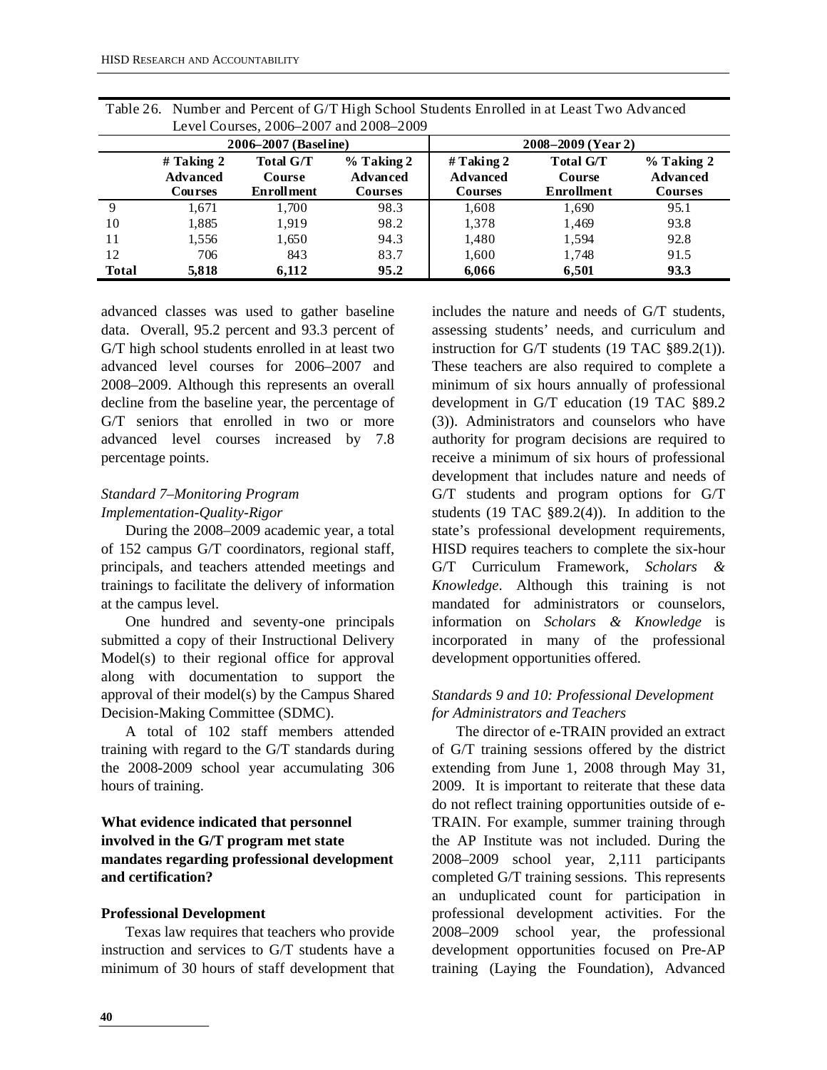Table 26. Number and Percent of G/T High School Students Enrolled in at Least Two Advanced Level Courses, 2006–2007 and 2008–2009

| | 2006–2007 (Baseline) | | | 2008–2009 (Year 2) | | |
|---|---|---|---|---|---|---|
| | # Taking 2 Advanced Courses | Total G/T Course Enrollment | % Taking 2 Advanced Courses | # Taking 2 Advanced Courses | Total G/T Course Enrollment | % Taking 2 Advanced Courses |
| 9 | 1,671 | 1,700 | 98.3 | 1,608 | 1,690 | 95.1 |
| 10 | 1,885 | 1,919 | 98.2 | 1,378 | 1,469 | 93.8 |
| 11 | 1,556 | 1,650 | 94.3 | 1,480 | 1,594 | 92.8 |
| 12 | 706 | 843 | 83.7 | 1,600 | 1,748 | 91.5 |
| **Total** | **5,818** | **6,112** | **95.2** | **6,066** | **6,501** | **93.3** |

advanced classes was used to gather baseline data. Overall, 95.2 percent and 93.3 percent of G/T high school students enrolled in at least two advanced level courses for 2006–2007 and 2008–2009. Although this represents an overall decline from the baseline year, the percentage of G/T seniors that enrolled in two or more advanced level courses increased by 7.8 percentage points.

*Standard 7–Monitoring Program Implementation-Quality-Rigor*

During the 2008–2009 academic year, a total of 152 campus G/T coordinators, regional staff, principals, and teachers attended meetings and trainings to facilitate the delivery of information at the campus level.

One hundred and seventy-one principals submitted a copy of their Instructional Delivery Model(s) to their regional office for approval along with documentation to support the approval of their model(s) by the Campus Shared Decision-Making Committee (SDMC).

A total of 102 staff members attended training with regard to the G/T standards during the 2008-2009 school year accumulating 306 hours of training.

**What evidence indicated that personnel involved in the G/T program met state mandates regarding professional development and certification?**

**Professional Development**

Texas law requires that teachers who provide instruction and services to G/T students have a minimum of 30 hours of staff development that includes the nature and needs of G/T students, assessing students' needs, and curriculum and instruction for G/T students (19 TAC §89.2(1)). These teachers are also required to complete a minimum of six hours annually of professional development in G/T education (19 TAC §89.2 (3)). Administrators and counselors who have authority for program decisions are required to receive a minimum of six hours of professional development that includes nature and needs of G/T students and program options for G/T students (19 TAC §89.2(4)). In addition to the state's professional development requirements, HISD requires teachers to complete the six-hour G/T Curriculum Framework, *Scholars & Knowledge*. Although this training is not mandated for administrators or counselors, information on *Scholars & Knowledge* is incorporated in many of the professional development opportunities offered.

*Standards 9 and 10: Professional Development for Administrators and Teachers*

The director of e-TRAIN provided an extract of G/T training sessions offered by the district extending from June 1, 2008 through May 31, 2009. It is important to reiterate that these data do not reflect training opportunities outside of e-TRAIN. For example, summer training through the AP Institute was not included. During the 2008–2009 school year, 2,111 participants completed G/T training sessions. This represents an unduplicated count for participation in professional development activities. For the 2008–2009 school year, the professional development opportunities focused on Pre-AP training (Laying the Foundation), Advanced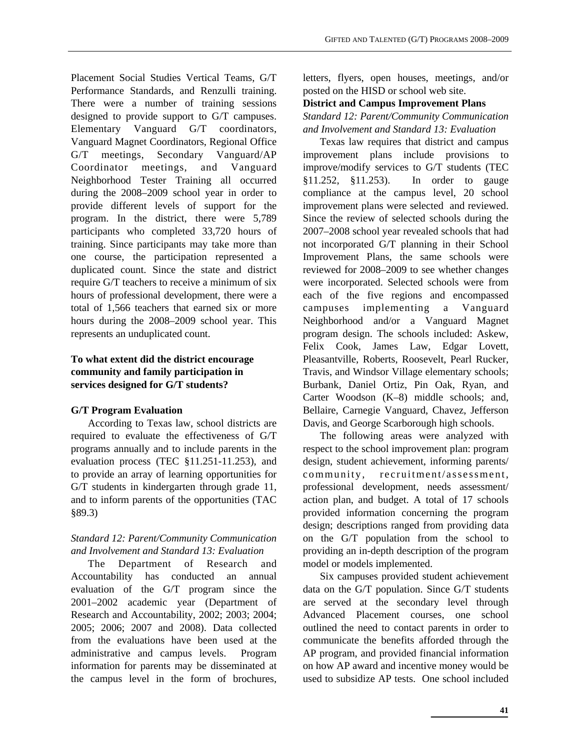Placement Social Studies Vertical Teams, G/T Performance Standards, and Renzulli training. There were a number of training sessions designed to provide support to G/T campuses. Elementary Vanguard G/T coordinators, Vanguard Magnet Coordinators, Regional Office G/T meetings, Secondary Vanguard/AP Coordinator meetings, and Vanguard Neighborhood Tester Training all occurred during the 2008–2009 school year in order to provide different levels of support for the program. In the district, there were 5,789 participants who completed 33,720 hours of training. Since participants may take more than one course, the participation represented a duplicated count. Since the state and district require G/T teachers to receive a minimum of six hours of professional development, there were a total of 1,566 teachers that earned six or more hours during the 2008–2009 school year. This represents an unduplicated count.

**To what extent did the district encourage community and family participation in services designed for G/T students?**

**G/T Program Evaluation**

According to Texas law, school districts are required to evaluate the effectiveness of G/T programs annually and to include parents in the evaluation process (TEC §11.251-11.253), and to provide an array of learning opportunities for G/T students in kindergarten through grade 11, and to inform parents of the opportunities (TAC §89.3)

*Standard 12: Parent/Community Communication and Involvement and Standard 13: Evaluation*

The Department of Research and Accountability has conducted an annual evaluation of the G/T program since the 2001–2002 academic year (Department of Research and Accountability, 2002; 2003; 2004; 2005; 2006; 2007 and 2008). Data collected from the evaluations have been used at the administrative and campus levels. Program information for parents may be disseminated at the campus level in the form of brochures, letters, flyers, open houses, meetings, and/or posted on the HISD or school web site.

**District and Campus Improvement Plans**

*Standard 12: Parent/Community Communication and Involvement and Standard 13: Evaluation*

Texas law requires that district and campus improvement plans include provisions to improve/modify services to G/T students (TEC §11.252, §11.253). In order to gauge compliance at the campus level, 20 school improvement plans were selected and reviewed. Since the review of selected schools during the 2007–2008 school year revealed schools that had not incorporated G/T planning in their School Improvement Plans, the same schools were reviewed for 2008–2009 to see whether changes were incorporated. Selected schools were from each of the five regions and encompassed campuses implementing a Vanguard Neighborhood and/or a Vanguard Magnet program design. The schools included: Askew, Felix Cook, James Law, Edgar Lovett, Pleasantville, Roberts, Roosevelt, Pearl Rucker, Travis, and Windsor Village elementary schools; Burbank, Daniel Ortiz, Pin Oak, Ryan, and Carter Woodson (K–8) middle schools; and, Bellaire, Carnegie Vanguard, Chavez, Jefferson Davis, and George Scarborough high schools.

The following areas were analyzed with respect to the school improvement plan: program design, student achievement, informing parents/ community, recruitment/assessment, professional development, needs assessment/ action plan, and budget. A total of 17 schools provided information concerning the program design; descriptions ranged from providing data on the G/T population from the school to providing an in-depth description of the program model or models implemented.

Six campuses provided student achievement data on the G/T population. Since G/T students are served at the secondary level through Advanced Placement courses, one school outlined the need to contact parents in order to communicate the benefits afforded through the AP program, and provided financial information on how AP award and incentive money would be used to subsidize AP tests. One school included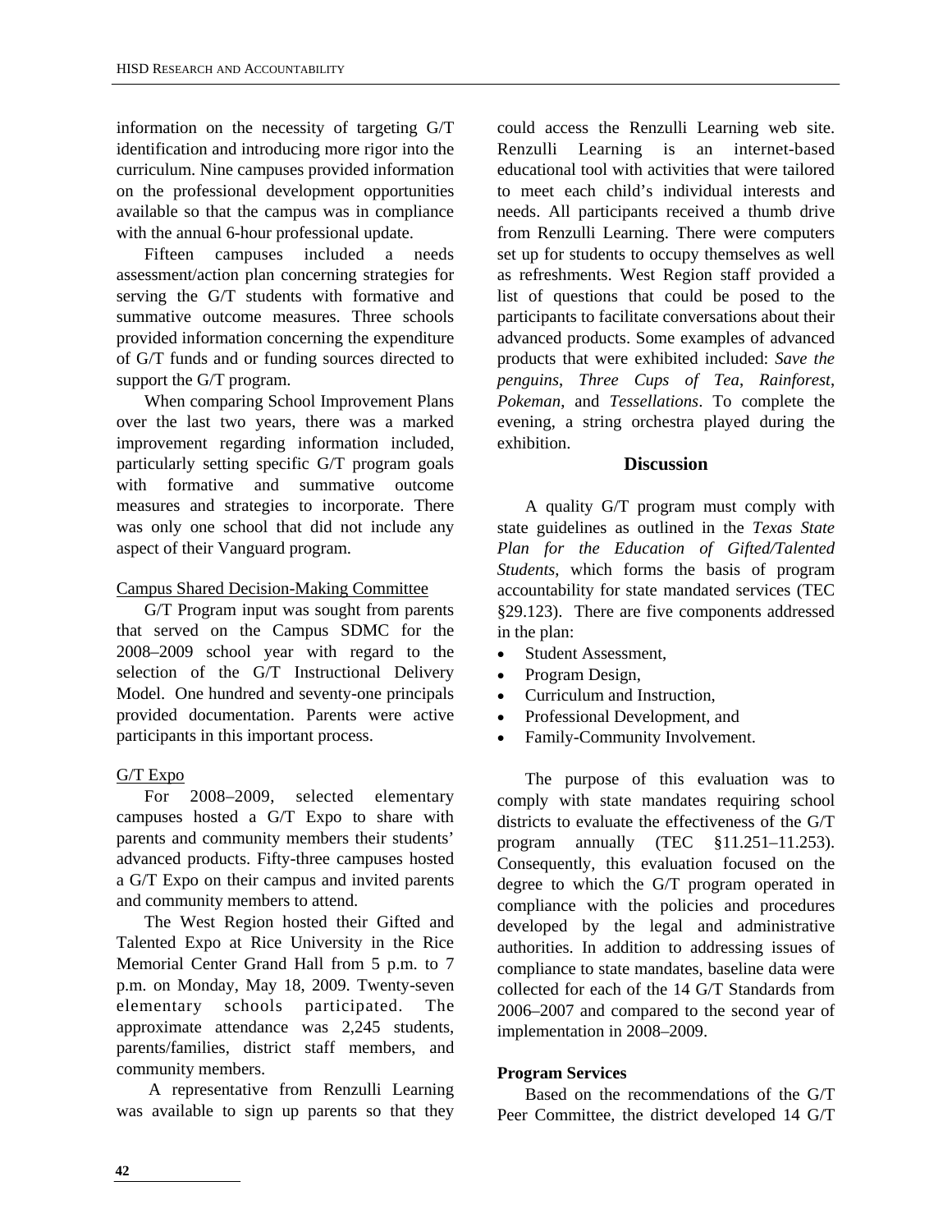information on the necessity of targeting G/T identification and introducing more rigor into the curriculum. Nine campuses provided information on the professional development opportunities available so that the campus was in compliance with the annual 6-hour professional update.

Fifteen campuses included a needs assessment/action plan concerning strategies for serving the G/T students with formative and summative outcome measures. Three schools provided information concerning the expenditure of G/T funds and or funding sources directed to support the G/T program.

When comparing School Improvement Plans over the last two years, there was a marked improvement regarding information included, particularly setting specific G/T program goals with formative and summative outcome measures and strategies to incorporate. There was only one school that did not include any aspect of their Vanguard program.

Campus Shared Decision-Making Committee

G/T Program input was sought from parents that served on the Campus SDMC for the 2008–2009 school year with regard to the selection of the G/T Instructional Delivery Model. One hundred and seventy-one principals provided documentation. Parents were active participants in this important process.

G/T Expo

For 2008–2009, selected elementary campuses hosted a G/T Expo to share with parents and community members their students' advanced products. Fifty-three campuses hosted a G/T Expo on their campus and invited parents and community members to attend.

The West Region hosted their Gifted and Talented Expo at Rice University in the Rice Memorial Center Grand Hall from 5 p.m. to 7 p.m. on Monday, May 18, 2009. Twenty-seven elementary schools participated. The approximate attendance was 2,245 students, parents/families, district staff members, and community members.

A representative from Renzulli Learning was available to sign up parents so that they could access the Renzulli Learning web site. Renzulli Learning is an internet-based educational tool with activities that were tailored to meet each child's individual interests and needs. All participants received a thumb drive from Renzulli Learning. There were computers set up for students to occupy themselves as well as refreshments. West Region staff provided a list of questions that could be posed to the participants to facilitate conversations about their advanced products. Some examples of advanced products that were exhibited included: *Save the penguins*, *Three Cups of Tea*, *Rainforest*, *Pokeman*, and *Tessellations*. To complete the evening, a string orchestra played during the exhibition.

## Discussion

A quality G/T program must comply with state guidelines as outlined in the *Texas State Plan for the Education of Gifted/Talented Students*, which forms the basis of program accountability for state mandated services (TEC §29.123). There are five components addressed in the plan:

- Student Assessment,
- Program Design,
- Curriculum and Instruction,
- Professional Development, and
- Family-Community Involvement.

The purpose of this evaluation was to comply with state mandates requiring school districts to evaluate the effectiveness of the G/T program annually (TEC §11.251–11.253). Consequently, this evaluation focused on the degree to which the G/T program operated in compliance with the policies and procedures developed by the legal and administrative authorities. In addition to addressing issues of compliance to state mandates, baseline data were collected for each of the 14 G/T Standards from 2006–2007 and compared to the second year of implementation in 2008–2009.

**Program Services**

Based on the recommendations of the G/T Peer Committee, the district developed 14 G/T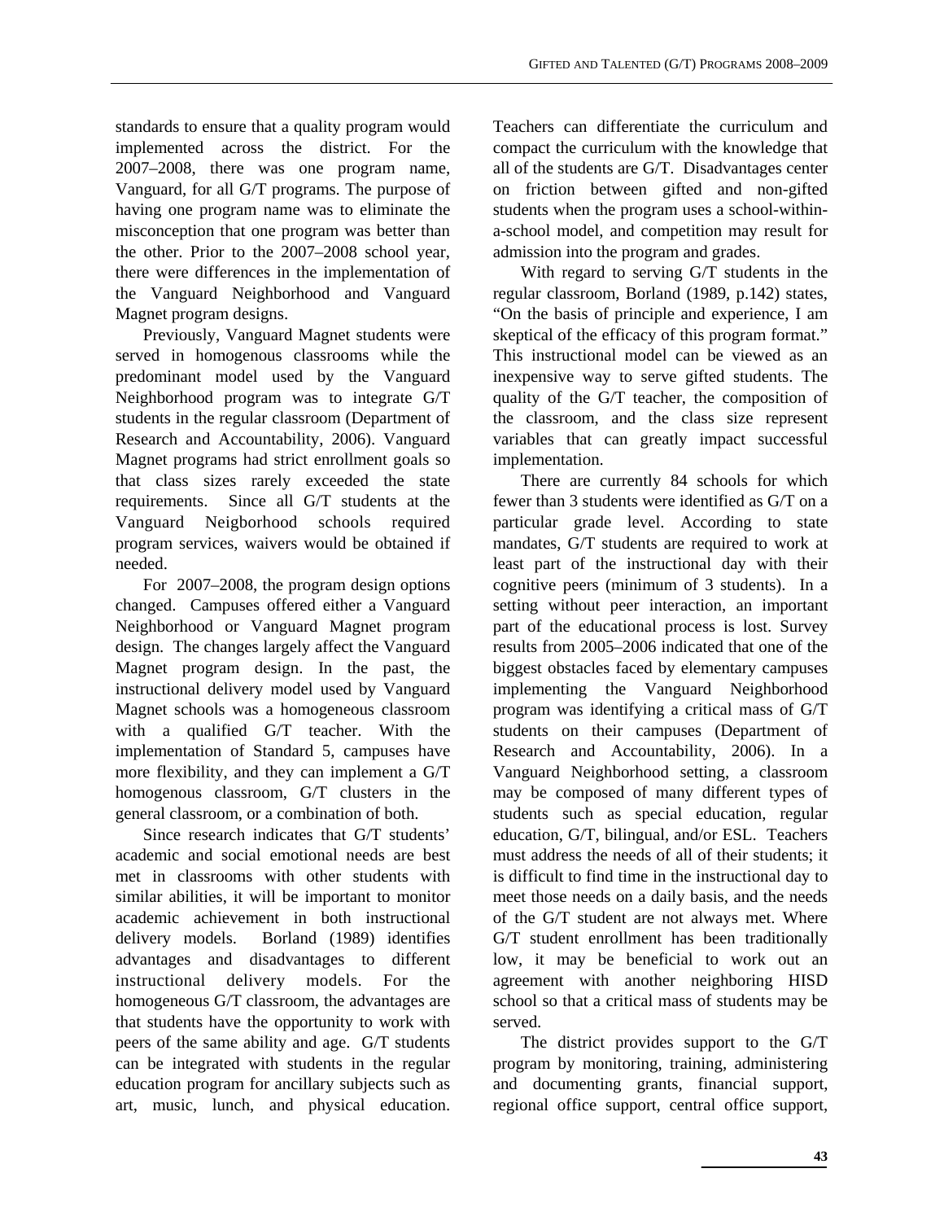standards to ensure that a quality program would implemented across the district. For the 2007–2008, there was one program name, Vanguard, for all G/T programs. The purpose of having one program name was to eliminate the misconception that one program was better than the other. Prior to the 2007–2008 school year, there were differences in the implementation of the Vanguard Neighborhood and Vanguard Magnet program designs.

Previously, Vanguard Magnet students were served in homogenous classrooms while the predominant model used by the Vanguard Neighborhood program was to integrate G/T students in the regular classroom (Department of Research and Accountability, 2006). Vanguard Magnet programs had strict enrollment goals so that class sizes rarely exceeded the state requirements. Since all G/T students at the Vanguard Neigborhood schools required program services, waivers would be obtained if needed.

For 2007–2008, the program design options changed. Campuses offered either a Vanguard Neighborhood or Vanguard Magnet program design. The changes largely affect the Vanguard Magnet program design. In the past, the instructional delivery model used by Vanguard Magnet schools was a homogeneous classroom with a qualified G/T teacher. With the implementation of Standard 5, campuses have more flexibility, and they can implement a G/T homogenous classroom, G/T clusters in the general classroom, or a combination of both.

Since research indicates that G/T students' academic and social emotional needs are best met in classrooms with other students with similar abilities, it will be important to monitor academic achievement in both instructional delivery models. Borland (1989) identifies advantages and disadvantages to different instructional delivery models. For the homogeneous G/T classroom, the advantages are that students have the opportunity to work with peers of the same ability and age. G/T students can be integrated with students in the regular education program for ancillary subjects such as art, music, lunch, and physical education. Teachers can differentiate the curriculum and compact the curriculum with the knowledge that all of the students are G/T. Disadvantages center on friction between gifted and non-gifted students when the program uses a school-within-a-school model, and competition may result for admission into the program and grades.

With regard to serving G/T students in the regular classroom, Borland (1989, p.142) states, "On the basis of principle and experience, I am skeptical of the efficacy of this program format." This instructional model can be viewed as an inexpensive way to serve gifted students. The quality of the G/T teacher, the composition of the classroom, and the class size represent variables that can greatly impact successful implementation.

There are currently 84 schools for which fewer than 3 students were identified as G/T on a particular grade level. According to state mandates, G/T students are required to work at least part of the instructional day with their cognitive peers (minimum of 3 students). In a setting without peer interaction, an important part of the educational process is lost. Survey results from 2005–2006 indicated that one of the biggest obstacles faced by elementary campuses implementing the Vanguard Neighborhood program was identifying a critical mass of G/T students on their campuses (Department of Research and Accountability, 2006). In a Vanguard Neighborhood setting, a classroom may be composed of many different types of students such as special education, regular education, G/T, bilingual, and/or ESL. Teachers must address the needs of all of their students; it is difficult to find time in the instructional day to meet those needs on a daily basis, and the needs of the G/T student are not always met. Where G/T student enrollment has been traditionally low, it may be beneficial to work out an agreement with another neighboring HISD school so that a critical mass of students may be served.

The district provides support to the G/T program by monitoring, training, administering and documenting grants, financial support, regional office support, central office support,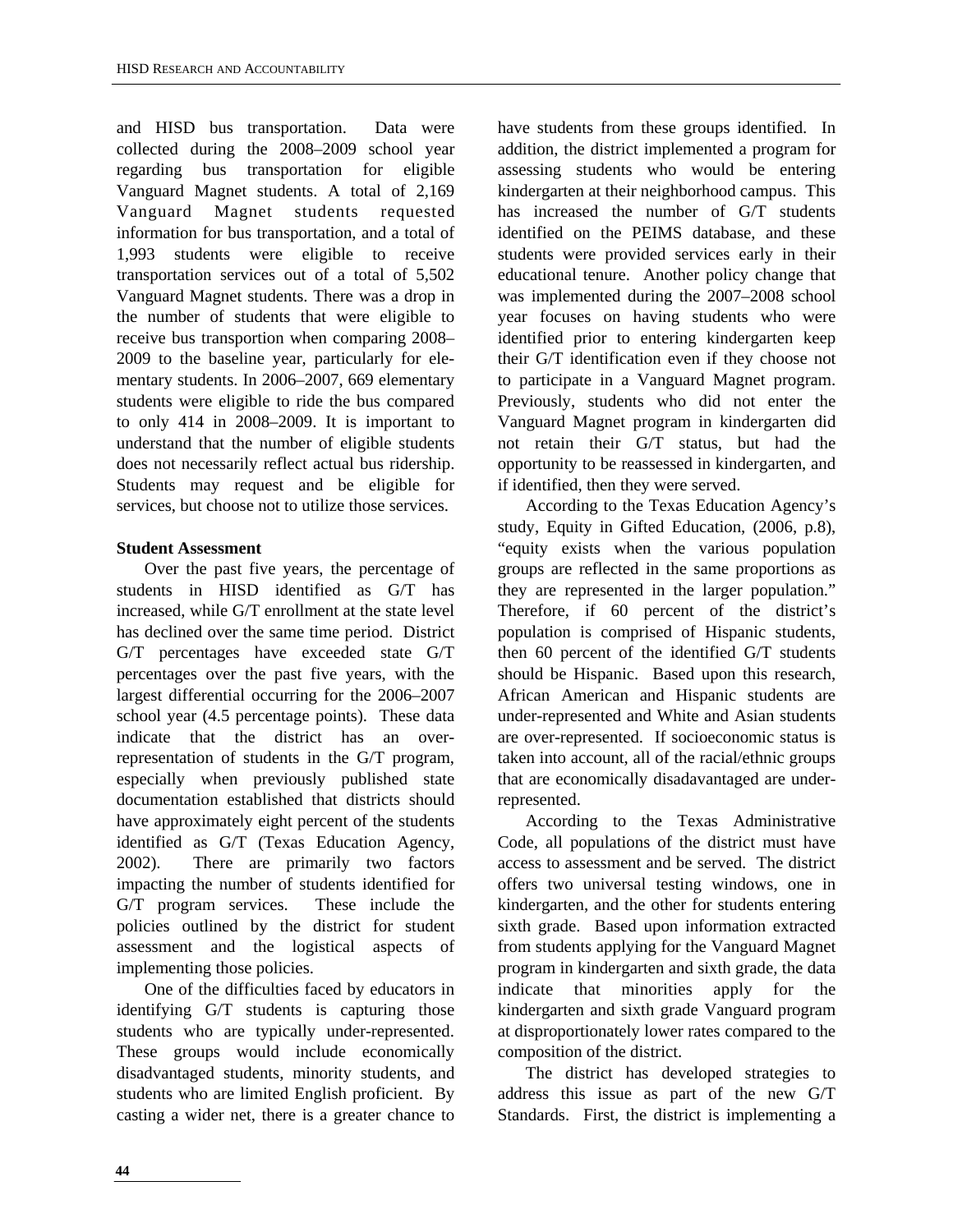and HISD bus transportation. Data were collected during the 2008–2009 school year regarding bus transportation for eligible Vanguard Magnet students. A total of 2,169 Vanguard Magnet students requested information for bus transportation, and a total of 1,993 students were eligible to receive transportation services out of a total of 5,502 Vanguard Magnet students. There was a drop in the number of students that were eligible to receive bus transportion when comparing 2008–2009 to the baseline year, particularly for elementary students. In 2006–2007, 669 elementary students were eligible to ride the bus compared to only 414 in 2008–2009. It is important to understand that the number of eligible students does not necessarily reflect actual bus ridership. Students may request and be eligible for services, but choose not to utilize those services.

**Student Assessment**

Over the past five years, the percentage of students in HISD identified as G/T has increased, while G/T enrollment at the state level has declined over the same time period. District G/T percentages have exceeded state G/T percentages over the past five years, with the largest differential occurring for the 2006–2007 school year (4.5 percentage points). These data indicate that the district has an over-representation of students in the G/T program, especially when previously published state documentation established that districts should have approximately eight percent of the students identified as G/T (Texas Education Agency, 2002). There are primarily two factors impacting the number of students identified for G/T program services. These include the policies outlined by the district for student assessment and the logistical aspects of implementing those policies.

One of the difficulties faced by educators in identifying G/T students is capturing those students who are typically under-represented. These groups would include economically disadvantaged students, minority students, and students who are limited English proficient. By casting a wider net, there is a greater chance to have students from these groups identified. In addition, the district implemented a program for assessing students who would be entering kindergarten at their neighborhood campus. This has increased the number of G/T students identified on the PEIMS database, and these students were provided services early in their educational tenure. Another policy change that was implemented during the 2007–2008 school year focuses on having students who were identified prior to entering kindergarten keep their G/T identification even if they choose not to participate in a Vanguard Magnet program. Previously, students who did not enter the Vanguard Magnet program in kindergarten did not retain their G/T status, but had the opportunity to be reassessed in kindergarten, and if identified, then they were served.

According to the Texas Education Agency's study, Equity in Gifted Education, (2006, p.8), "equity exists when the various population groups are reflected in the same proportions as they are represented in the larger population." Therefore, if 60 percent of the district's population is comprised of Hispanic students, then 60 percent of the identified G/T students should be Hispanic. Based upon this research, African American and Hispanic students are under-represented and White and Asian students are over-represented. If socioeconomic status is taken into account, all of the racial/ethnic groups that are economically disadavantaged are under-represented.

According to the Texas Administrative Code, all populations of the district must have access to assessment and be served. The district offers two universal testing windows, one in kindergarten, and the other for students entering sixth grade. Based upon information extracted from students applying for the Vanguard Magnet program in kindergarten and sixth grade, the data indicate that minorities apply for the kindergarten and sixth grade Vanguard program at disproportionately lower rates compared to the composition of the district.

The district has developed strategies to address this issue as part of the new G/T Standards. First, the district is implementing a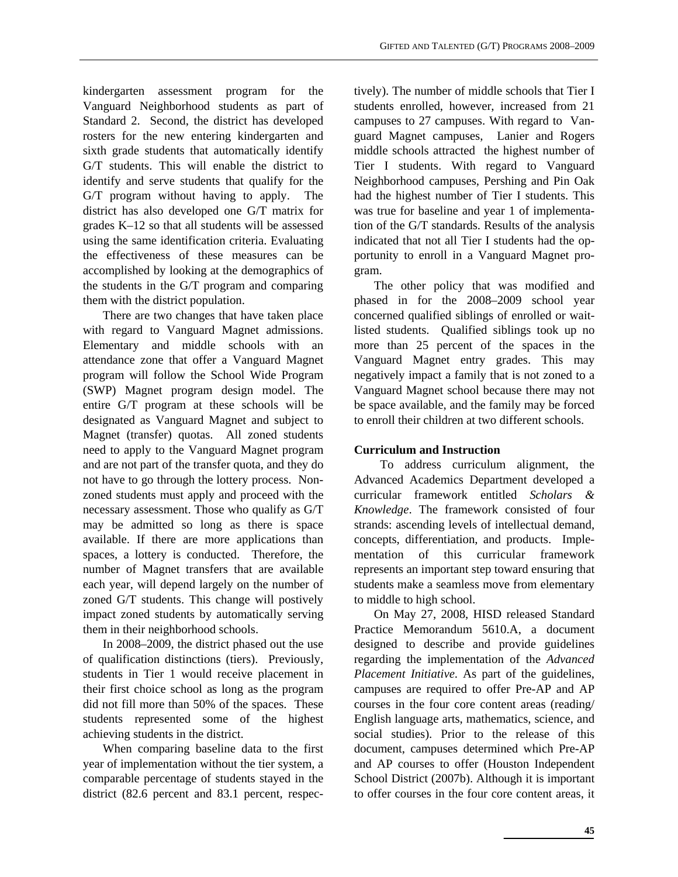kindergarten assessment program for the Vanguard Neighborhood students as part of Standard 2. Second, the district has developed rosters for the new entering kindergarten and sixth grade students that automatically identify G/T students. This will enable the district to identify and serve students that qualify for the G/T program without having to apply. The district has also developed one G/T matrix for grades K–12 so that all students will be assessed using the same identification criteria. Evaluating the effectiveness of these measures can be accomplished by looking at the demographics of the students in the G/T program and comparing them with the district population.

There are two changes that have taken place with regard to Vanguard Magnet admissions. Elementary and middle schools with an attendance zone that offer a Vanguard Magnet program will follow the School Wide Program (SWP) Magnet program design model. The entire G/T program at these schools will be designated as Vanguard Magnet and subject to Magnet (transfer) quotas. All zoned students need to apply to the Vanguard Magnet program and are not part of the transfer quota, and they do not have to go through the lottery process. Non-zoned students must apply and proceed with the necessary assessment. Those who qualify as G/T may be admitted so long as there is space available. If there are more applications than spaces, a lottery is conducted. Therefore, the number of Magnet transfers that are available each year, will depend largely on the number of zoned G/T students. This change will postively impact zoned students by automatically serving them in their neighborhood schools.

In 2008–2009, the district phased out the use of qualification distinctions (tiers). Previously, students in Tier 1 would receive placement in their first choice school as long as the program did not fill more than 50% of the spaces. These students represented some of the highest achieving students in the district.

When comparing baseline data to the first year of implementation without the tier system, a comparable percentage of students stayed in the district (82.6 percent and 83.1 percent, respectively). The number of middle schools that Tier I students enrolled, however, increased from 21 campuses to 27 campuses. With regard to Vanguard Magnet campuses, Lanier and Rogers middle schools attracted the highest number of Tier I students. With regard to Vanguard Neighborhood campuses, Pershing and Pin Oak had the highest number of Tier I students. This was true for baseline and year 1 of implementation of the G/T standards. Results of the analysis indicated that not all Tier I students had the opportunity to enroll in a Vanguard Magnet program.

The other policy that was modified and phased in for the 2008–2009 school year concerned qualified siblings of enrolled or wait-listed students. Qualified siblings took up no more than 25 percent of the spaces in the Vanguard Magnet entry grades. This may negatively impact a family that is not zoned to a Vanguard Magnet school because there may not be space available, and the family may be forced to enroll their children at two different schools.

**Curriculum and Instruction**

To address curriculum alignment, the Advanced Academics Department developed a curricular framework entitled *Scholars & Knowledge*. The framework consisted of four strands: ascending levels of intellectual demand, concepts, differentiation, and products. Implementation of this curricular framework represents an important step toward ensuring that students make a seamless move from elementary to middle to high school.

On May 27, 2008, HISD released Standard Practice Memorandum 5610.A, a document designed to describe and provide guidelines regarding the implementation of the *Advanced Placement Initiative*. As part of the guidelines, campuses are required to offer Pre-AP and AP courses in the four core content areas (reading/English language arts, mathematics, science, and social studies). Prior to the release of this document, campuses determined which Pre-AP and AP courses to offer (Houston Independent School District (2007b). Although it is important to offer courses in the four core content areas, it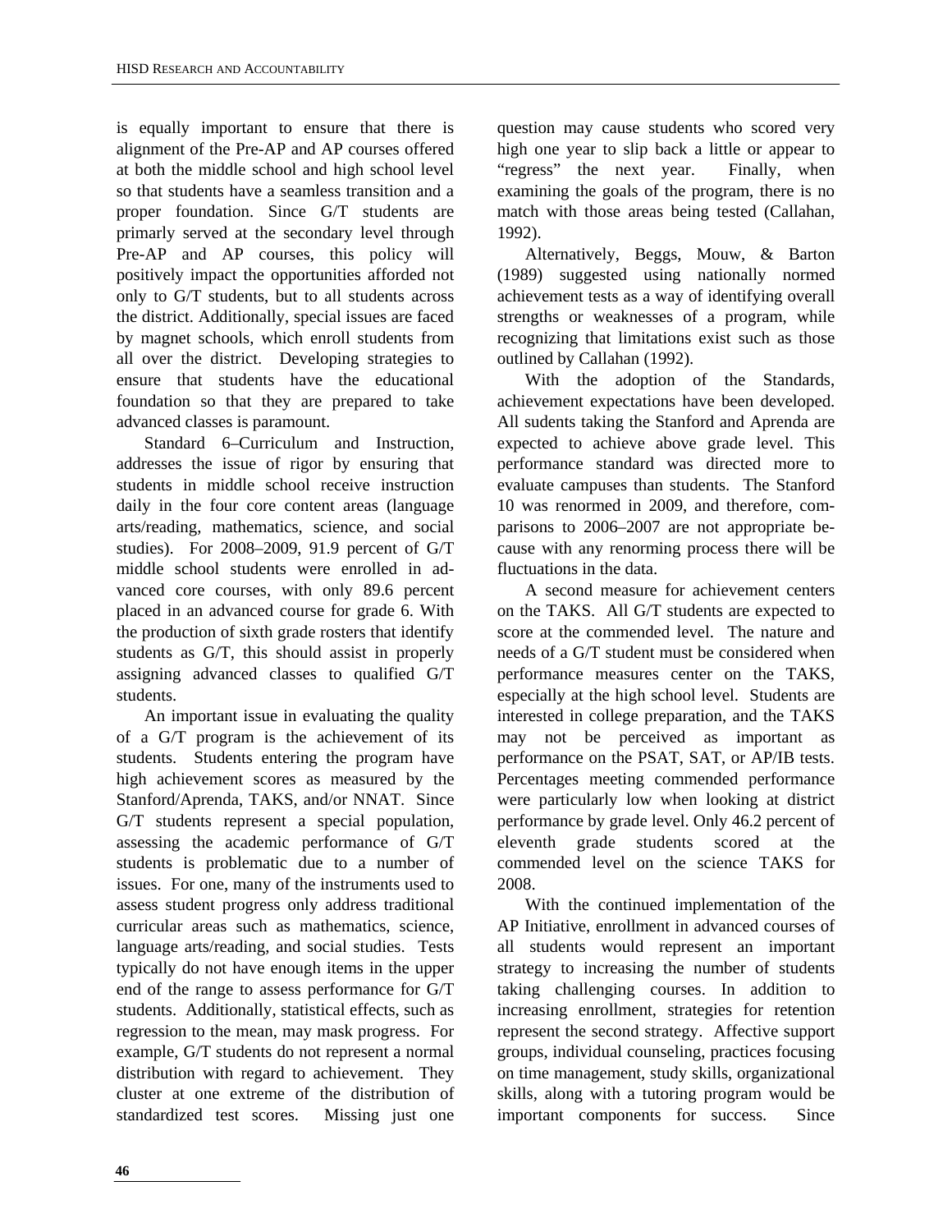is equally important to ensure that there is alignment of the Pre-AP and AP courses offered at both the middle school and high school level so that students have a seamless transition and a proper foundation. Since G/T students are primarily served at the secondary level through Pre-AP and AP courses, this policy will positively impact the opportunities afforded not only to G/T students, but to all students across the district. Additionally, special issues are faced by magnet schools, which enroll students from all over the district. Developing strategies to ensure that students have the educational foundation so that they are prepared to take advanced classes is paramount.

Standard 6–Curriculum and Instruction, addresses the issue of rigor by ensuring that students in middle school receive instruction daily in the four core content areas (language arts/reading, mathematics, science, and social studies). For 2008–2009, 91.9 percent of G/T middle school students were enrolled in advanced core courses, with only 89.6 percent placed in an advanced course for grade 6. With the production of sixth grade rosters that identify students as G/T, this should assist in properly assigning advanced classes to qualified G/T students.

An important issue in evaluating the quality of a G/T program is the achievement of its students. Students entering the program have high achievement scores as measured by the Stanford/Aprenda, TAKS, and/or NNAT. Since G/T students represent a special population, assessing the academic performance of G/T students is problematic due to a number of issues. For one, many of the instruments used to assess student progress only address traditional curricular areas such as mathematics, science, language arts/reading, and social studies. Tests typically do not have enough items in the upper end of the range to assess performance for G/T students. Additionally, statistical effects, such as regression to the mean, may mask progress. For example, G/T students do not represent a normal distribution with regard to achievement. They cluster at one extreme of the distribution of standardized test scores. Missing just one question may cause students who scored very high one year to slip back a little or appear to "regress" the next year. Finally, when examining the goals of the program, there is no match with those areas being tested (Callahan, 1992).

Alternatively, Beggs, Mouw, & Barton (1989) suggested using nationally normed achievement tests as a way of identifying overall strengths or weaknesses of a program, while recognizing that limitations exist such as those outlined by Callahan (1992).

With the adoption of the Standards, achievement expectations have been developed. All sudents taking the Stanford and Aprenda are expected to achieve above grade level. This performance standard was directed more to evaluate campuses than students. The Stanford 10 was renormed in 2009, and therefore, comparisons to 2006–2007 are not appropriate because with any renorming process there will be fluctuations in the data.

A second measure for achievement centers on the TAKS. All G/T students are expected to score at the commended level. The nature and needs of a G/T student must be considered when performance measures center on the TAKS, especially at the high school level. Students are interested in college preparation, and the TAKS may not be perceived as important as performance on the PSAT, SAT, or AP/IB tests. Percentages meeting commended performance were particularly low when looking at district performance by grade level. Only 46.2 percent of eleventh grade students scored at the commended level on the science TAKS for 2008.

With the continued implementation of the AP Initiative, enrollment in advanced courses of all students would represent an important strategy to increasing the number of students taking challenging courses. In addition to increasing enrollment, strategies for retention represent the second strategy. Affective support groups, individual counseling, practices focusing on time management, study skills, organizational skills, along with a tutoring program would be important components for success. Since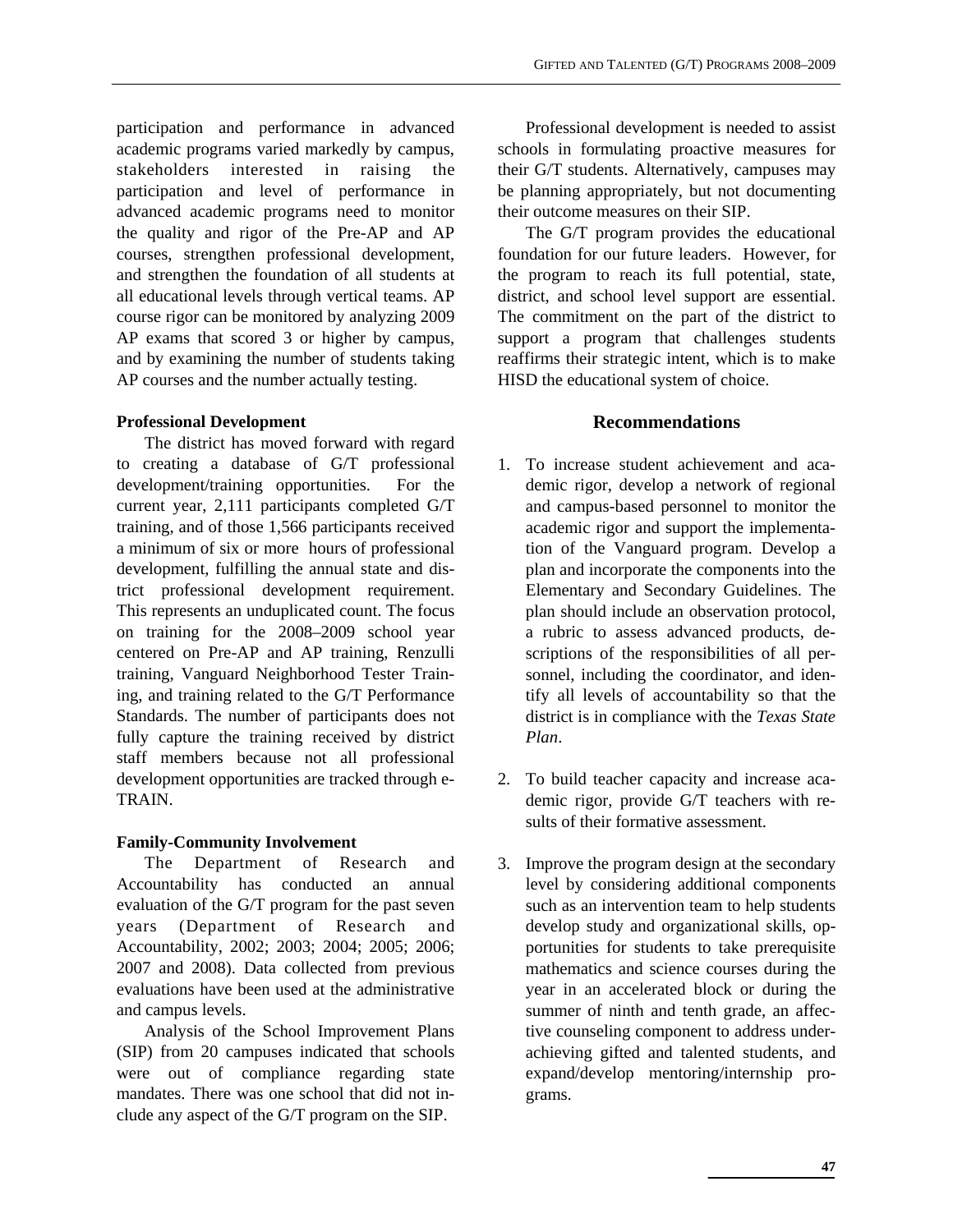participation and performance in advanced academic programs varied markedly by campus, stakeholders interested in raising the participation and level of performance in advanced academic programs need to monitor the quality and rigor of the Pre-AP and AP courses, strengthen professional development, and strengthen the foundation of all students at all educational levels through vertical teams. AP course rigor can be monitored by analyzing 2009 AP exams that scored 3 or higher by campus, and by examining the number of students taking AP courses and the number actually testing.

**Professional Development**

The district has moved forward with regard to creating a database of G/T professional development/training opportunities. For the current year, 2,111 participants completed G/T training, and of those 1,566 participants received a minimum of six or more hours of professional development, fulfilling the annual state and district professional development requirement. This represents an unduplicated count. The focus on training for the 2008–2009 school year centered on Pre-AP and AP training, Renzulli training, Vanguard Neighborhood Tester Training, and training related to the G/T Performance Standards. The number of participants does not fully capture the training received by district staff members because not all professional development opportunities are tracked through e-TRAIN.

**Family-Community Involvement**

The Department of Research and Accountability has conducted an annual evaluation of the G/T program for the past seven years (Department of Research and Accountability, 2002; 2003; 2004; 2005; 2006; 2007 and 2008). Data collected from previous evaluations have been used at the administrative and campus levels.

Analysis of the School Improvement Plans (SIP) from 20 campuses indicated that schools were out of compliance regarding state mandates. There was one school that did not include any aspect of the G/T program on the SIP.

Professional development is needed to assist schools in formulating proactive measures for their G/T students. Alternatively, campuses may be planning appropriately, but not documenting their outcome measures on their SIP.

The G/T program provides the educational foundation for our future leaders. However, for the program to reach its full potential, state, district, and school level support are essential. The commitment on the part of the district to support a program that challenges students reaffirms their strategic intent, which is to make HISD the educational system of choice.

## Recommendations

1. To increase student achievement and academic rigor, develop a network of regional and campus-based personnel to monitor the academic rigor and support the implementation of the Vanguard program. Develop a plan and incorporate the components into the Elementary and Secondary Guidelines. The plan should include an observation protocol, a rubric to assess advanced products, descriptions of the responsibilities of all personnel, including the coordinator, and identify all levels of accountability so that the district is in compliance with the *Texas State Plan*.

2. To build teacher capacity and increase academic rigor, provide G/T teachers with results of their formative assessment.

3. Improve the program design at the secondary level by considering additional components such as an intervention team to help students develop study and organizational skills, opportunities for students to take prerequisite mathematics and science courses during the year in an accelerated block or during the summer of ninth and tenth grade, an affective counseling component to address underachieving gifted and talented students, and expand/develop mentoring/internship programs.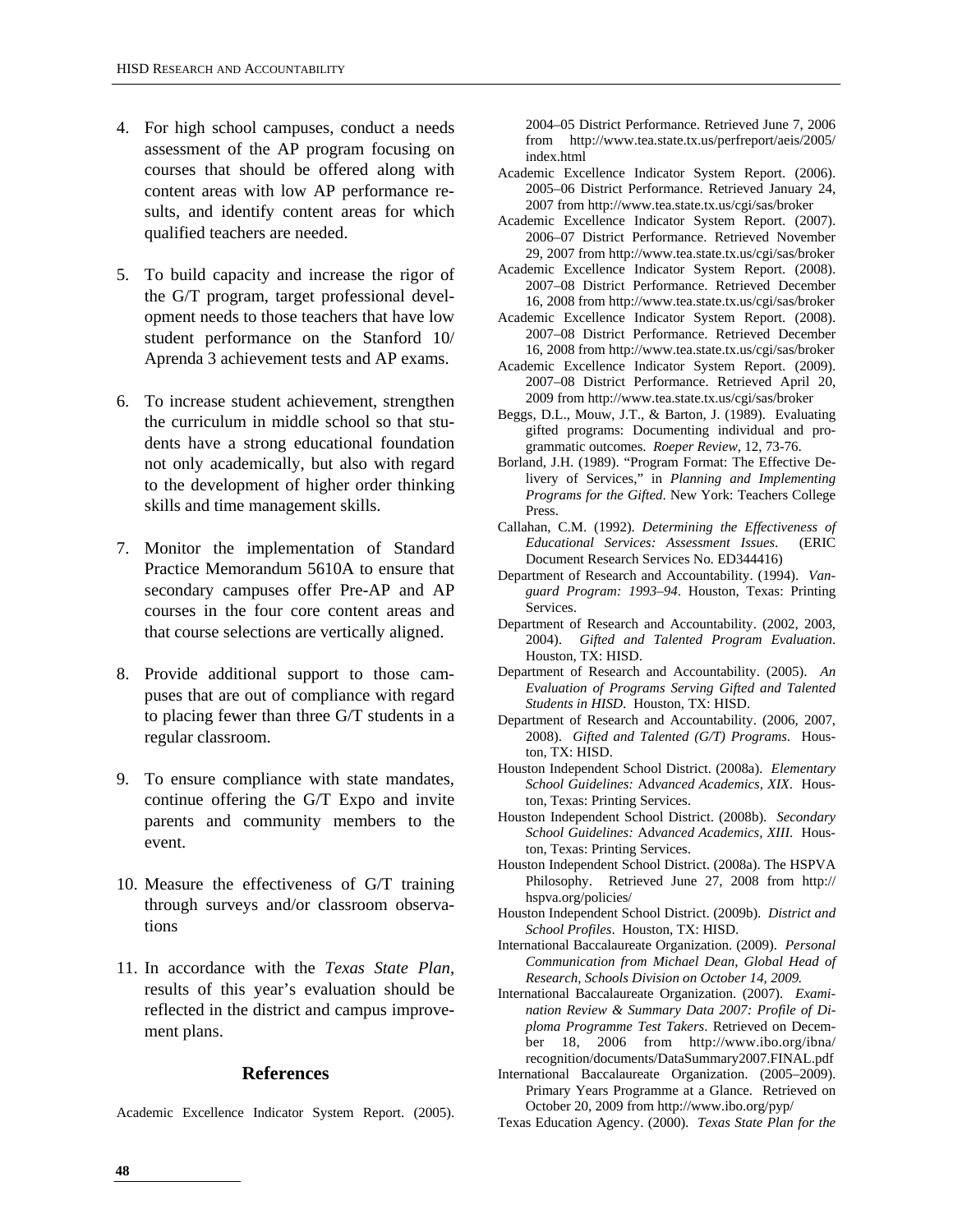4. For high school campuses, conduct a needs assessment of the AP program focusing on courses that should be offered along with content areas with low AP performance results, and identify content areas for which qualified teachers are needed.

5. To build capacity and increase the rigor of the G/T program, target professional development needs to those teachers that have low student performance on the Stanford 10/ Aprenda 3 achievement tests and AP exams.

6. To increase student achievement, strengthen the curriculum in middle school so that students have a strong educational foundation not only academically, but also with regard to the development of higher order thinking skills and time management skills.

7. Monitor the implementation of Standard Practice Memorandum 5610A to ensure that secondary campuses offer Pre-AP and AP courses in the four core content areas and that course selections are vertically aligned.

8. Provide additional support to those campuses that are out of compliance with regard to placing fewer than three G/T students in a regular classroom.

9. To ensure compliance with state mandates, continue offering the G/T Expo and invite parents and community members to the event.

10. Measure the effectiveness of G/T training through surveys and/or classroom observations

11. In accordance with the *Texas State Plan*, results of this year's evaluation should be reflected in the district and campus improvement plans.

## References

Academic Excellence Indicator System Report. (2005). 2004–05 District Performance. Retrieved June 7, 2006 from http://www.tea.state.tx.us/perfreport/aeis/2005/index.html

Academic Excellence Indicator System Report. (2006). 2005–06 District Performance. Retrieved January 24, 2007 from http://www.tea.state.tx.us/cgi/sas/broker

Academic Excellence Indicator System Report. (2007). 2006–07 District Performance. Retrieved November 29, 2007 from http://www.tea.state.tx.us/cgi/sas/broker

Academic Excellence Indicator System Report. (2008). 2007–08 District Performance. Retrieved December 16, 2008 from http://www.tea.state.tx.us/cgi/sas/broker

Academic Excellence Indicator System Report. (2008). 2007–08 District Performance. Retrieved December 16, 2008 from http://www.tea.state.tx.us/cgi/sas/broker

Academic Excellence Indicator System Report. (2009). 2007–08 District Performance. Retrieved April 20, 2009 from http://www.tea.state.tx.us/cgi/sas/broker

Beggs, D.L., Mouw, J.T., & Barton, J. (1989). Evaluating gifted programs: Documenting individual and programmatic outcomes. *Roeper Review*, 12, 73-76.

Borland, J.H. (1989). "Program Format: The Effective Delivery of Services," in *Planning and Implementing Programs for the Gifted*. New York: Teachers College Press.

Callahan, C.M. (1992). *Determining the Effectiveness of Educational Services: Assessment Issues.* (ERIC Document Research Services No. ED344416)

Department of Research and Accountability. (1994). *Vanguard Program: 1993–94*. Houston, Texas: Printing Services.

Department of Research and Accountability. (2002, 2003, 2004). *Gifted and Talented Program Evaluation*. Houston, TX: HISD.

Department of Research and Accountability. (2005). *An Evaluation of Programs Serving Gifted and Talented Students in HISD.* Houston, TX: HISD.

Department of Research and Accountability. (2006, 2007, 2008). *Gifted and Talented (G/T) Programs*. Houston, TX: HISD.

Houston Independent School District. (2008a). *Elementary School Guidelines: Advanced Academics, XIX*. Houston, Texas: Printing Services.

Houston Independent School District. (2008b). *Secondary School Guidelines: Advanced Academics, XIII.* Houston, Texas: Printing Services.

Houston Independent School District. (2008a). The HSPVA Philosophy. Retrieved June 27, 2008 from http://hspva.org/policies/

Houston Independent School District. (2009b). *District and School Profiles*. Houston, TX: HISD.

International Baccalaureate Organization. (2009). *Personal Communication from Michael Dean, Global Head of Research, Schools Division on October 14, 2009.*

International Baccalaureate Organization. (2007). *Examination Review & Summary Data 2007: Profile of Diploma Programme Test Takers*. Retrieved on December 18, 2006 from http://www.ibo.org/ibna/recognition/documents/DataSummary2007.FINAL.pdf

International Baccalaureate Organization. (2005–2009). Primary Years Programme at a Glance. Retrieved on October 20, 2009 from http://www.ibo.org/pyp/

Texas Education Agency. (2000). *Texas State Plan for the*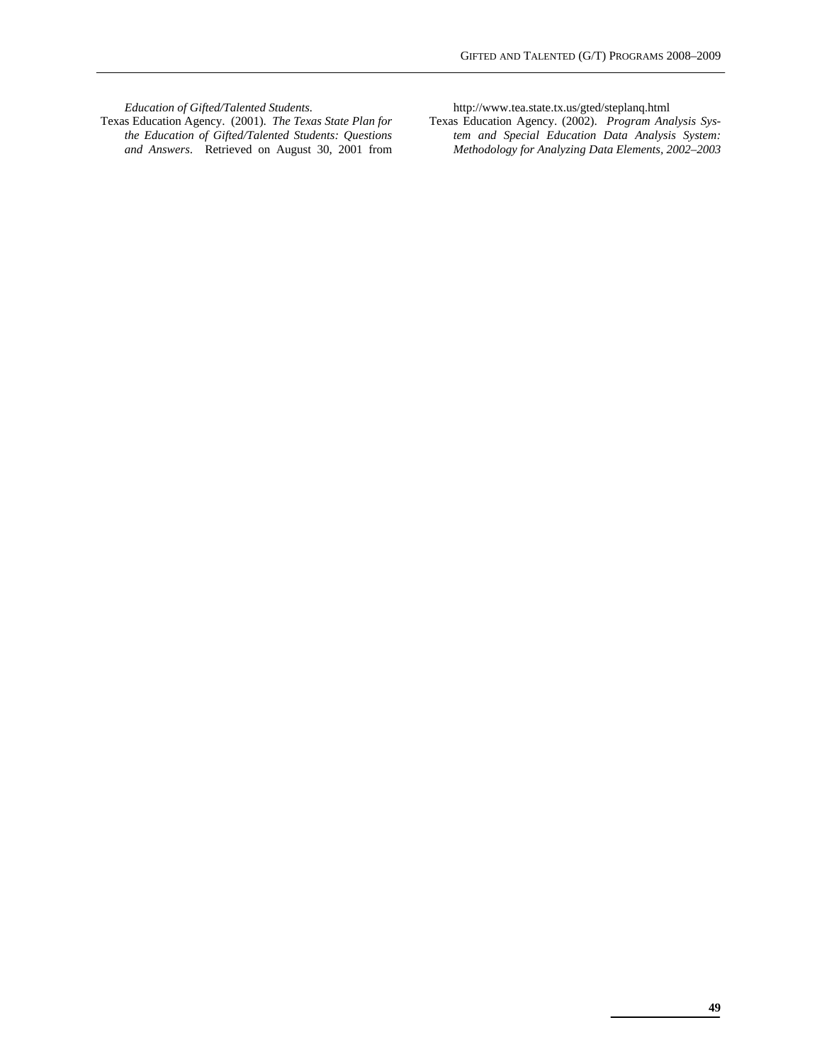*Education of Gifted/Talented Students.*

Texas Education Agency. (2001). *The Texas State Plan for the Education of Gifted/Talented Students: Questions and Answers*. Retrieved on August 30, 2001 from http://www.tea.state.tx.us/gted/steplanq.html

Texas Education Agency. (2002). *Program Analysis System and Special Education Data Analysis System: Methodology for Analyzing Data Elements, 2002–2003*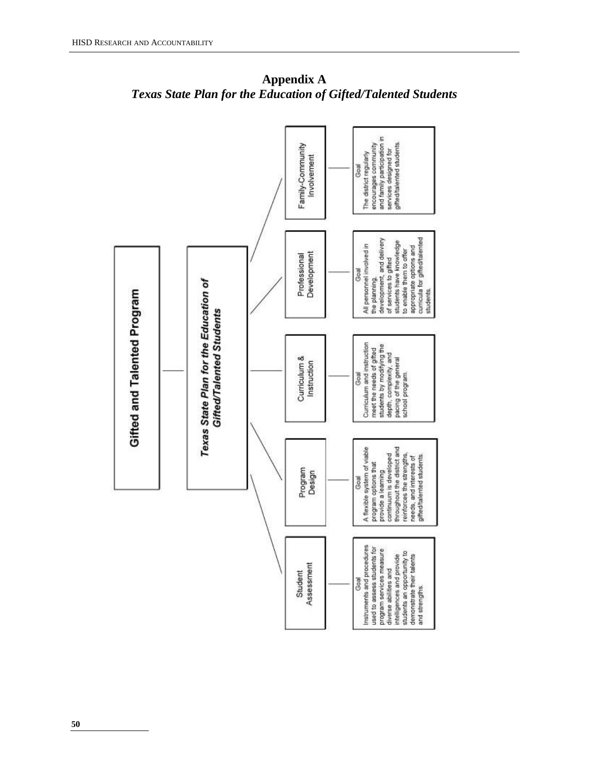# Appendix A

## *Texas State Plan for the Education of Gifted/Talented Students*

**Gifted and Talented Program**

***Texas State Plan for the Education of Gifted/Talented Students***

**Student Assessment**

Goal
Instruments and procedures used to assess students for program services measure diverse abilities and intelligences and provide students an opportunity to demonstrate their talents and strengths.

**Program Design**

Goal
A flexible system of viable program options that provide a learning continuum is developed throughout the district and reinforces the strengths, needs, and interests of gifted/talented students.

**Curriculum & Instruction**

Goal
Curriculum and instruction meet the needs of gifted students by modifying the depth, complexity, and pacing of the general school program.

**Professional Development**

Goal
All personnel involved in the planning, development, and delivery of services to gifted students have knowledge to enable them to offer appropriate options and curricula for gifted/talented students.

**Family-Community Involvement**

Goal
The district regularly encourages community and family participation in services designed for gifted/talented students.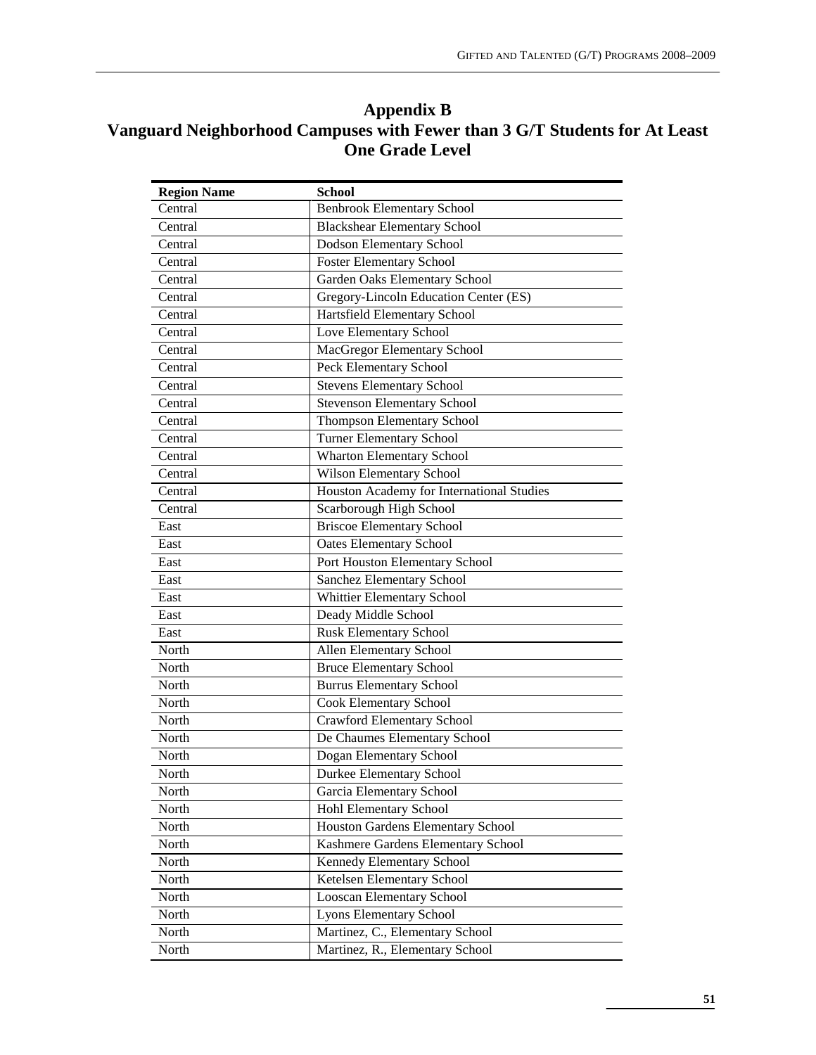# Appendix B
# Vanguard Neighborhood Campuses with Fewer than 3 G/T Students for At Least One Grade Level

| Region Name | School |
|---|---|
| Central | Benbrook Elementary School |
| Central | Blackshear Elementary School |
| Central | Dodson Elementary School |
| Central | Foster Elementary School |
| Central | Garden Oaks Elementary School |
| Central | Gregory-Lincoln Education Center (ES) |
| Central | Hartsfield Elementary School |
| Central | Love Elementary School |
| Central | MacGregor Elementary School |
| Central | Peck Elementary School |
| Central | Stevens Elementary School |
| Central | Stevenson Elementary School |
| Central | Thompson Elementary School |
| Central | Turner Elementary School |
| Central | Wharton Elementary School |
| Central | Wilson Elementary School |
| Central | Houston Academy for International Studies |
| Central | Scarborough High School |
| East | Briscoe Elementary School |
| East | Oates Elementary School |
| East | Port Houston Elementary School |
| East | Sanchez Elementary School |
| East | Whittier Elementary School |
| East | Deady Middle School |
| East | Rusk Elementary School |
| North | Allen Elementary School |
| North | Bruce Elementary School |
| North | Burrus Elementary School |
| North | Cook Elementary School |
| North | Crawford Elementary School |
| North | De Chaumes Elementary School |
| North | Dogan Elementary School |
| North | Durkee Elementary School |
| North | Garcia Elementary School |
| North | Hohl Elementary School |
| North | Houston Gardens Elementary School |
| North | Kashmere Gardens Elementary School |
| North | Kennedy Elementary School |
| North | Ketelsen Elementary School |
| North | Looscan Elementary School |
| North | Lyons Elementary School |
| North | Martinez, C., Elementary School |
| North | Martinez, R., Elementary School |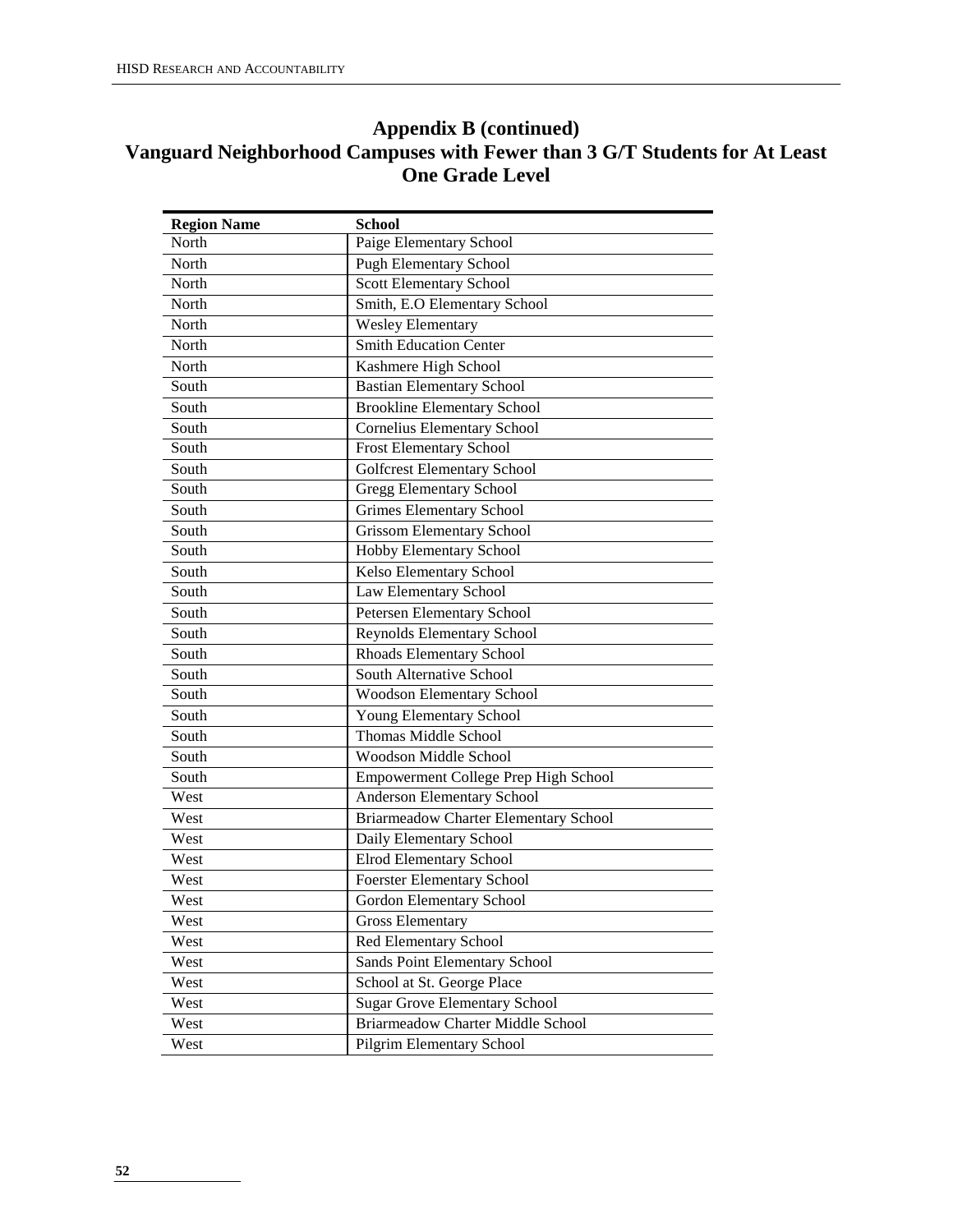## Appendix B (continued)
## Vanguard Neighborhood Campuses with Fewer than 3 G/T Students for At Least One Grade Level

| Region Name | School |
|---|---|
| North | Paige Elementary School |
| North | Pugh Elementary School |
| North | Scott Elementary School |
| North | Smith, E.O Elementary School |
| North | Wesley Elementary |
| North | Smith Education Center |
| North | Kashmere High School |
| South | Bastian Elementary School |
| South | Brookline Elementary School |
| South | Cornelius Elementary School |
| South | Frost Elementary School |
| South | Golfcrest Elementary School |
| South | Gregg Elementary School |
| South | Grimes Elementary School |
| South | Grissom Elementary School |
| South | Hobby Elementary School |
| South | Kelso Elementary School |
| South | Law Elementary School |
| South | Petersen Elementary School |
| South | Reynolds Elementary School |
| South | Rhoads Elementary School |
| South | South Alternative School |
| South | Woodson Elementary School |
| South | Young Elementary School |
| South | Thomas Middle School |
| South | Woodson Middle School |
| South | Empowerment College Prep High School |
| West | Anderson Elementary School |
| West | Briarmeadow Charter Elementary School |
| West | Daily Elementary School |
| West | Elrod Elementary School |
| West | Foerster Elementary School |
| West | Gordon Elementary School |
| West | Gross Elementary |
| West | Red Elementary School |
| West | Sands Point Elementary School |
| West | School at St. George Place |
| West | Sugar Grove Elementary School |
| West | Briarmeadow Charter Middle School |
| West | Pilgrim Elementary School |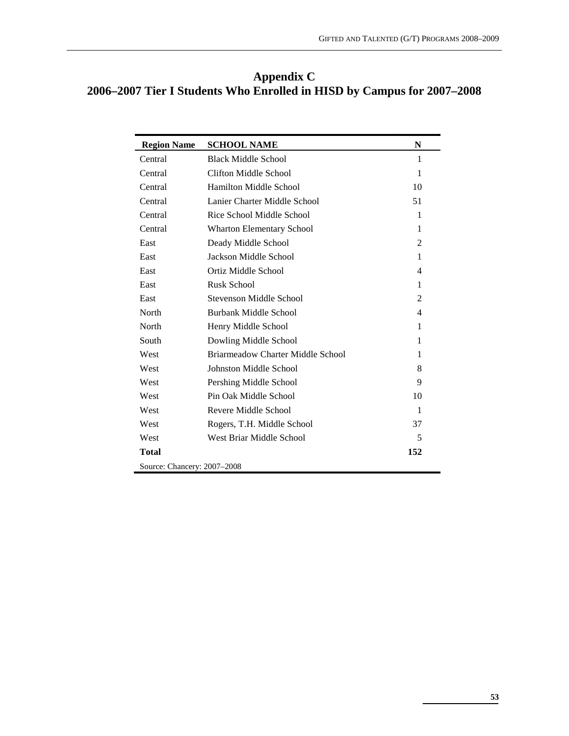# Appendix C
## 2006–2007 Tier I Students Who Enrolled in HISD by Campus for 2007–2008

| Region Name | SCHOOL NAME | N |
|---|---|---|
| Central | Black Middle School | 1 |
| Central | Clifton Middle School | 1 |
| Central | Hamilton Middle School | 10 |
| Central | Lanier Charter Middle School | 51 |
| Central | Rice School Middle School | 1 |
| Central | Wharton Elementary School | 1 |
| East | Deady Middle School | 2 |
| East | Jackson Middle School | 1 |
| East | Ortiz Middle School | 4 |
| East | Rusk School | 1 |
| East | Stevenson Middle School | 2 |
| North | Burbank Middle School | 4 |
| North | Henry Middle School | 1 |
| South | Dowling Middle School | 1 |
| West | Briarmeadow Charter Middle School | 1 |
| West | Johnston Middle School | 8 |
| West | Pershing Middle School | 9 |
| West | Pin Oak Middle School | 10 |
| West | Revere Middle School | 1 |
| West | Rogers, T.H. Middle School | 37 |
| West | West Briar Middle School | 5 |
| **Total** | | **152** |

Source: Chancery: 2007–2008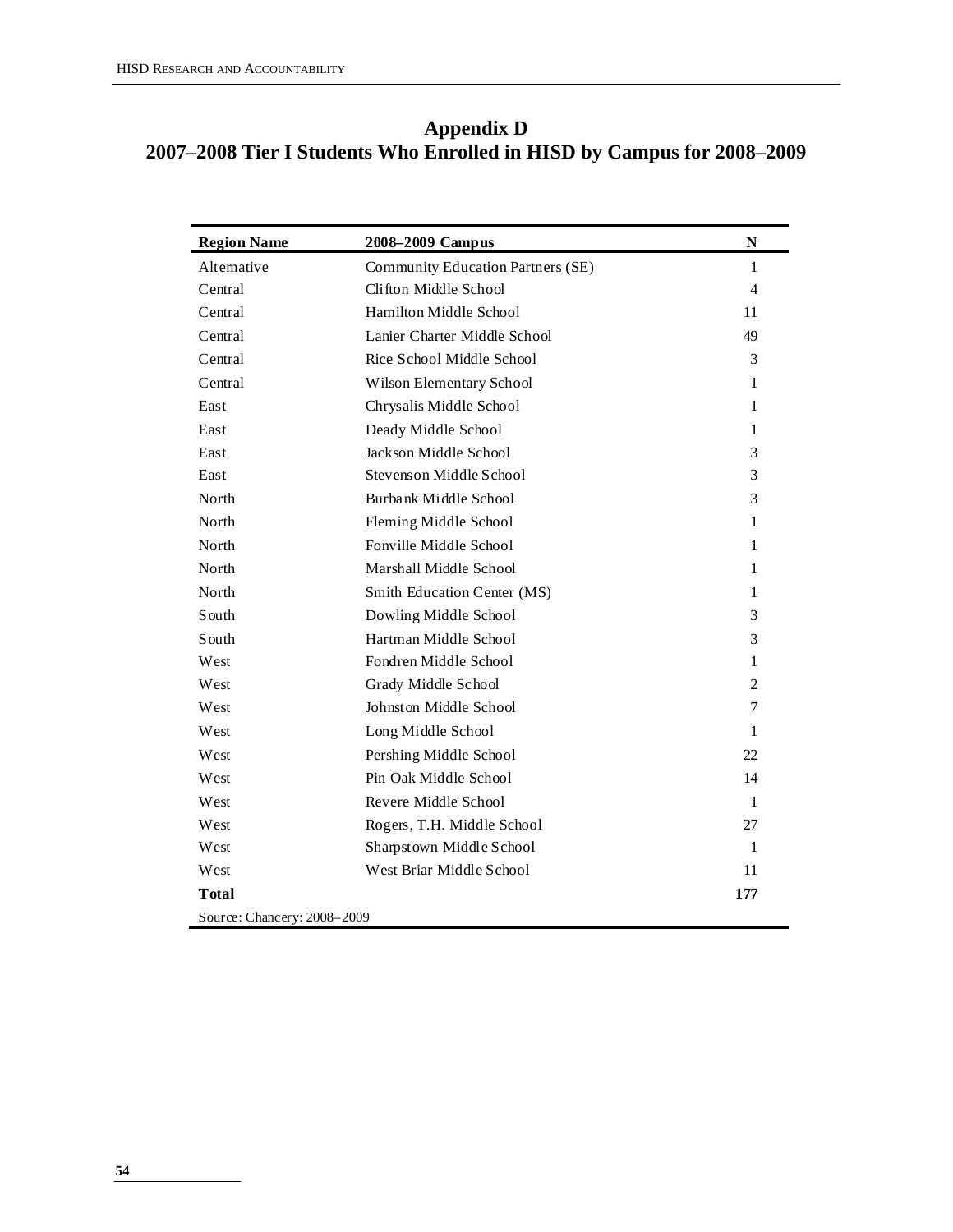# Appendix D
# 2007–2008 Tier I Students Who Enrolled in HISD by Campus for 2008–2009

| Region Name | 2008–2009 Campus | N |
|---|---|---|
| Alternative | Community Education Partners (SE) | 1 |
| Central | Clifton Middle School | 4 |
| Central | Hamilton Middle School | 11 |
| Central | Lanier Charter Middle School | 49 |
| Central | Rice School Middle School | 3 |
| Central | Wilson Elementary School | 1 |
| East | Chrysalis Middle School | 1 |
| East | Deady Middle School | 1 |
| East | Jackson Middle School | 3 |
| East | Stevenson Middle School | 3 |
| North | Burbank Middle School | 3 |
| North | Fleming Middle School | 1 |
| North | Fonville Middle School | 1 |
| North | Marshall Middle School | 1 |
| North | Smith Education Center (MS) | 1 |
| South | Dowling Middle School | 3 |
| South | Hartman Middle School | 3 |
| West | Fondren Middle School | 1 |
| West | Grady Middle School | 2 |
| West | Johnston Middle School | 7 |
| West | Long Middle School | 1 |
| West | Pershing Middle School | 22 |
| West | Pin Oak Middle School | 14 |
| West | Revere Middle School | 1 |
| West | Rogers, T.H. Middle School | 27 |
| West | Sharpstown Middle School | 1 |
| West | West Briar Middle School | 11 |
| **Total** | | **177** |

Source: Chancery: 2008–2009